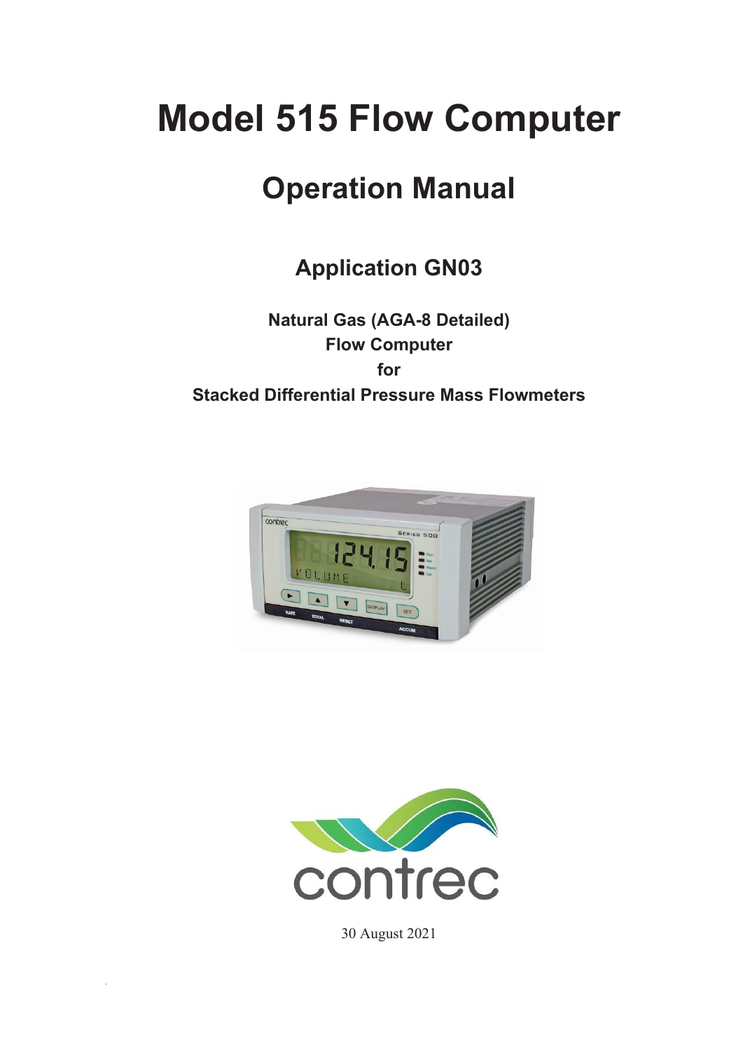# Model 515 Flow Computer

## Operation Manual

### Application GN03

**Natural Gas (AGA-8 Detailed)**
**Flow Computer**
**for**
**Stacked Differential Pressure Mass Flowmeters**

30 August 2021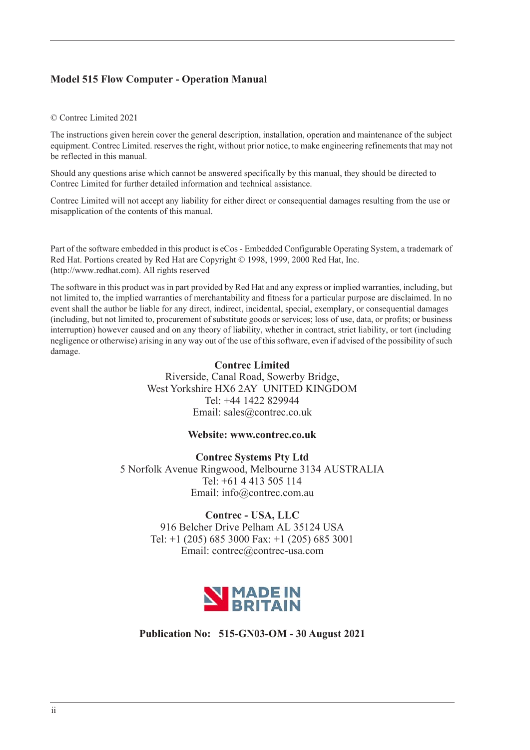**Model 515 Flow Computer - Operation Manual**

© Contrec Limited 2021

The instructions given herein cover the general description, installation, operation and maintenance of the subject equipment. Contrec Limited. reserves the right, without prior notice, to make engineering refinements that may not be reflected in this manual.

Should any questions arise which cannot be answered specifically by this manual, they should be directed to Contrec Limited for further detailed information and technical assistance.

Contrec Limited will not accept any liability for either direct or consequential damages resulting from the use or misapplication of the contents of this manual.

Part of the software embedded in this product is eCos - Embedded Configurable Operating System, a trademark of Red Hat. Portions created by Red Hat are Copyright © 1998, 1999, 2000 Red Hat, Inc. (http://www.redhat.com). All rights reserved

The software in this product was in part provided by Red Hat and any express or implied warranties, including, but not limited to, the implied warranties of merchantability and fitness for a particular purpose are disclaimed. In no event shall the author be liable for any direct, indirect, incidental, special, exemplary, or consequential damages (including, but not limited to, procurement of substitute goods or services; loss of use, data, or profits; or business interruption) however caused and on any theory of liability, whether in contract, strict liability, or tort (including negligence or otherwise) arising in any way out of the use of this software, even if advised of the possibility of such damage.

**Contrec Limited**
Riverside, Canal Road, Sowerby Bridge,
West Yorkshire HX6 2AY UNITED KINGDOM
Tel: +44 1422 829944
Email: sales@contrec.co.uk

**Website: www.contrec.co.uk**

**Contrec Systems Pty Ltd**
5 Norfolk Avenue Ringwood, Melbourne 3134 AUSTRALIA
Tel: +61 4 413 505 114
Email: info@contrec.com.au

**Contrec - USA, LLC**
916 Belcher Drive Pelham AL 35124 USA
Tel: +1 (205) 685 3000 Fax: +1 (205) 685 3001
Email: contrec@contrec-usa.com

MADE IN BRITAIN

**Publication No: 515-GN03-OM - 30 August 2021**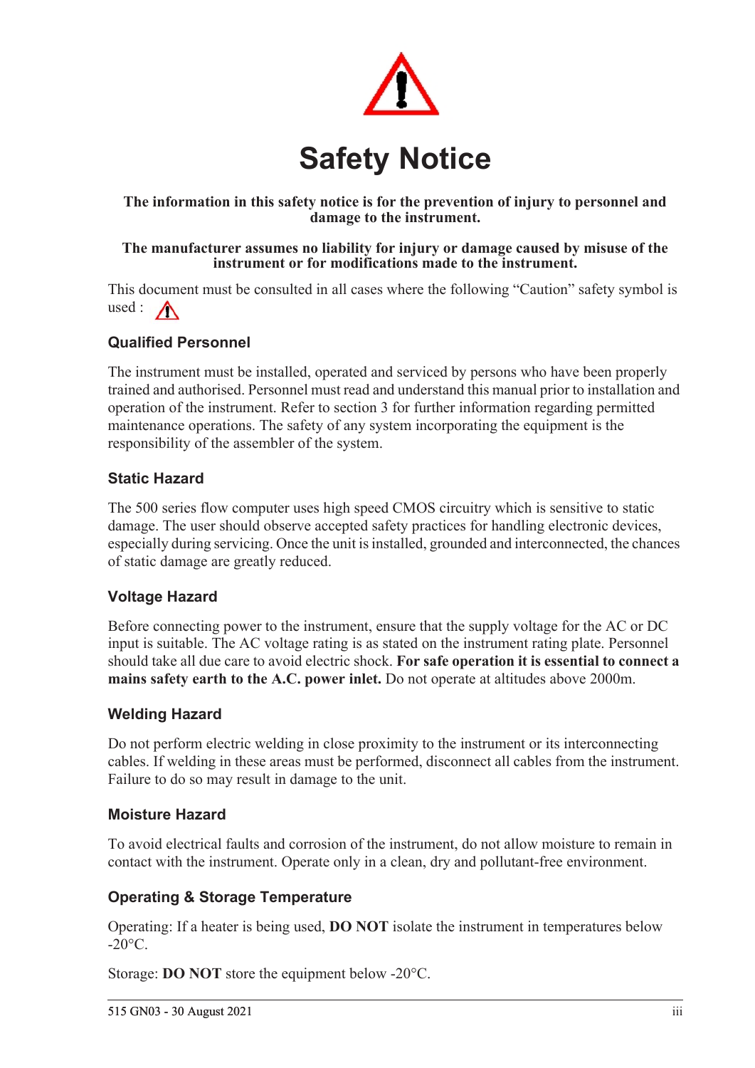# Safety Notice

**The information in this safety notice is for the prevention of injury to personnel and damage to the instrument.**

**The manufacturer assumes no liability for injury or damage caused by misuse of the instrument or for modifications made to the instrument.**

This document must be consulted in all cases where the following "Caution" safety symbol is used :

### Qualified Personnel

The instrument must be installed, operated and serviced by persons who have been properly trained and authorised. Personnel must read and understand this manual prior to installation and operation of the instrument. Refer to section 3 for further information regarding permitted maintenance operations. The safety of any system incorporating the equipment is the responsibility of the assembler of the system.

### Static Hazard

The 500 series flow computer uses high speed CMOS circuitry which is sensitive to static damage. The user should observe accepted safety practices for handling electronic devices, especially during servicing. Once the unit is installed, grounded and interconnected, the chances of static damage are greatly reduced.

### Voltage Hazard

Before connecting power to the instrument, ensure that the supply voltage for the AC or DC input is suitable. The AC voltage rating is as stated on the instrument rating plate. Personnel should take all due care to avoid electric shock. **For safe operation it is essential to connect a mains safety earth to the A.C. power inlet.** Do not operate at altitudes above 2000m.

### Welding Hazard

Do not perform electric welding in close proximity to the instrument or its interconnecting cables. If welding in these areas must be performed, disconnect all cables from the instrument. Failure to do so may result in damage to the unit.

### Moisture Hazard

To avoid electrical faults and corrosion of the instrument, do not allow moisture to remain in contact with the instrument. Operate only in a clean, dry and pollutant-free environment.

### Operating & Storage Temperature

Operating: If a heater is being used, **DO NOT** isolate the instrument in temperatures below -20°C.

Storage: **DO NOT** store the equipment below -20°C.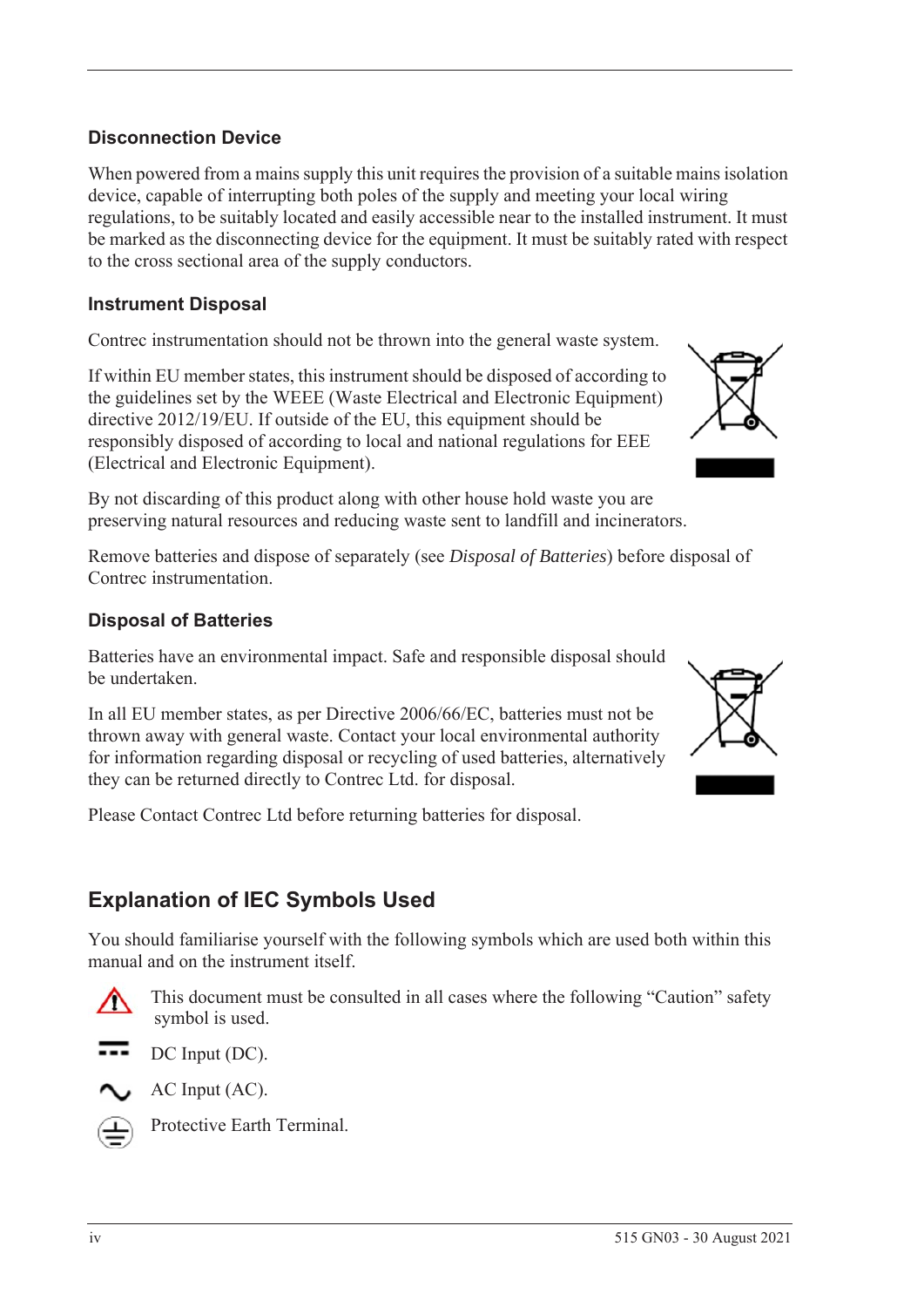### Disconnection Device

When powered from a mains supply this unit requires the provision of a suitable mains isolation device, capable of interrupting both poles of the supply and meeting your local wiring regulations, to be suitably located and easily accessible near to the installed instrument. It must be marked as the disconnecting device for the equipment. It must be suitably rated with respect to the cross sectional area of the supply conductors.

### Instrument Disposal

Contrec instrumentation should not be thrown into the general waste system.

If within EU member states, this instrument should be disposed of according to the guidelines set by the WEEE (Waste Electrical and Electronic Equipment) directive 2012/19/EU. If outside of the EU, this equipment should be responsibly disposed of according to local and national regulations for EEE (Electrical and Electronic Equipment).

By not discarding of this product along with other house hold waste you are preserving natural resources and reducing waste sent to landfill and incinerators.

Remove batteries and dispose of separately (see *Disposal of Batteries*) before disposal of Contrec instrumentation.

### Disposal of Batteries

Batteries have an environmental impact. Safe and responsible disposal should be undertaken.

In all EU member states, as per Directive 2006/66/EC, batteries must not be thrown away with general waste. Contact your local environmental authority for information regarding disposal or recycling of used batteries, alternatively they can be returned directly to Contrec Ltd. for disposal.

Please Contact Contrec Ltd before returning batteries for disposal.

## Explanation of IEC Symbols Used

You should familiarise yourself with the following symbols which are used both within this manual and on the instrument itself.

This document must be consulted in all cases where the following “Caution” safety symbol is used.

DC Input (DC).

AC Input (AC).

Protective Earth Terminal.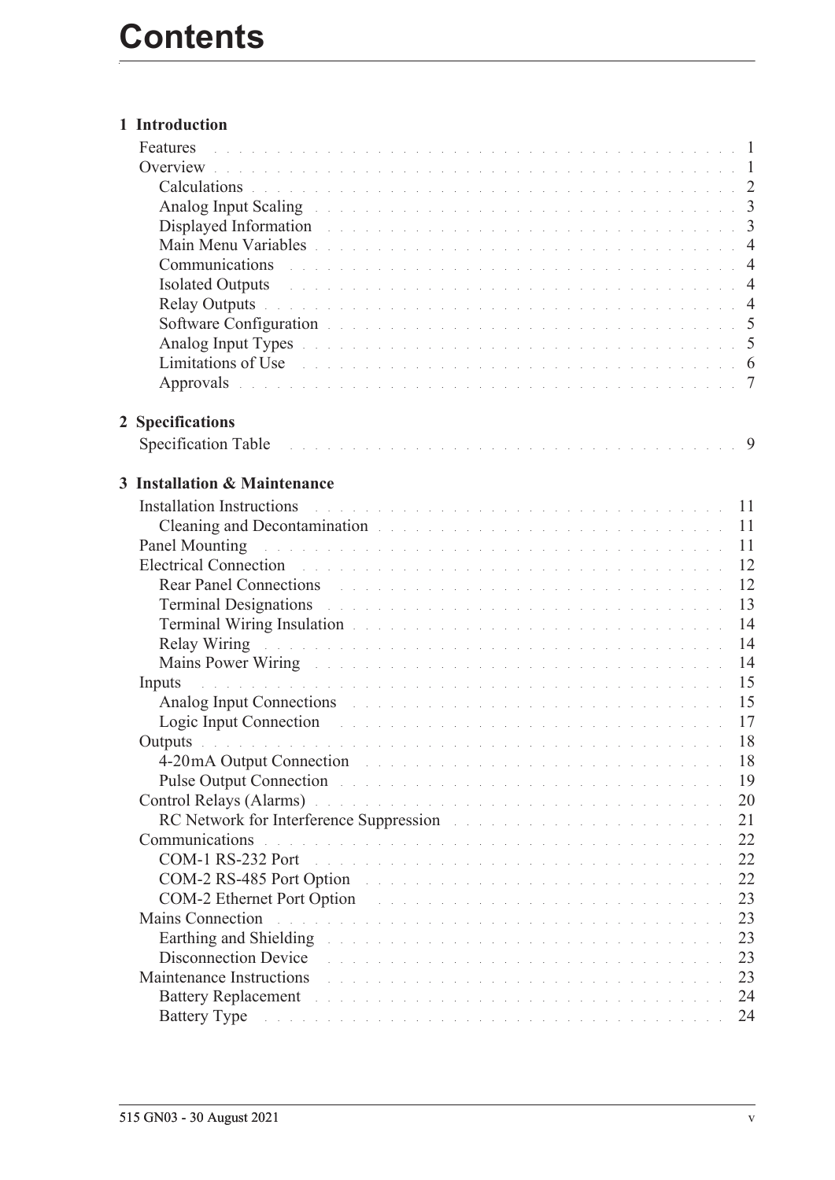# Contents

**1 Introduction**

- Features 1
- Overview 1
  - Calculations 2
  - Analog Input Scaling 3
  - Displayed Information 3
  - Main Menu Variables 4
  - Communications 4
  - Isolated Outputs 4
  - Relay Outputs 4
  - Software Configuration 5
  - Analog Input Types 5
  - Limitations of Use 6
  - Approvals 7

**2 Specifications**

- Specification Table 9

**3 Installation & Maintenance**

- Installation Instructions 11
  - Cleaning and Decontamination 11
- Panel Mounting 11
- Electrical Connection 12
  - Rear Panel Connections 12
  - Terminal Designations 13
  - Terminal Wiring Insulation 14
  - Relay Wiring 14
  - Mains Power Wiring 14
- Inputs 15
  - Analog Input Connections 15
  - Logic Input Connection 17
- Outputs 18
  - 4-20mA Output Connection 18
  - Pulse Output Connection 19
- Control Relays (Alarms) 20
  - RC Network for Interference Suppression 21
- Communications 22
  - COM-1 RS-232 Port 22
  - COM-2 RS-485 Port Option 22
  - COM-2 Ethernet Port Option 23
- Mains Connection 23
  - Earthing and Shielding 23
  - Disconnection Device 23
- Maintenance Instructions 23
  - Battery Replacement 24
  - Battery Type 24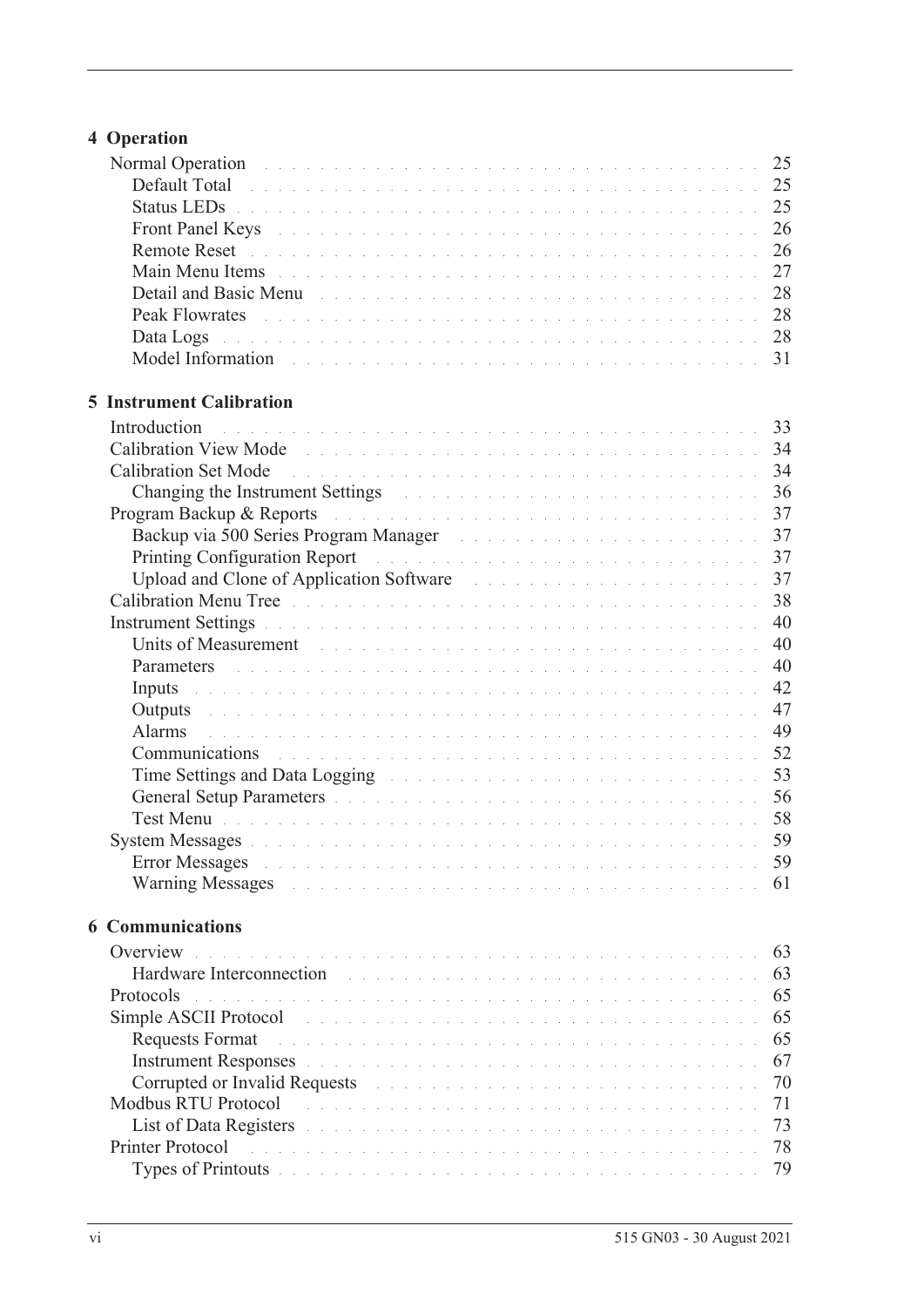## 4 Operation

Normal Operation . . . . . . . . . . 25
  Default Total . . . . . . . . . . 25
  Status LEDs . . . . . . . . . . 25
  Front Panel Keys . . . . . . . . . . 26
  Remote Reset . . . . . . . . . . 26
  Main Menu Items . . . . . . . . . . 27
  Detail and Basic Menu . . . . . . . . . . 28
  Peak Flowrates . . . . . . . . . . 28
  Data Logs . . . . . . . . . . 28
  Model Information . . . . . . . . . . 31

## 5 Instrument Calibration

Introduction . . . . . . . . . . 33
Calibration View Mode . . . . . . . . . . 34
Calibration Set Mode . . . . . . . . . . 34
  Changing the Instrument Settings . . . . . . . . . . 36
Program Backup & Reports . . . . . . . . . . 37
  Backup via 500 Series Program Manager . . . . . . . . . . 37
  Printing Configuration Report . . . . . . . . . . 37
  Upload and Clone of Application Software . . . . . . . . . . 37
Calibration Menu Tree . . . . . . . . . . 38
Instrument Settings . . . . . . . . . . 40
  Units of Measurement . . . . . . . . . . 40
  Parameters . . . . . . . . . . 40
  Inputs . . . . . . . . . . 42
  Outputs . . . . . . . . . . 47
  Alarms . . . . . . . . . . 49
  Communications . . . . . . . . . . 52
  Time Settings and Data Logging . . . . . . . . . . 53
  General Setup Parameters . . . . . . . . . . 56
  Test Menu . . . . . . . . . . 58
System Messages . . . . . . . . . . 59
  Error Messages . . . . . . . . . . 59
  Warning Messages . . . . . . . . . . 61

## 6 Communications

Overview . . . . . . . . . . 63
  Hardware Interconnection . . . . . . . . . . 63
Protocols . . . . . . . . . . 65
Simple ASCII Protocol . . . . . . . . . . 65
  Requests Format . . . . . . . . . . 65
  Instrument Responses . . . . . . . . . . 67
  Corrupted or Invalid Requests . . . . . . . . . . 70
Modbus RTU Protocol . . . . . . . . . . 71
  List of Data Registers . . . . . . . . . . 73
Printer Protocol . . . . . . . . . . 78
  Types of Printouts . . . . . . . . . . 79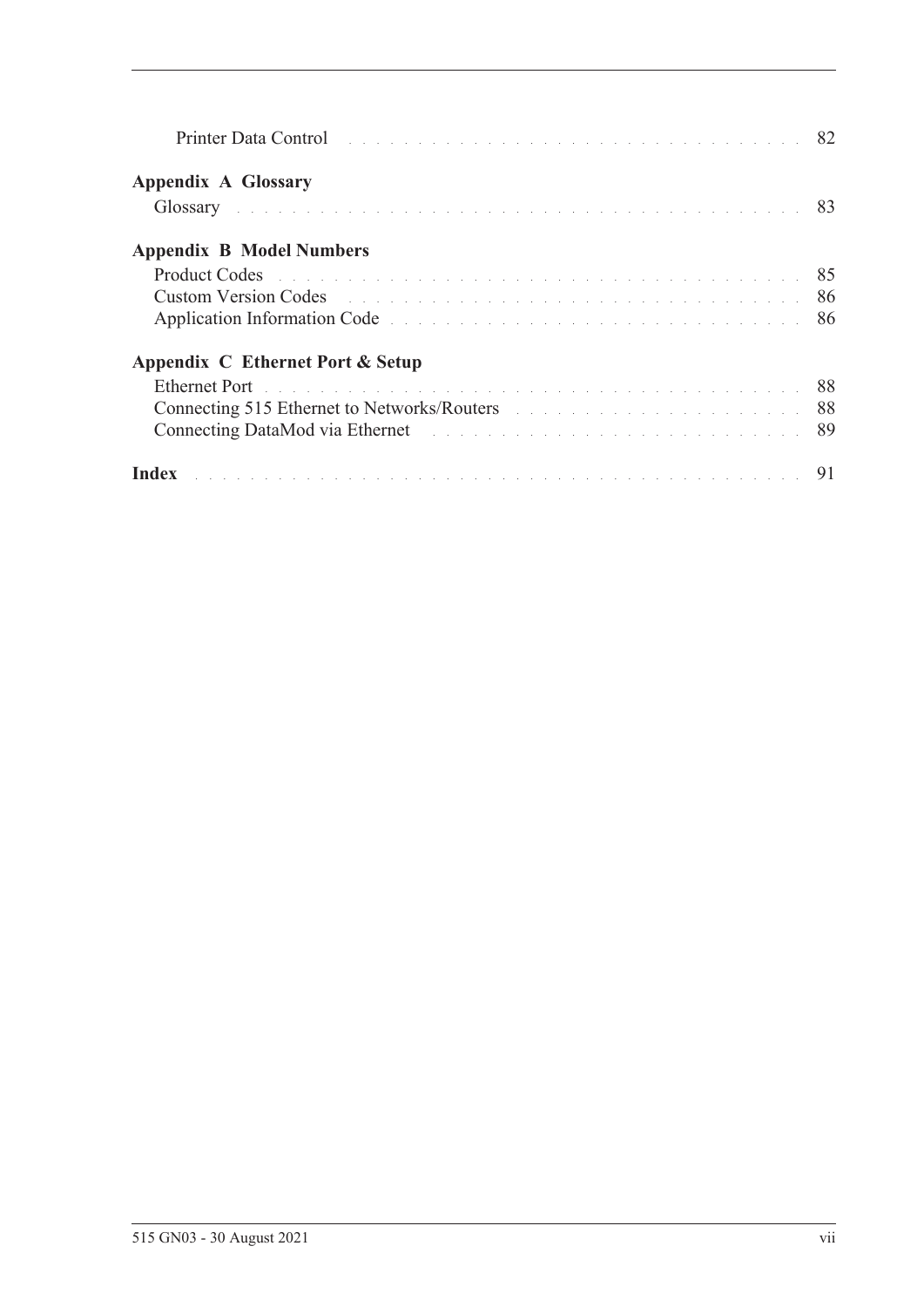Printer Data Control . . . . . . . . . . . . . . . . . . . . . . . . . . . . . . . . . . . . 82

**Appendix A Glossary**

Glossary . . . . . . . . . . . . . . . . . . . . . . . . . . . . . . . . . . . . . . . . . . . . 83

**Appendix B Model Numbers**

Product Codes . . . . . . . . . . . . . . . . . . . . . . . . . . . . . . . . . . . . . . . . . 85
Custom Version Codes . . . . . . . . . . . . . . . . . . . . . . . . . . . . . . . . . . . . 86
Application Information Code . . . . . . . . . . . . . . . . . . . . . . . . . . . . . . . 86

**Appendix C Ethernet Port & Setup**

Ethernet Port . . . . . . . . . . . . . . . . . . . . . . . . . . . . . . . . . . . . . . . . . . 88
Connecting 515 Ethernet to Networks/Routers . . . . . . . . . . . . . . . . . . . . . 88
Connecting DataMod via Ethernet . . . . . . . . . . . . . . . . . . . . . . . . . . . . 89

**Index** . . . . . . . . . . . . . . . . . . . . . . . . . . . . . . . . . . . . . . . . . . . . . 91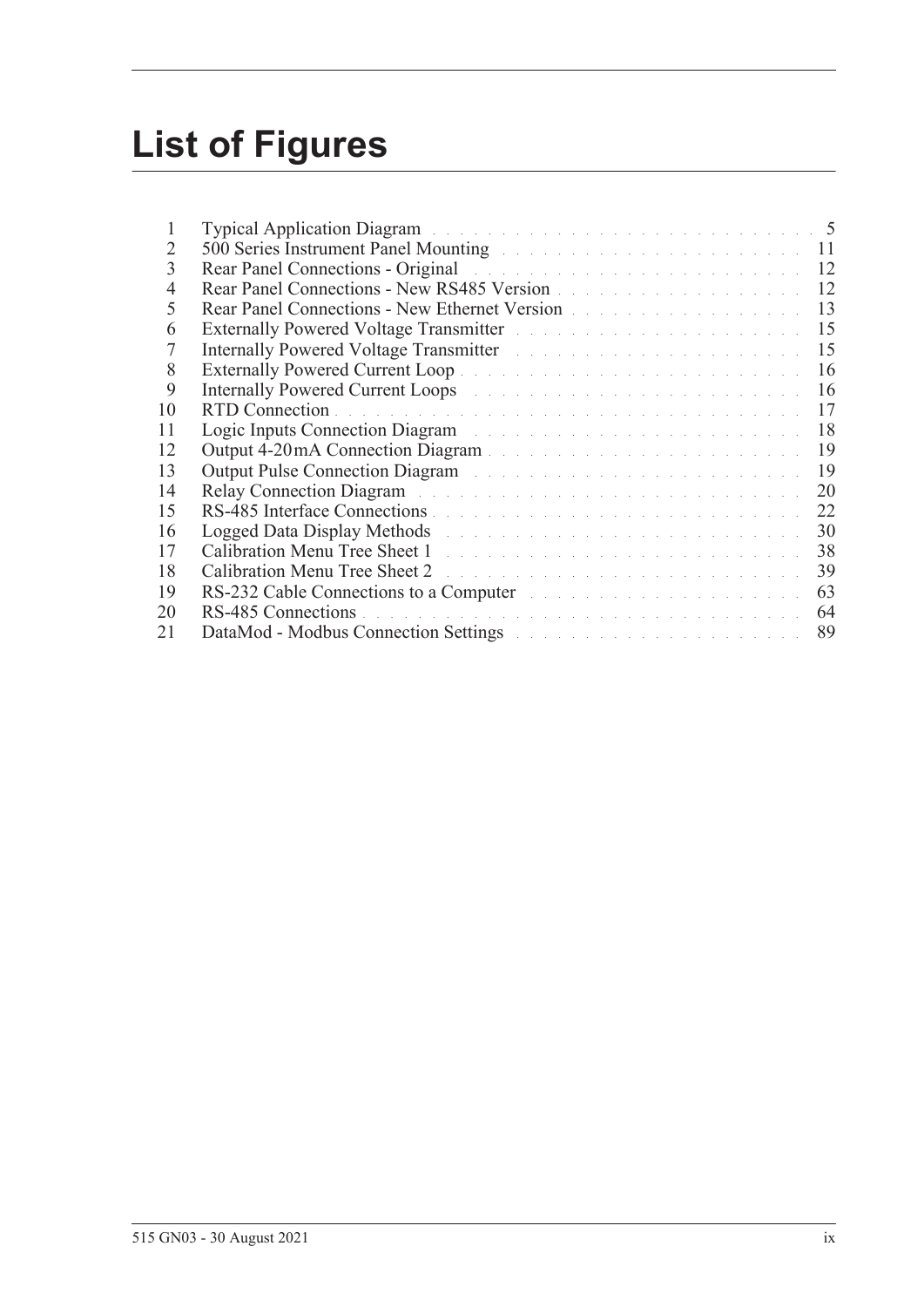# List of Figures

| | | |
|---|---|---|
| 1 | Typical Application Diagram | 5 |
| 2 | 500 Series Instrument Panel Mounting | 11 |
| 3 | Rear Panel Connections - Original | 12 |
| 4 | Rear Panel Connections - New RS485 Version | 12 |
| 5 | Rear Panel Connections - New Ethernet Version | 13 |
| 6 | Externally Powered Voltage Transmitter | 15 |
| 7 | Internally Powered Voltage Transmitter | 15 |
| 8 | Externally Powered Current Loop | 16 |
| 9 | Internally Powered Current Loops | 16 |
| 10 | RTD Connection | 17 |
| 11 | Logic Inputs Connection Diagram | 18 |
| 12 | Output 4-20 mA Connection Diagram | 19 |
| 13 | Output Pulse Connection Diagram | 19 |
| 14 | Relay Connection Diagram | 20 |
| 15 | RS-485 Interface Connections | 22 |
| 16 | Logged Data Display Methods | 30 |
| 17 | Calibration Menu Tree Sheet 1 | 38 |
| 18 | Calibration Menu Tree Sheet 2 | 39 |
| 19 | RS-232 Cable Connections to a Computer | 63 |
| 20 | RS-485 Connections | 64 |
| 21 | DataMod - Modbus Connection Settings | 89 |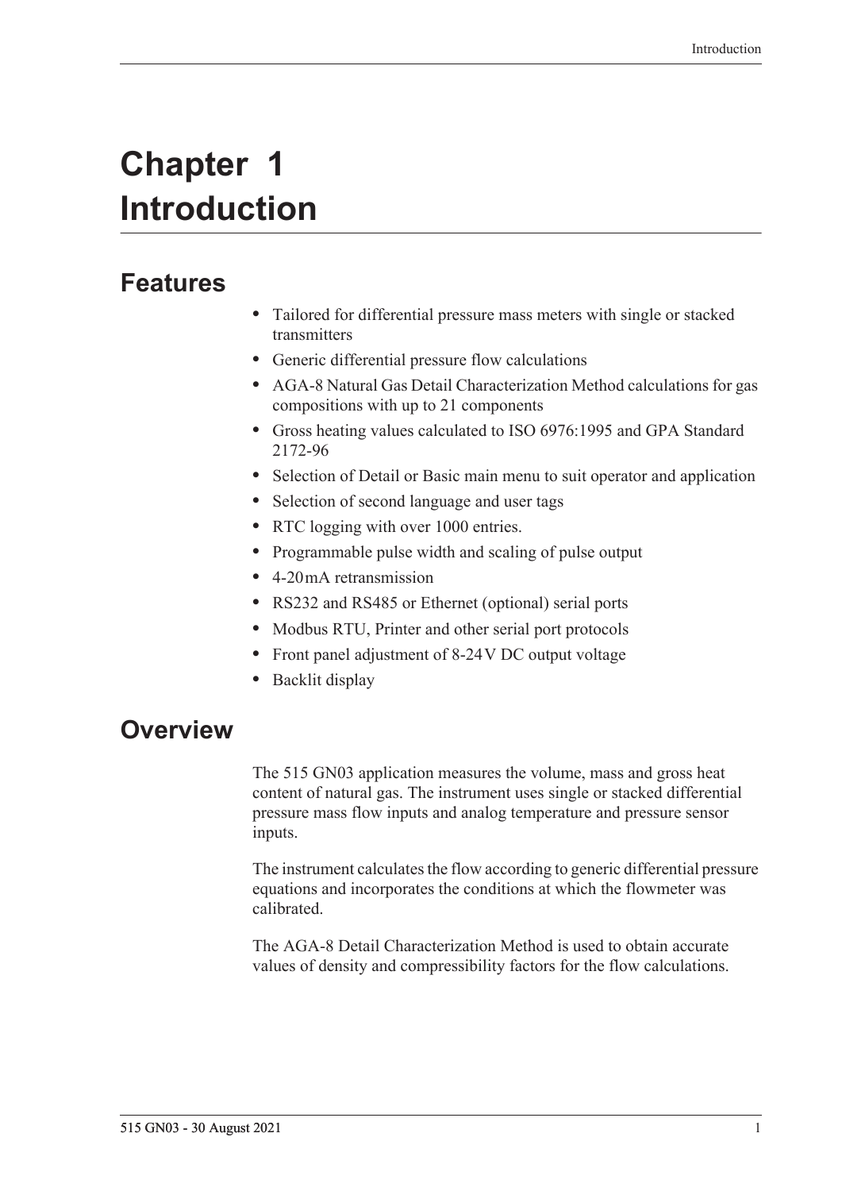# Chapter 1 Introduction

## Features

- Tailored for differential pressure mass meters with single or stacked transmitters
- Generic differential pressure flow calculations
- AGA-8 Natural Gas Detail Characterization Method calculations for gas compositions with up to 21 components
- Gross heating values calculated to ISO 6976:1995 and GPA Standard 2172-96
- Selection of Detail or Basic main menu to suit operator and application
- Selection of second language and user tags
- RTC logging with over 1000 entries.
- Programmable pulse width and scaling of pulse output
- 4-20 mA retransmission
- RS232 and RS485 or Ethernet (optional) serial ports
- Modbus RTU, Printer and other serial port protocols
- Front panel adjustment of 8-24 V DC output voltage
- Backlit display

## Overview

The 515 GN03 application measures the volume, mass and gross heat content of natural gas. The instrument uses single or stacked differential pressure mass flow inputs and analog temperature and pressure sensor inputs.

The instrument calculates the flow according to generic differential pressure equations and incorporates the conditions at which the flowmeter was calibrated.

The AGA-8 Detail Characterization Method is used to obtain accurate values of density and compressibility factors for the flow calculations.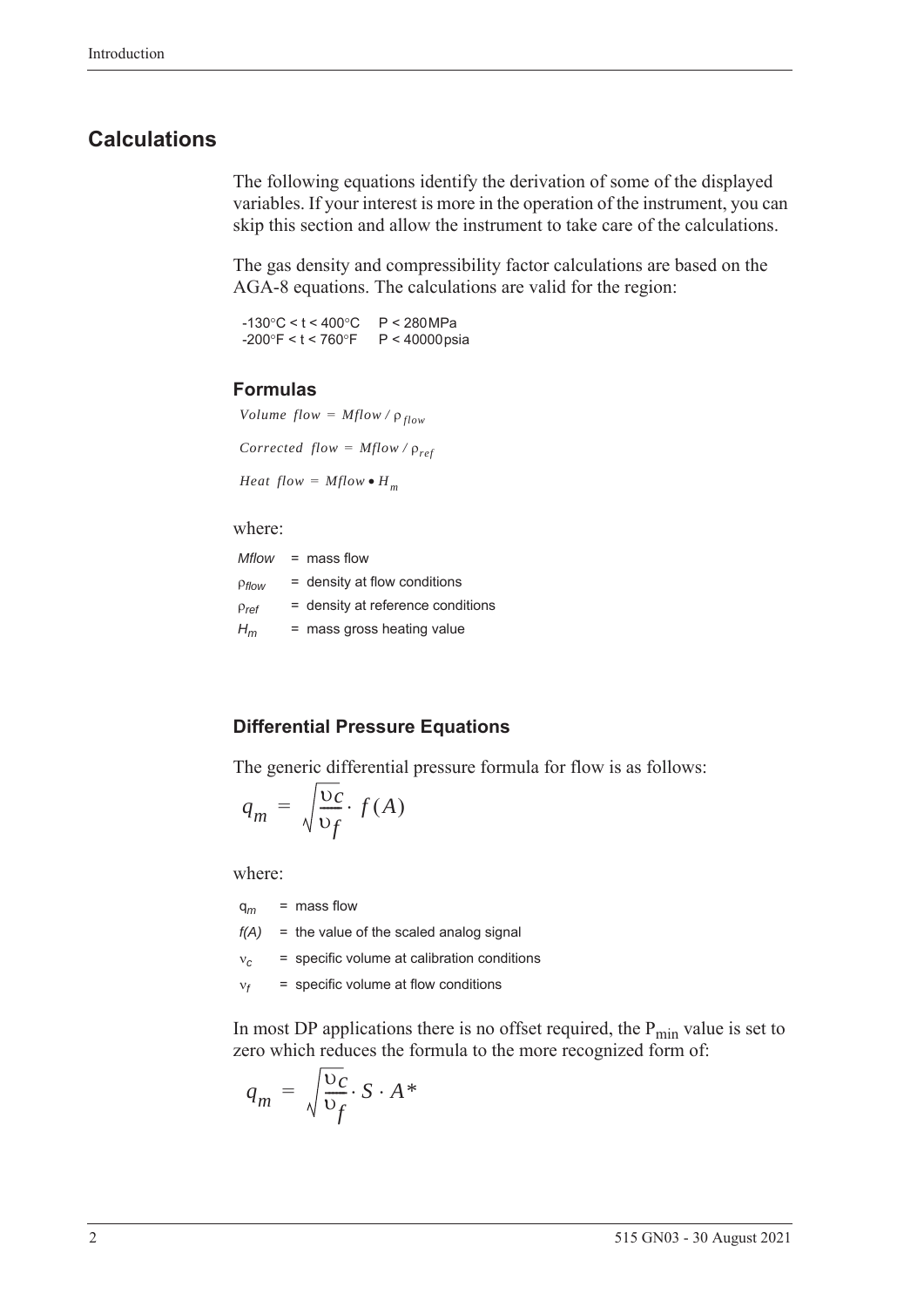## Calculations

The following equations identify the derivation of some of the displayed variables. If your interest is more in the operation of the instrument, you can skip this section and allow the instrument to take care of the calculations.

The gas density and compressibility factor calculations are based on the AGA-8 equations. The calculations are valid for the region:

-130°C < t < 400°C  P < 280 MPa
-200°F < t < 760°F  P < 40000 psia

### Formulas

$$Volume\ flow = Mflow / \rho_{flow}$$

$$Corrected\ flow = Mflow / \rho_{ref}$$

$$Heat\ flow = Mflow \bullet H_m$$

where:

$Mflow$ = mass flow
$\rho_{flow}$ = density at flow conditions
$\rho_{ref}$ = density at reference conditions
$H_m$ = mass gross heating value

### Differential Pressure Equations

The generic differential pressure formula for flow is as follows:

$$q_m = \sqrt{\frac{\upsilon_c}{\upsilon_f}} \cdot f(A)$$

where:

$q_m$ = mass flow
$f(A)$ = the value of the scaled analog signal
$\upsilon_c$ = specific volume at calibration conditions
$\upsilon_f$ = specific volume at flow conditions

In most DP applications there is no offset required, the $P_{min}$ value is set to zero which reduces the formula to the more recognized form of:

$$q_m = \sqrt{\frac{\upsilon_c}{\upsilon_f}} \cdot S \cdot A^*$$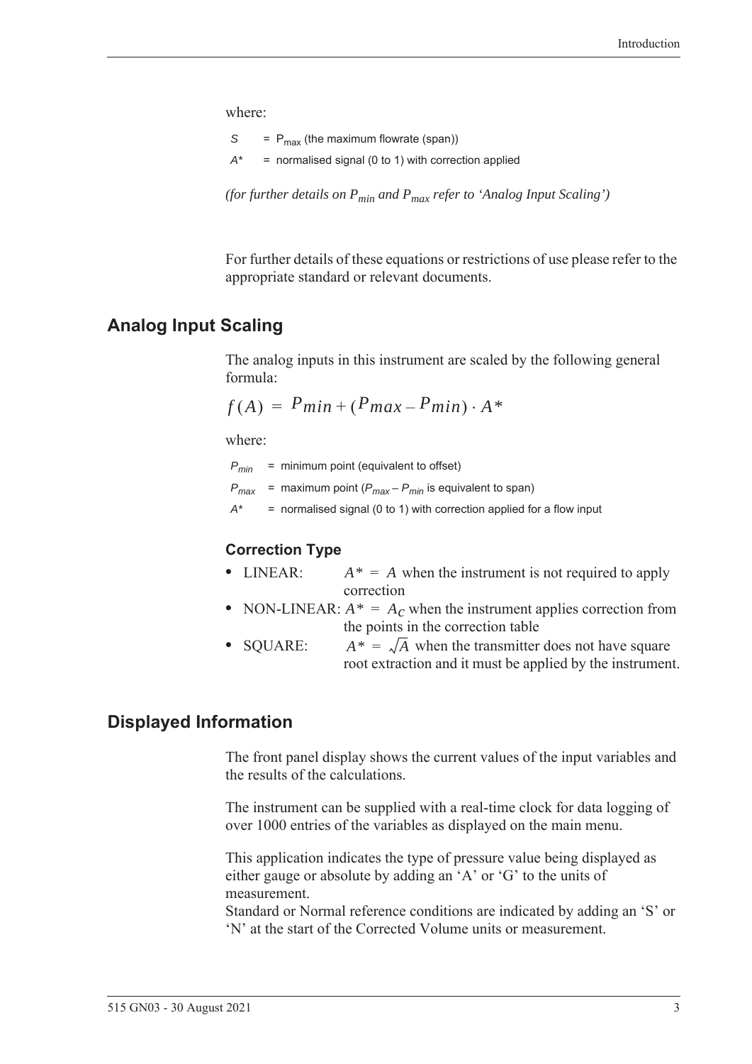where:

| | |
|---|---|
| $S$ | = $P_{max}$ (the maximum flowrate (span)) |
| $A^*$ | = normalised signal (0 to 1) with correction applied |

*(for further details on $P_{min}$ and $P_{max}$ refer to 'Analog Input Scaling')*

For further details of these equations or restrictions of use please refer to the appropriate standard or relevant documents.

## Analog Input Scaling

The analog inputs in this instrument are scaled by the following general formula:

$$f(A) = P_{min} + (P_{max} - P_{min}) \cdot A^*$$

where:

| | |
|---|---|
| $P_{min}$ | = minimum point (equivalent to offset) |
| $P_{max}$ | = maximum point ($P_{max} - P_{min}$ is equivalent to span) |
| $A^*$ | = normalised signal (0 to 1) with correction applied for a flow input |

### Correction Type

- LINEAR: $A^* = A$ when the instrument is not required to apply correction
- NON-LINEAR: $A^* = A_C$ when the instrument applies correction from the points in the correction table
- SQUARE: $A^* = \sqrt{A}$ when the transmitter does not have square root extraction and it must be applied by the instrument.

## Displayed Information

The front panel display shows the current values of the input variables and the results of the calculations.

The instrument can be supplied with a real-time clock for data logging of over 1000 entries of the variables as displayed on the main menu.

This application indicates the type of pressure value being displayed as either gauge or absolute by adding an 'A' or 'G' to the units of measurement.
Standard or Normal reference conditions are indicated by adding an 'S' or 'N' at the start of the Corrected Volume units or measurement.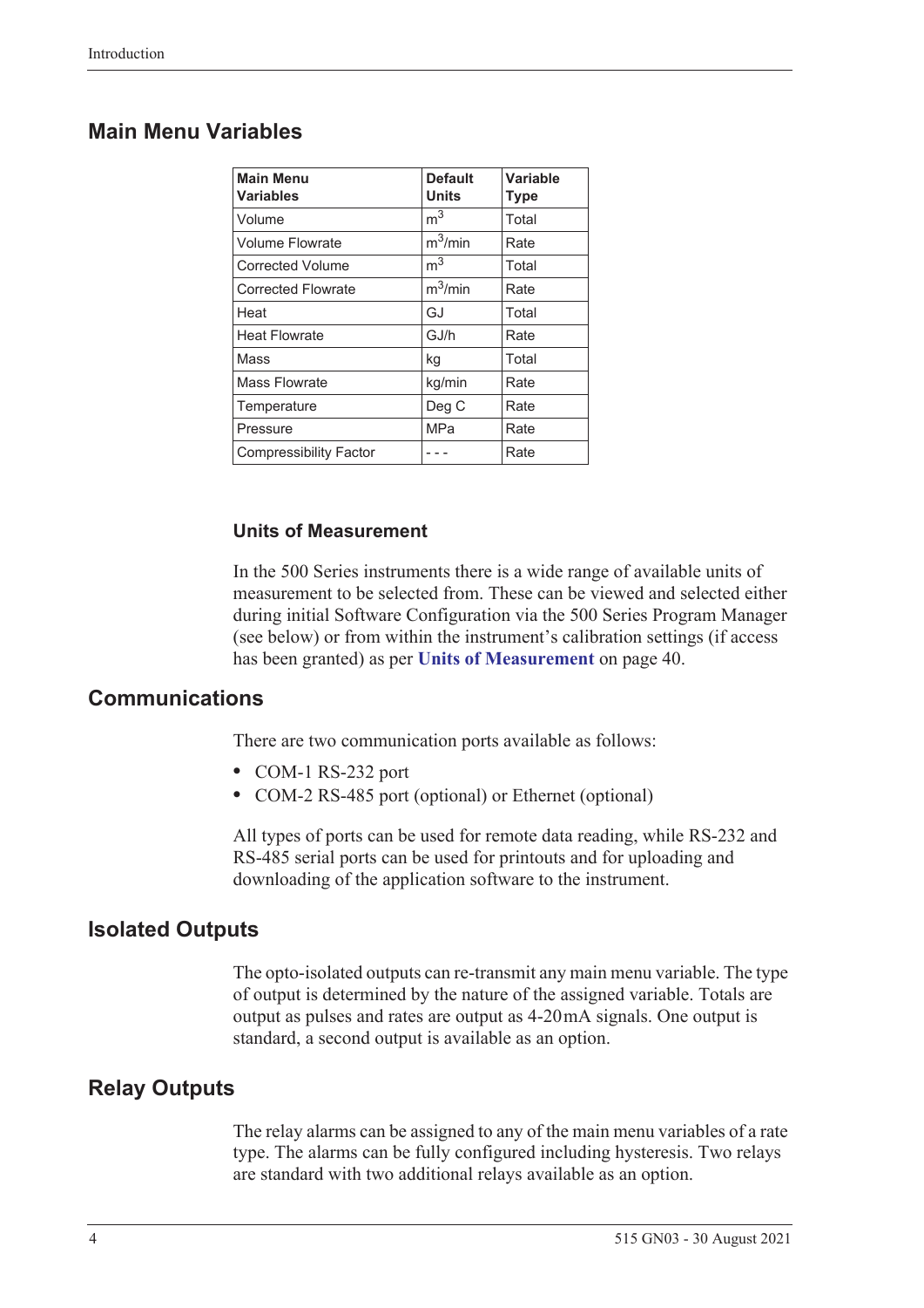## Main Menu Variables

| Main Menu Variables | Default Units | Variable Type |
|---|---|---|
| Volume | $m^3$ | Total |
| Volume Flowrate | $m^3$/min | Rate |
| Corrected Volume | $m^3$ | Total |
| Corrected Flowrate | $m^3$/min | Rate |
| Heat | GJ | Total |
| Heat Flowrate | GJ/h | Rate |
| Mass | kg | Total |
| Mass Flowrate | kg/min | Rate |
| Temperature | Deg C | Rate |
| Pressure | MPa | Rate |
| Compressibility Factor | - - - | Rate |

### Units of Measurement

In the 500 Series instruments there is a wide range of available units of measurement to be selected from. These can be viewed and selected either during initial Software Configuration via the 500 Series Program Manager (see below) or from within the instrument's calibration settings (if access has been granted) as per **Units of Measurement** on page 40.

## Communications

There are two communication ports available as follows:

- COM-1 RS-232 port
- COM-2 RS-485 port (optional) or Ethernet (optional)

All types of ports can be used for remote data reading, while RS-232 and RS-485 serial ports can be used for printouts and for uploading and downloading of the application software to the instrument.

## Isolated Outputs

The opto-isolated outputs can re-transmit any main menu variable. The type of output is determined by the nature of the assigned variable. Totals are output as pulses and rates are output as 4-20 mA signals. One output is standard, a second output is available as an option.

## Relay Outputs

The relay alarms can be assigned to any of the main menu variables of a rate type. The alarms can be fully configured including hysteresis. Two relays are standard with two additional relays available as an option.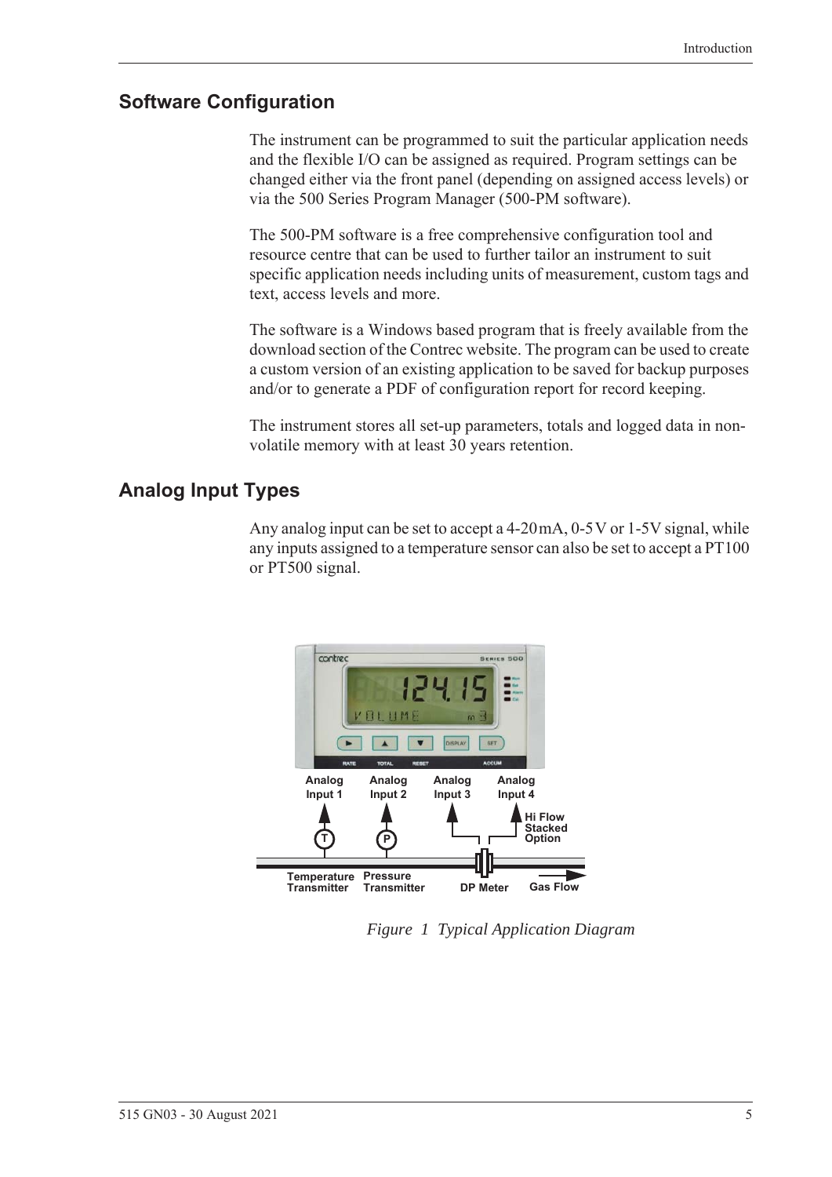## Software Configuration

The instrument can be programmed to suit the particular application needs and the flexible I/O can be assigned as required. Program settings can be changed either via the front panel (depending on assigned access levels) or via the 500 Series Program Manager (500-PM software).

The 500-PM software is a free comprehensive configuration tool and resource centre that can be used to further tailor an instrument to suit specific application needs including units of measurement, custom tags and text, access levels and more.

The software is a Windows based program that is freely available from the download section of the Contrec website. The program can be used to create a custom version of an existing application to be saved for backup purposes and/or to generate a PDF of configuration report for record keeping.

The instrument stores all set-up parameters, totals and logged data in non-volatile memory with at least 30 years retention.

## Analog Input Types

Any analog input can be set to accept a 4-20 mA, 0-5 V or 1-5V signal, while any inputs assigned to a temperature sensor can also be set to accept a PT100 or PT500 signal.

*Figure 1 Typical Application Diagram*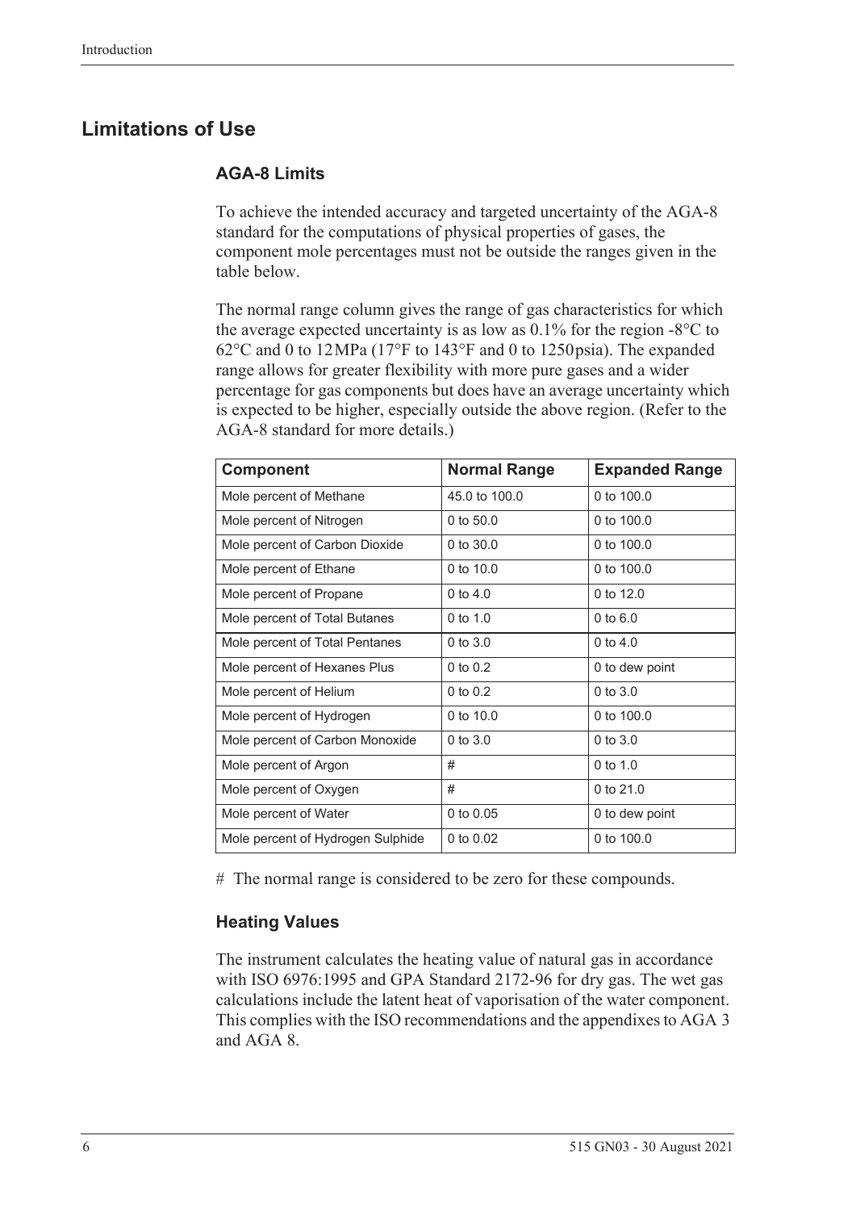## Limitations of Use

### AGA-8 Limits

To achieve the intended accuracy and targeted uncertainty of the AGA-8 standard for the computations of physical properties of gases, the component mole percentages must not be outside the ranges given in the table below.

The normal range column gives the range of gas characteristics for which the average expected uncertainty is as low as 0.1% for the region -8°C to 62°C and 0 to 12 MPa (17°F to 143°F and 0 to 1250 psia). The expanded range allows for greater flexibility with more pure gases and a wider percentage for gas components but does have an average uncertainty which is expected to be higher, especially outside the above region. (Refer to the AGA-8 standard for more details.)

| Component | Normal Range | Expanded Range |
|---|---|---|
| Mole percent of Methane | 45.0 to 100.0 | 0 to 100.0 |
| Mole percent of Nitrogen | 0 to 50.0 | 0 to 100.0 |
| Mole percent of Carbon Dioxide | 0 to 30.0 | 0 to 100.0 |
| Mole percent of Ethane | 0 to 10.0 | 0 to 100.0 |
| Mole percent of Propane | 0 to 4.0 | 0 to 12.0 |
| Mole percent of Total Butanes | 0 to 1.0 | 0 to 6.0 |
| Mole percent of Total Pentanes | 0 to 3.0 | 0 to 4.0 |
| Mole percent of Hexanes Plus | 0 to 0.2 | 0 to dew point |
| Mole percent of Helium | 0 to 0.2 | 0 to 3.0 |
| Mole percent of Hydrogen | 0 to 10.0 | 0 to 100.0 |
| Mole percent of Carbon Monoxide | 0 to 3.0 | 0 to 3.0 |
| Mole percent of Argon | # | 0 to 1.0 |
| Mole percent of Oxygen | # | 0 to 21.0 |
| Mole percent of Water | 0 to 0.05 | 0 to dew point |
| Mole percent of Hydrogen Sulphide | 0 to 0.02 | 0 to 100.0 |

# The normal range is considered to be zero for these compounds.

### Heating Values

The instrument calculates the heating value of natural gas in accordance with ISO 6976:1995 and GPA Standard 2172-96 for dry gas. The wet gas calculations include the latent heat of vaporisation of the water component. This complies with the ISO recommendations and the appendixes to AGA 3 and AGA 8.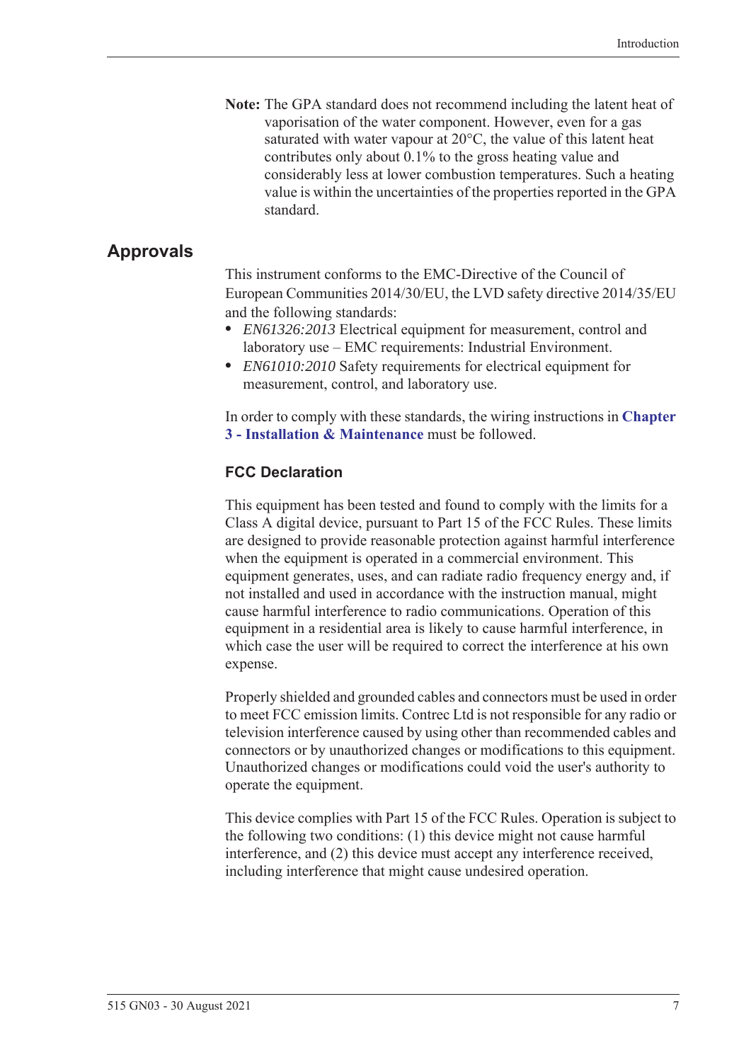**Note:** The GPA standard does not recommend including the latent heat of vaporisation of the water component. However, even for a gas saturated with water vapour at 20°C, the value of this latent heat contributes only about 0.1% to the gross heating value and considerably less at lower combustion temperatures. Such a heating value is within the uncertainties of the properties reported in the GPA standard.

## Approvals

This instrument conforms to the EMC-Directive of the Council of European Communities 2014/30/EU, the LVD safety directive 2014/35/EU and the following standards:

- *EN61326:2013* Electrical equipment for measurement, control and laboratory use – EMC requirements: Industrial Environment.
- *EN61010:2010* Safety requirements for electrical equipment for measurement, control, and laboratory use.

In order to comply with these standards, the wiring instructions in **Chapter 3 - Installation & Maintenance** must be followed.

### FCC Declaration

This equipment has been tested and found to comply with the limits for a Class A digital device, pursuant to Part 15 of the FCC Rules. These limits are designed to provide reasonable protection against harmful interference when the equipment is operated in a commercial environment. This equipment generates, uses, and can radiate radio frequency energy and, if not installed and used in accordance with the instruction manual, might cause harmful interference to radio communications. Operation of this equipment in a residential area is likely to cause harmful interference, in which case the user will be required to correct the interference at his own expense.

Properly shielded and grounded cables and connectors must be used in order to meet FCC emission limits. Contrec Ltd is not responsible for any radio or television interference caused by using other than recommended cables and connectors or by unauthorized changes or modifications to this equipment. Unauthorized changes or modifications could void the user's authority to operate the equipment.

This device complies with Part 15 of the FCC Rules. Operation is subject to the following two conditions: (1) this device might not cause harmful interference, and (2) this device must accept any interference received, including interference that might cause undesired operation.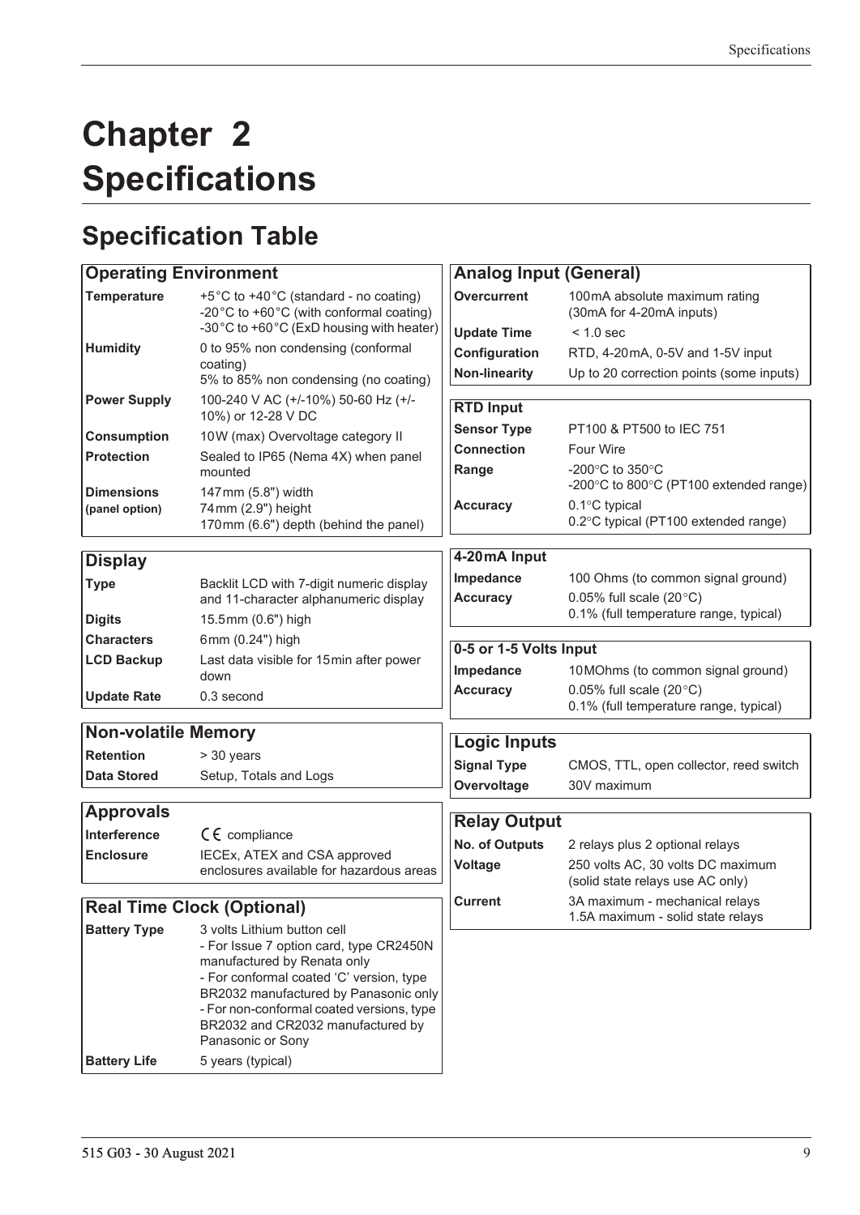# Chapter 2 Specifications

## Specification Table

| Operating Environment | |
|---|---|
| **Temperature** | +5°C to +40°C (standard - no coating)<br>-20°C to +60°C (with conformal coating)<br>-30°C to +60°C (ExD housing with heater) |
| **Humidity** | 0 to 95% non condensing (conformal coating)<br>5% to 85% non condensing (no coating) |
| **Power Supply** | 100-240 V AC (+/-10%) 50-60 Hz (+/-10%) or 12-28 V DC |
| **Consumption** | 10W (max) Overvoltage category II |
| **Protection** | Sealed to IP65 (Nema 4X) when panel mounted |
| **Dimensions (panel option)** | 147mm (5.8") width<br>74mm (2.9") height<br>170mm (6.6") depth (behind the panel) |

| Display | |
|---|---|
| **Type** | Backlit LCD with 7-digit numeric display and 11-character alphanumeric display |
| **Digits** | 15.5mm (0.6") high |
| **Characters** | 6mm (0.24") high |
| **LCD Backup** | Last data visible for 15min after power down |
| **Update Rate** | 0.3 second |

| Non-volatile Memory | |
|---|---|
| **Retention** | > 30 years |
| **Data Stored** | Setup, Totals and Logs |

| Approvals | |
|---|---|
| **Interference** | CE compliance |
| **Enclosure** | IECEx, ATEX and CSA approved enclosures available for hazardous areas |

| Real Time Clock (Optional) | |
|---|---|
| **Battery Type** | 3 volts Lithium button cell<br>- For Issue 7 option card, type CR2450N manufactured by Renata only<br>- For conformal coated 'C' version, type BR2032 manufactured by Panasonic only<br>- For non-conformal coated versions, type BR2032 and CR2032 manufactured by Panasonic or Sony |
| **Battery Life** | 5 years (typical) |

| Analog Input (General) | |
|---|---|
| **Overcurrent** | 100mA absolute maximum rating (30mA for 4-20mA inputs) |
| **Update Time** | < 1.0 sec |
| **Configuration** | RTD, 4-20mA, 0-5V and 1-5V input |
| **Non-linearity** | Up to 20 correction points (some inputs) |

| RTD Input | |
|---|---|
| **Sensor Type** | PT100 & PT500 to IEC 751 |
| **Connection** | Four Wire |
| **Range** | -200°C to 350°C<br>-200°C to 800°C (PT100 extended range) |
| **Accuracy** | 0.1°C typical<br>0.2°C typical (PT100 extended range) |

| 4-20mA Input | |
|---|---|
| **Impedance** | 100 Ohms (to common signal ground) |
| **Accuracy** | 0.05% full scale (20°C)<br>0.1% (full temperature range, typical) |

| 0-5 or 1-5 Volts Input | |
|---|---|
| **Impedance** | 10MOhms (to common signal ground) |
| **Accuracy** | 0.05% full scale (20°C)<br>0.1% (full temperature range, typical) |

| Logic Inputs | |
|---|---|
| **Signal Type** | CMOS, TTL, open collector, reed switch |
| **Overvoltage** | 30V maximum |

| Relay Output | |
|---|---|
| **No. of Outputs** | 2 relays plus 2 optional relays |
| **Voltage** | 250 volts AC, 30 volts DC maximum (solid state relays use AC only) |
| **Current** | 3A maximum - mechanical relays<br>1.5A maximum - solid state relays |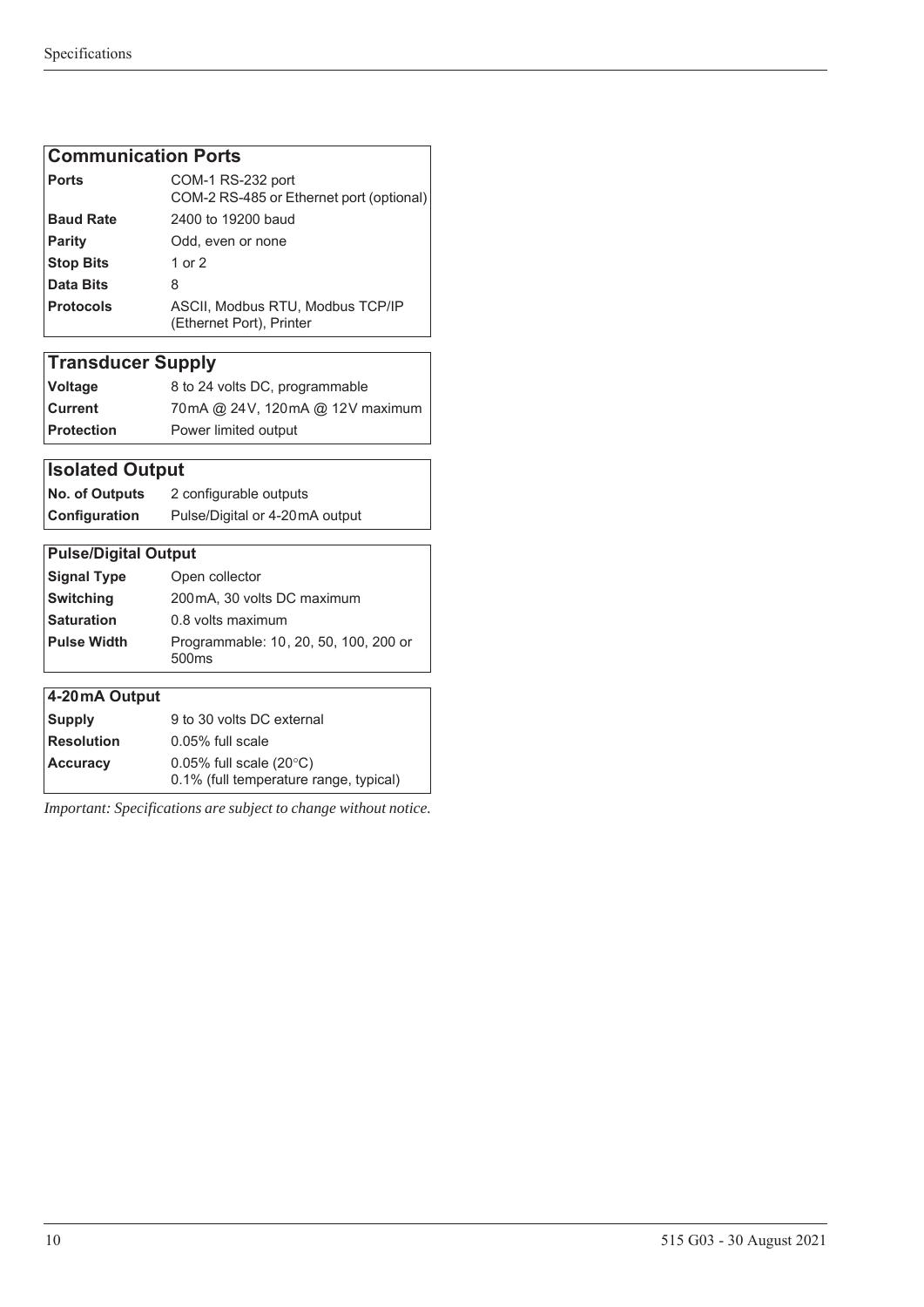| Communication Ports | |
|---|---|
| **Ports** | COM-1 RS-232 port<br>COM-2 RS-485 or Ethernet port (optional) |
| **Baud Rate** | 2400 to 19200 baud |
| **Parity** | Odd, even or none |
| **Stop Bits** | 1 or 2 |
| **Data Bits** | 8 |
| **Protocols** | ASCII, Modbus RTU, Modbus TCP/IP (Ethernet Port), Printer |

| Transducer Supply | |
|---|---|
| **Voltage** | 8 to 24 volts DC, programmable |
| **Current** | 70mA @ 24V, 120mA @ 12V maximum |
| **Protection** | Power limited output |

| Isolated Output | |
|---|---|
| **No. of Outputs** | 2 configurable outputs |
| **Configuration** | Pulse/Digital or 4-20mA output |

| Pulse/Digital Output | |
|---|---|
| **Signal Type** | Open collector |
| **Switching** | 200mA, 30 volts DC maximum |
| **Saturation** | 0.8 volts maximum |
| **Pulse Width** | Programmable: 10, 20, 50, 100, 200 or 500ms |

| 4-20mA Output | |
|---|---|
| **Supply** | 9 to 30 volts DC external |
| **Resolution** | 0.05% full scale |
| **Accuracy** | 0.05% full scale (20°C)<br>0.1% (full temperature range, typical) |

*Important: Specifications are subject to change without notice.*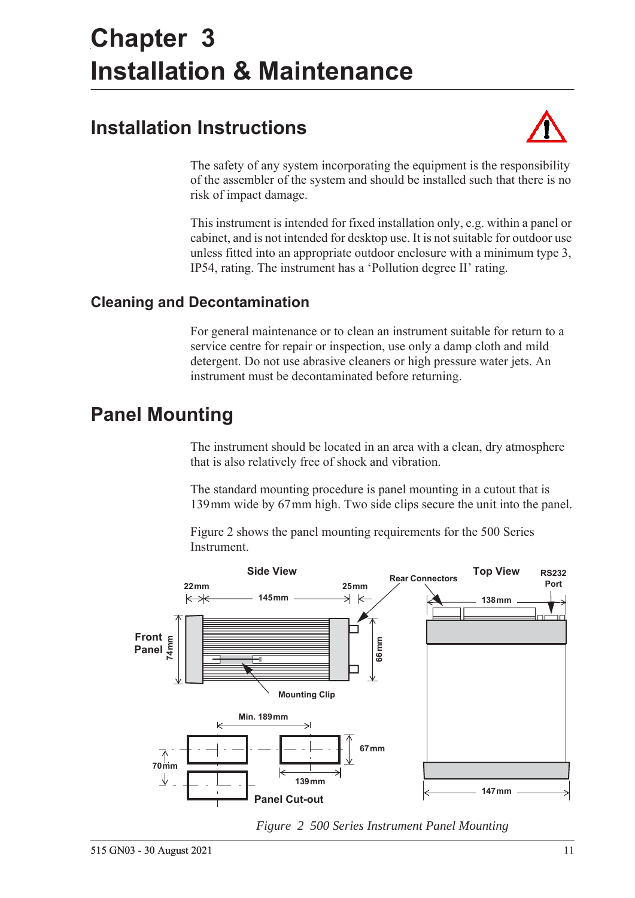# Chapter 3
# Installation & Maintenance

## Installation Instructions

The safety of any system incorporating the equipment is the responsibility of the assembler of the system and should be installed such that there is no risk of impact damage.

This instrument is intended for fixed installation only, e.g. within a panel or cabinet, and is not intended for desktop use. It is not suitable for outdoor use unless fitted into an appropriate outdoor enclosure with a minimum type 3, IP54, rating. The instrument has a 'Pollution degree II' rating.

### Cleaning and Decontamination

For general maintenance or to clean an instrument suitable for return to a service centre for repair or inspection, use only a damp cloth and mild detergent. Do not use abrasive cleaners or high pressure water jets. An instrument must be decontaminated before returning.

## Panel Mounting

The instrument should be located in an area with a clean, dry atmosphere that is also relatively free of shock and vibration.

The standard mounting procedure is panel mounting in a cutout that is 139 mm wide by 67 mm high. Two side clips secure the unit into the panel.

Figure 2 shows the panel mounting requirements for the 500 Series Instrument.

*Figure 2 500 Series Instrument Panel Mounting*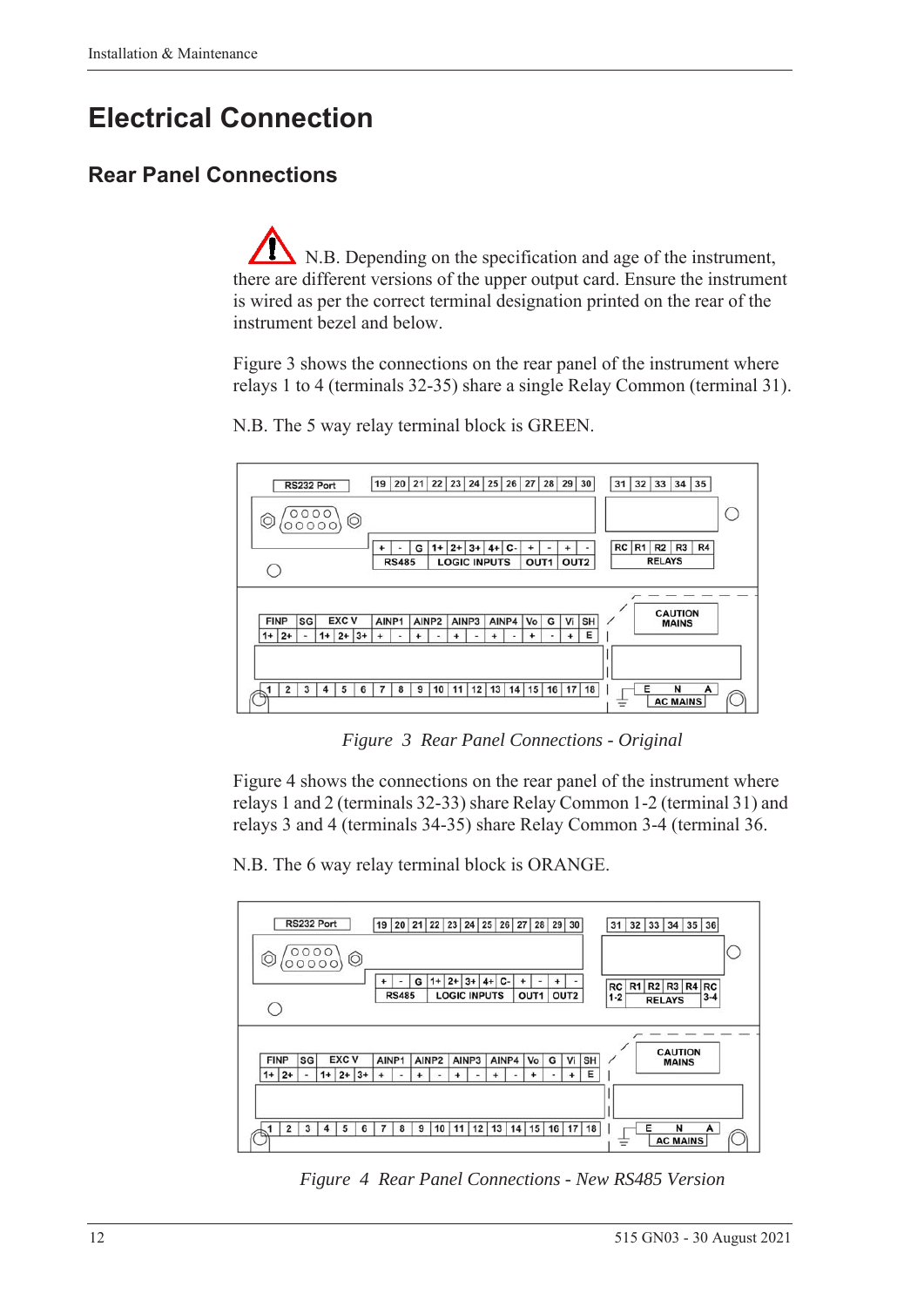# Electrical Connection

## Rear Panel Connections

N.B. Depending on the specification and age of the instrument, there are different versions of the upper output card. Ensure the instrument is wired as per the correct terminal designation printed on the rear of the instrument bezel and below.

Figure 3 shows the connections on the rear panel of the instrument where relays 1 to 4 (terminals 32-35) share a single Relay Common (terminal 31).

N.B. The 5 way relay terminal block is GREEN.

*Figure 3 Rear Panel Connections - Original*

Figure 4 shows the connections on the rear panel of the instrument where relays 1 and 2 (terminals 32-33) share Relay Common 1-2 (terminal 31) and relays 3 and 4 (terminals 34-35) share Relay Common 3-4 (terminal 36.

N.B. The 6 way relay terminal block is ORANGE.

*Figure 4 Rear Panel Connections - New RS485 Version*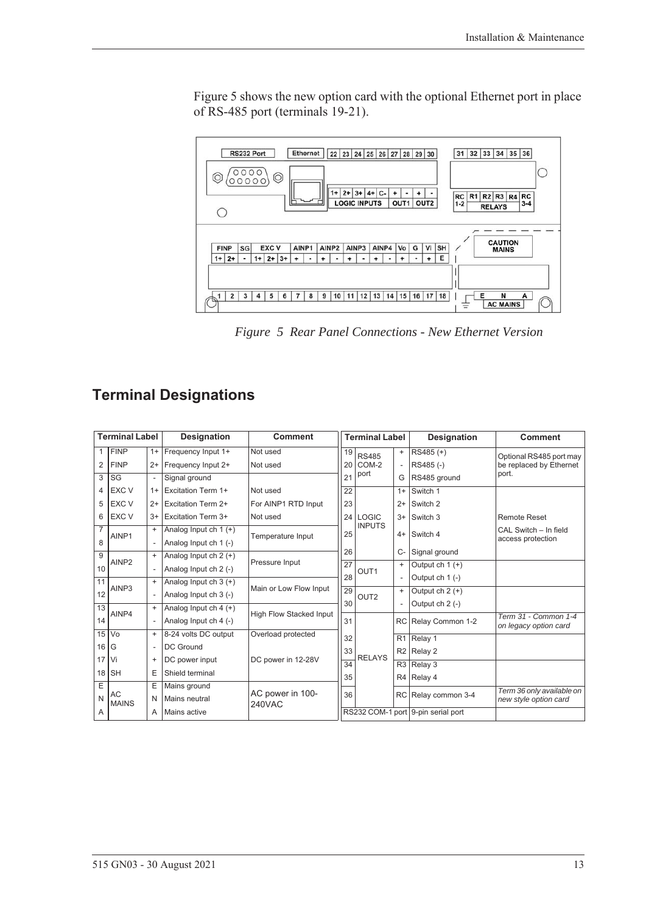Figure 5 shows the new option card with the optional Ethernet port in place of RS-485 port (terminals 19-21).

*Figure 5 Rear Panel Connections - New Ethernet Version*

## Terminal Designations

| Terminal Label | | | Designation | Comment |
|---|---|---|---|---|
| 1 | FINP | 1+ | Frequency Input 1+ | Not used |
| 2 | FINP | 2+ | Frequency Input 2+ | Not used |
| 3 | SG | - | Signal ground | |
| 4 | EXC V | 1+ | Excitation Term 1+ | Not used |
| 5 | EXC V | 2+ | Excitation Term 2+ | For AINP1 RTD Input |
| 6 | EXC V | 3+ | Excitation Term 3+ | Not used |
| 7 | AINP1 | + | Analog Input ch 1 (+) | Temperature Input |
| 8 | AINP1 | - | Analog Input ch 1 (-) | Temperature Input |
| 9 | AINP2 | + | Analog Input ch 2 (+) | Pressure Input |
| 10 | AINP2 | - | Analog Input ch 2 (-) | Pressure Input |
| 11 | AINP3 | + | Analog Input ch 3 (+) | Main or Low Flow Input |
| 12 | AINP3 | - | Analog Input ch 3 (-) | Main or Low Flow Input |
| 13 | AINP4 | + | Analog Input ch 4 (+) | High Flow Stacked Input |
| 14 | AINP4 | - | Analog Input ch 4 (-) | High Flow Stacked Input |
| 15 | Vo | + | 8-24 volts DC output | Overload protected |
| 16 | G | - | DC Ground | |
| 17 | Vi | + | DC power input | DC power in 12-28V |
| 18 | SH | E | Shield terminal | |
| E | AC MAINS | E | Mains ground | |
| N | AC MAINS | N | Mains neutral | AC power in 100-240VAC |
| A | AC MAINS | A | Mains active | AC power in 100-240VAC |

| Terminal Label | | | Designation | Comment |
|---|---|---|---|---|
| 19 | RS485 COM-2 port | + | RS485 (+) | Optional RS485 port may be replaced by Ethernet port. |
| 20 | RS485 COM-2 port | - | RS485 (-) | Optional RS485 port may be replaced by Ethernet port. |
| 21 | RS485 COM-2 port | G | RS485 ground | Optional RS485 port may be replaced by Ethernet port. |
| 22 | LOGIC INPUTS | 1+ | Switch 1 | |
| 23 | LOGIC INPUTS | 2+ | Switch 2 | |
| 24 | LOGIC INPUTS | 3+ | Switch 3 | Remote Reset |
| 25 | LOGIC INPUTS | 4+ | Switch 4 | CAL Switch – In field access protection |
| 26 | LOGIC INPUTS | C- | Signal ground | |
| 27 | OUT1 | + | Output ch 1 (+) | |
| 28 | OUT1 | - | Output ch 1 (-) | |
| 29 | OUT2 | + | Output ch 2 (+) | |
| 30 | OUT2 | - | Output ch 2 (-) | |
| 31 | RELAYS | RC | Relay Common 1-2 | *Term 31 - Common 1-4 on legacy option card* |
| 32 | RELAYS | R1 | Relay 1 | |
| 33 | RELAYS | R2 | Relay 2 | |
| 34 | RELAYS | R3 | Relay 3 | |
| 35 | RELAYS | R4 | Relay 4 | |
| 36 | RELAYS | RC | Relay common 3-4 | *Term 36 only available on new style option card* |
| RS232 COM-1 port | | | 9-pin serial port | |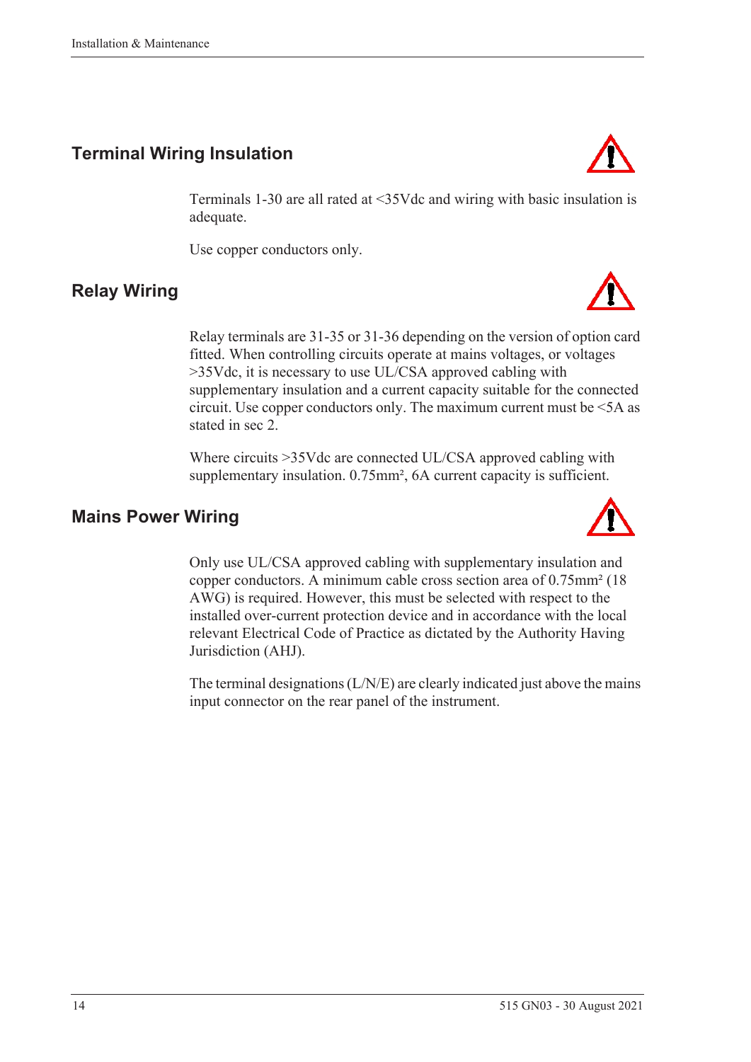## Terminal Wiring Insulation

Terminals 1-30 are all rated at <35Vdc and wiring with basic insulation is adequate.

Use copper conductors only.

## Relay Wiring

Relay terminals are 31-35 or 31-36 depending on the version of option card fitted. When controlling circuits operate at mains voltages, or voltages >35Vdc, it is necessary to use UL/CSA approved cabling with supplementary insulation and a current capacity suitable for the connected circuit. Use copper conductors only. The maximum current must be <5A as stated in sec 2.

Where circuits >35Vdc are connected UL/CSA approved cabling with supplementary insulation. 0.75mm², 6A current capacity is sufficient.

## Mains Power Wiring

Only use UL/CSA approved cabling with supplementary insulation and copper conductors. A minimum cable cross section area of 0.75mm² (18 AWG) is required. However, this must be selected with respect to the installed over-current protection device and in accordance with the local relevant Electrical Code of Practice as dictated by the Authority Having Jurisdiction (AHJ).

The terminal designations (L/N/E) are clearly indicated just above the mains input connector on the rear panel of the instrument.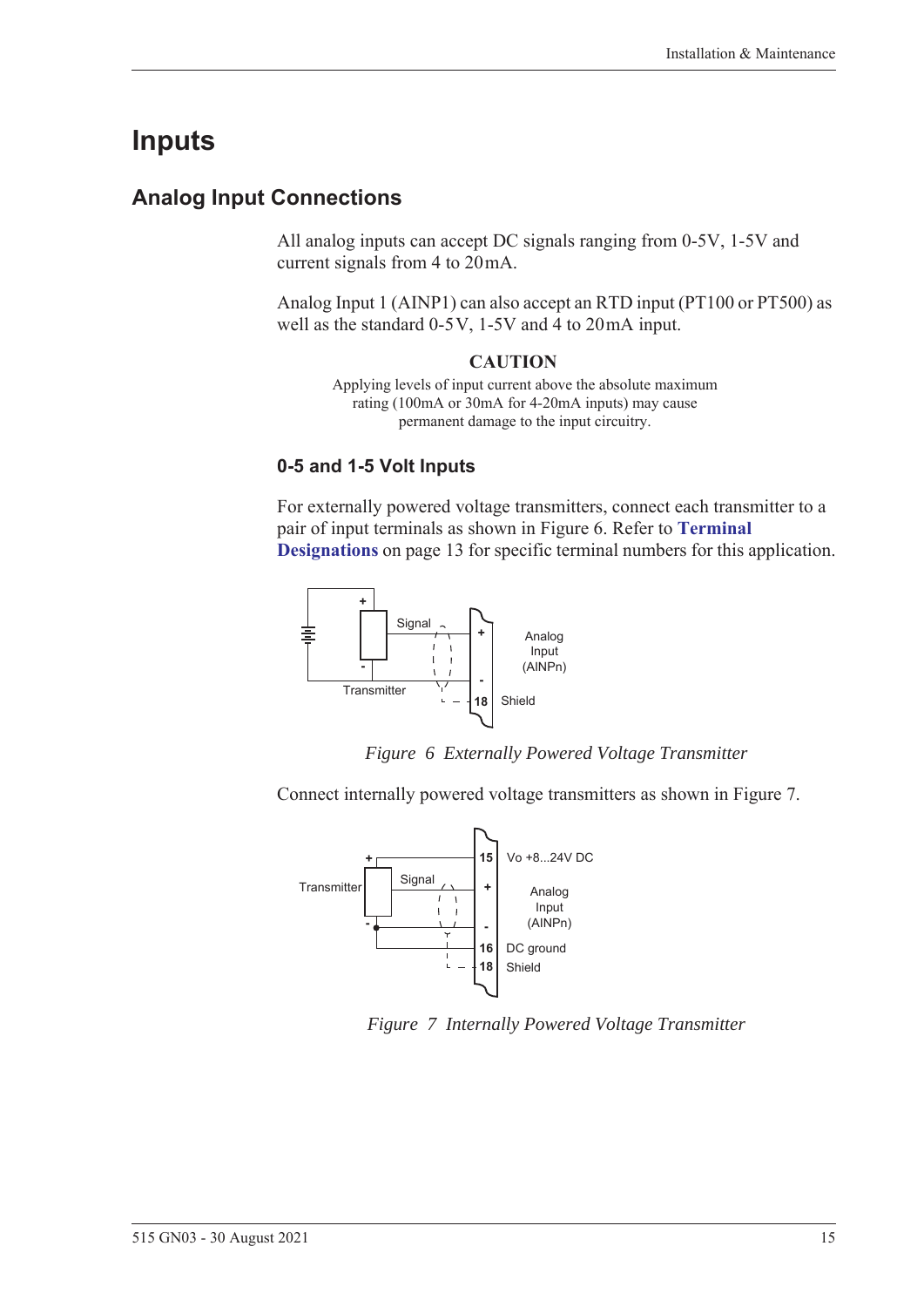# Inputs

## Analog Input Connections

All analog inputs can accept DC signals ranging from 0-5V, 1-5V and current signals from 4 to 20mA.

Analog Input 1 (AINP1) can also accept an RTD input (PT100 or PT500) as well as the standard 0-5V, 1-5V and 4 to 20mA input.

**CAUTION**

Applying levels of input current above the absolute maximum rating (100mA or 30mA for 4-20mA inputs) may cause permanent damage to the input circuitry.

### 0-5 and 1-5 Volt Inputs

For externally powered voltage transmitters, connect each transmitter to a pair of input terminals as shown in Figure 6. Refer to **Terminal Designations** on page 13 for specific terminal numbers for this application.

*Figure 6 Externally Powered Voltage Transmitter*

Connect internally powered voltage transmitters as shown in Figure 7.

*Figure 7 Internally Powered Voltage Transmitter*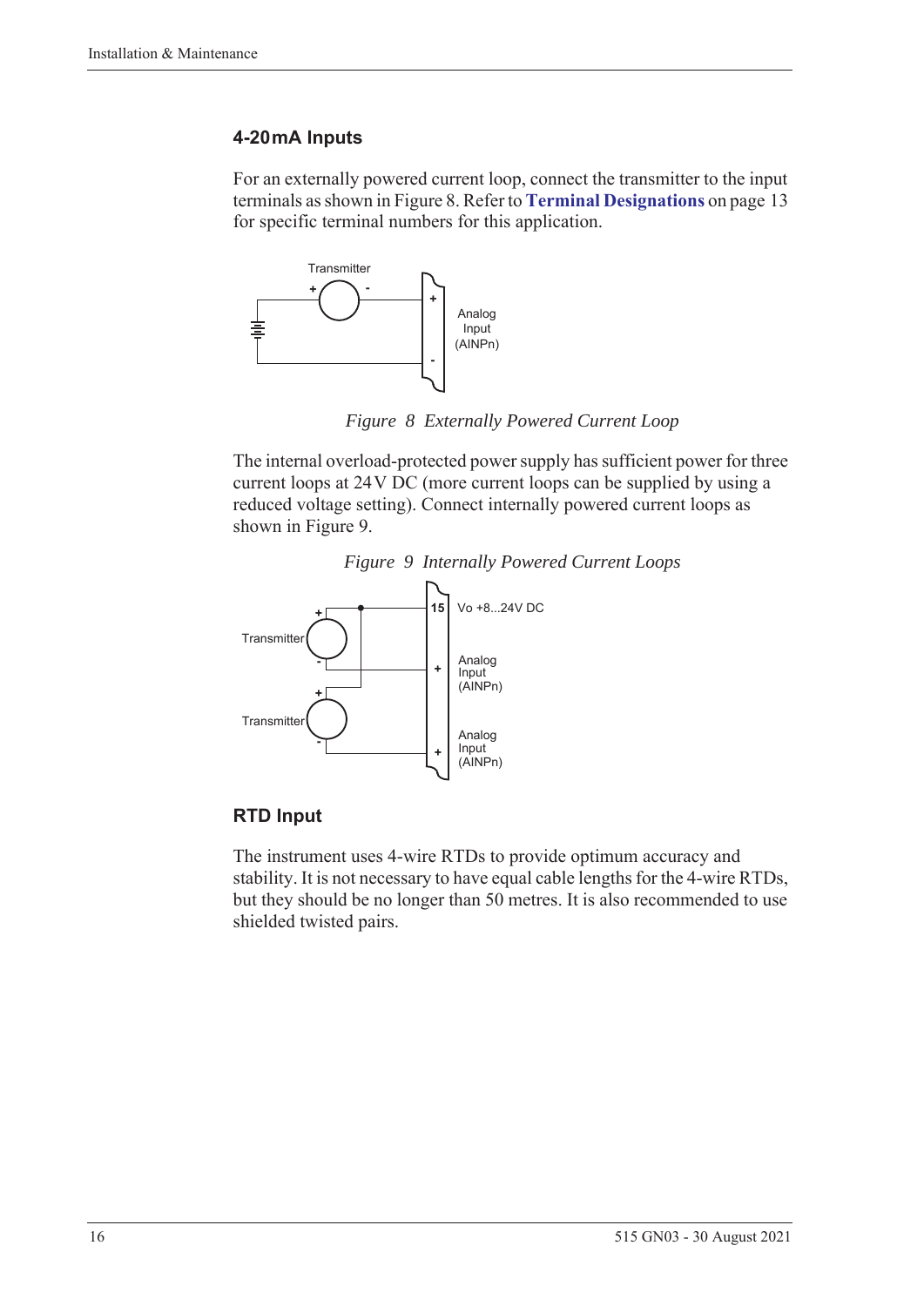### 4-20mA Inputs

For an externally powered current loop, connect the transmitter to the input terminals as shown in Figure 8. Refer to **Terminal Designations** on page 13 for specific terminal numbers for this application.

*Figure 8 Externally Powered Current Loop*

The internal overload-protected power supply has sufficient power for three current loops at 24 V DC (more current loops can be supplied by using a reduced voltage setting). Connect internally powered current loops as shown in Figure 9.

*Figure 9 Internally Powered Current Loops*

### RTD Input

The instrument uses 4-wire RTDs to provide optimum accuracy and stability. It is not necessary to have equal cable lengths for the 4-wire RTDs, but they should be no longer than 50 metres. It is also recommended to use shielded twisted pairs.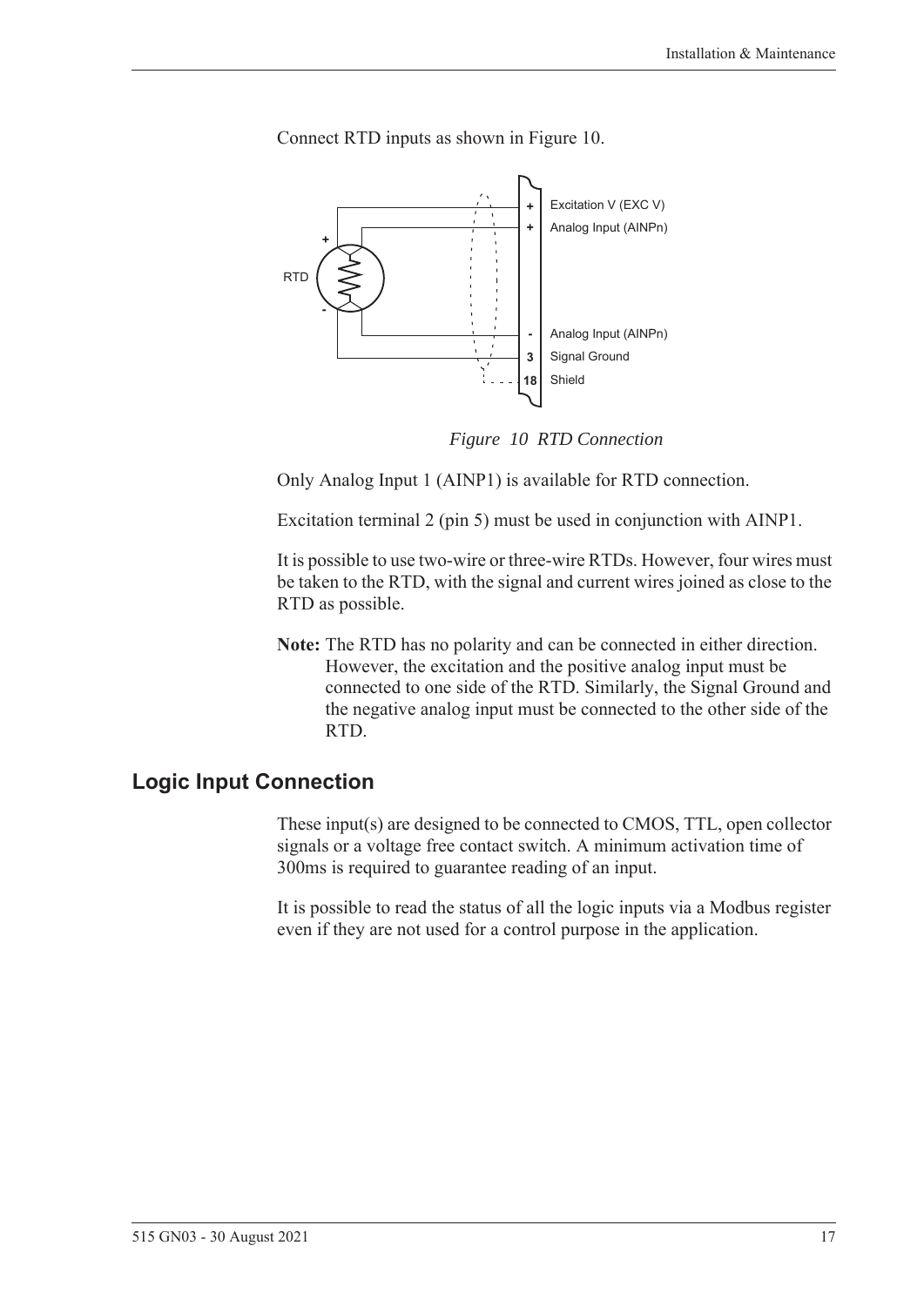Connect RTD inputs as shown in Figure 10.

*Figure 10 RTD Connection*

Only Analog Input 1 (AINP1) is available for RTD connection.

Excitation terminal 2 (pin 5) must be used in conjunction with AINP1.

It is possible to use two-wire or three-wire RTDs. However, four wires must be taken to the RTD, with the signal and current wires joined as close to the RTD as possible.

**Note:** The RTD has no polarity and can be connected in either direction. However, the excitation and the positive analog input must be connected to one side of the RTD. Similarly, the Signal Ground and the negative analog input must be connected to the other side of the RTD.

## Logic Input Connection

These input(s) are designed to be connected to CMOS, TTL, open collector signals or a voltage free contact switch. A minimum activation time of 300ms is required to guarantee reading of an input.

It is possible to read the status of all the logic inputs via a Modbus register even if they are not used for a control purpose in the application.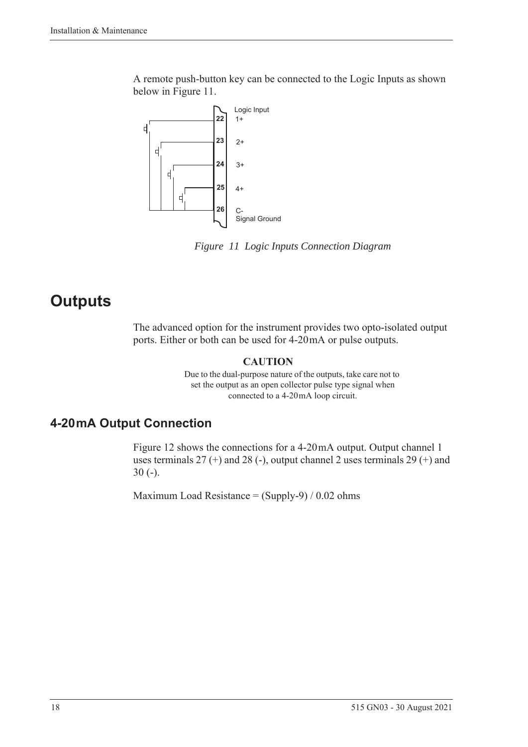A remote push-button key can be connected to the Logic Inputs as shown below in Figure 11.

*Figure 11 Logic Inputs Connection Diagram*

# Outputs

The advanced option for the instrument provides two opto-isolated output ports. Either or both can be used for 4-20mA or pulse outputs.

**CAUTION**

Due to the dual-purpose nature of the outputs, take care not to set the output as an open collector pulse type signal when connected to a 4-20mA loop circuit.

## 4-20mA Output Connection

Figure 12 shows the connections for a 4-20mA output. Output channel 1 uses terminals 27 (+) and 28 (-), output channel 2 uses terminals 29 (+) and 30 (-).

Maximum Load Resistance = (Supply-9) / 0.02 ohms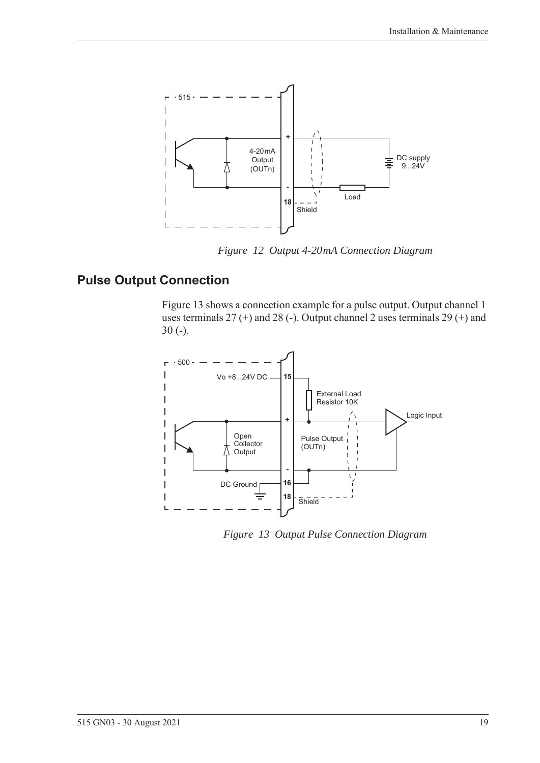*Figure 12 Output 4-20mA Connection Diagram*

## Pulse Output Connection

Figure 13 shows a connection example for a pulse output. Output channel 1 uses terminals 27 (+) and 28 (-). Output channel 2 uses terminals 29 (+) and 30 (-).

*Figure 13 Output Pulse Connection Diagram*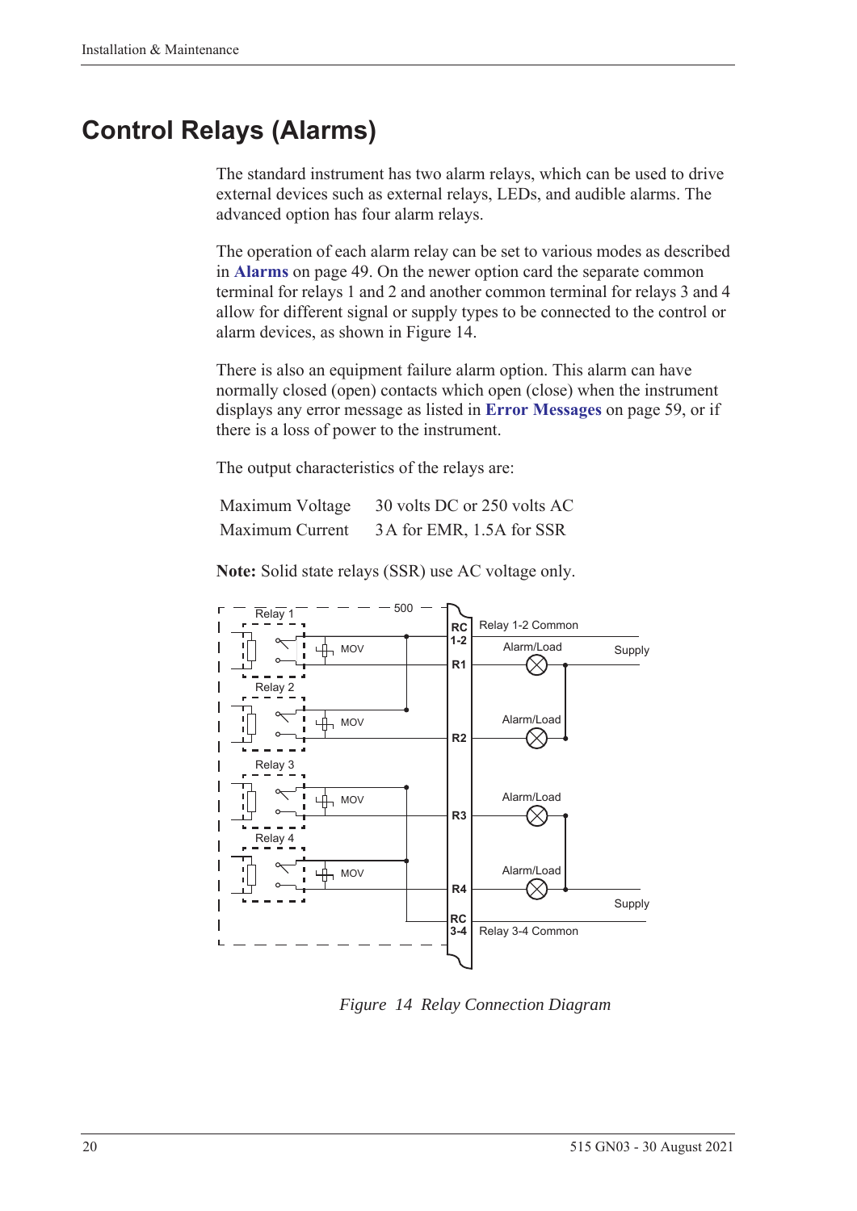# Control Relays (Alarms)

The standard instrument has two alarm relays, which can be used to drive external devices such as external relays, LEDs, and audible alarms. The advanced option has four alarm relays.

The operation of each alarm relay can be set to various modes as described in **Alarms** on page 49. On the newer option card the separate common terminal for relays 1 and 2 and another common terminal for relays 3 and 4 allow for different signal or supply types to be connected to the control or alarm devices, as shown in Figure 14.

There is also an equipment failure alarm option. This alarm can have normally closed (open) contacts which open (close) when the instrument displays any error message as listed in **Error Messages** on page 59, or if there is a loss of power to the instrument.

The output characteristics of the relays are:

| | |
|---|---|
| Maximum Voltage | 30 volts DC or 250 volts AC |
| Maximum Current | 3 A for EMR, 1.5A for SSR |

**Note:** Solid state relays (SSR) use AC voltage only.

*Figure 14 Relay Connection Diagram*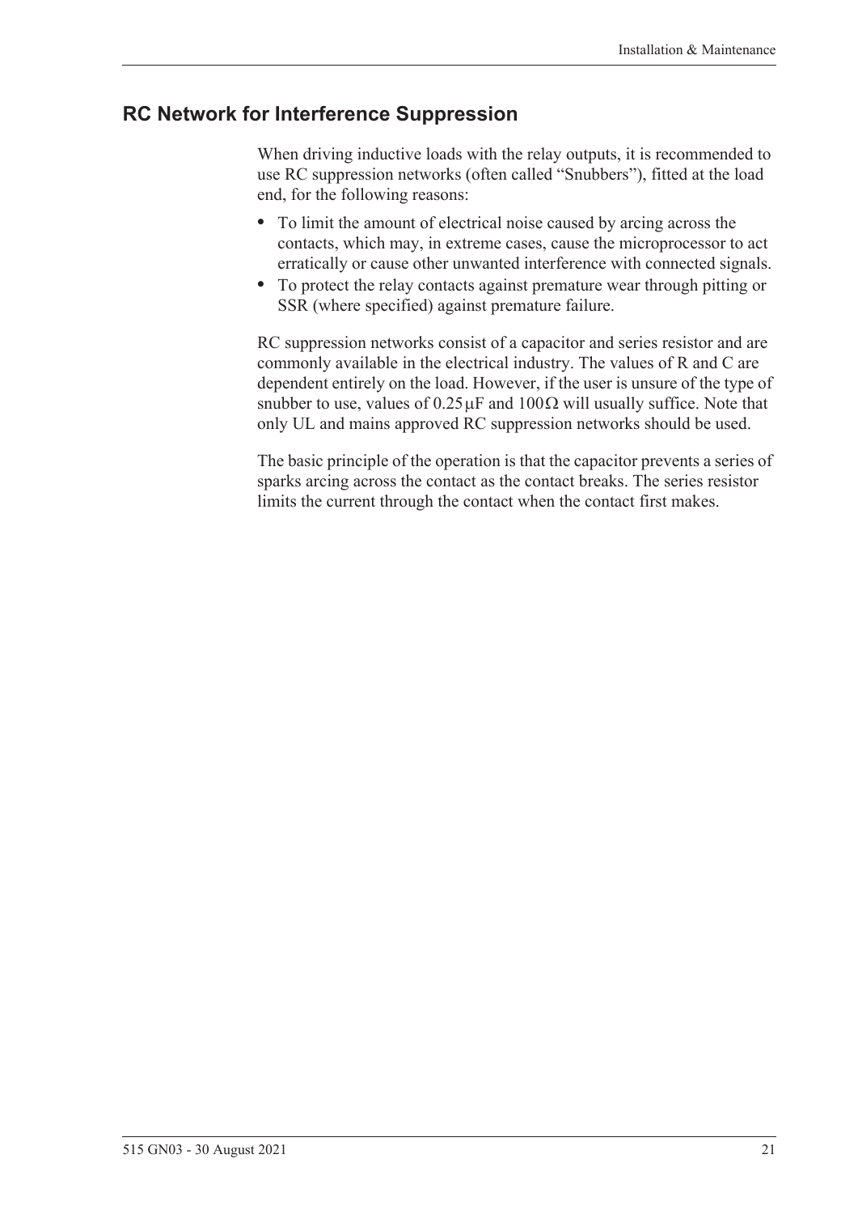## RC Network for Interference Suppression

When driving inductive loads with the relay outputs, it is recommended to use RC suppression networks (often called "Snubbers"), fitted at the load end, for the following reasons:

- To limit the amount of electrical noise caused by arcing across the contacts, which may, in extreme cases, cause the microprocessor to act erratically or cause other unwanted interference with connected signals.
- To protect the relay contacts against premature wear through pitting or SSR (where specified) against premature failure.

RC suppression networks consist of a capacitor and series resistor and are commonly available in the electrical industry. The values of R and C are dependent entirely on the load. However, if the user is unsure of the type of snubber to use, values of $0.25\,\mu F$ and $100\,\Omega$ will usually suffice. Note that only UL and mains approved RC suppression networks should be used.

The basic principle of the operation is that the capacitor prevents a series of sparks arcing across the contact as the contact breaks. The series resistor limits the current through the contact when the contact first makes.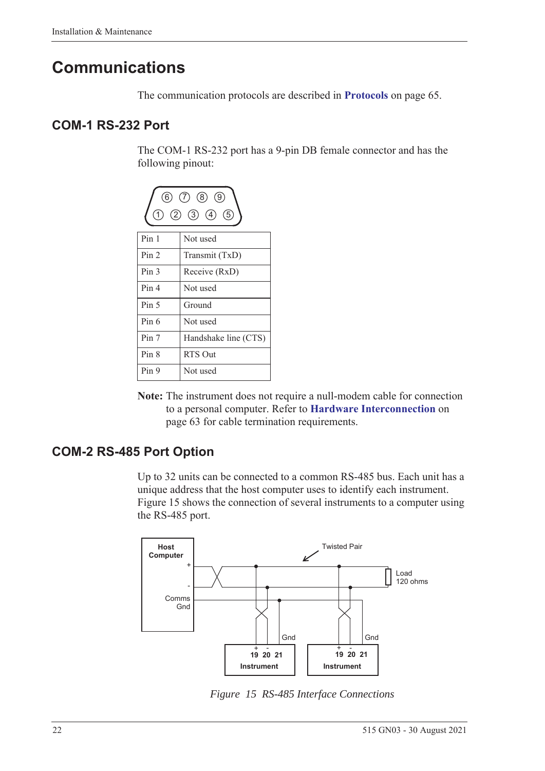# Communications

The communication protocols are described in **Protocols** on page 65.

## COM-1 RS-232 Port

The COM-1 RS-232 port has a 9-pin DB female connector and has the following pinout:

| Pin | Function |
|---|---|
| Pin 1 | Not used |
| Pin 2 | Transmit (TxD) |
| Pin 3 | Receive (RxD) |
| Pin 4 | Not used |
| Pin 5 | Ground |
| Pin 6 | Not used |
| Pin 7 | Handshake line (CTS) |
| Pin 8 | RTS Out |
| Pin 9 | Not used |

**Note:** The instrument does not require a null-modem cable for connection to a personal computer. Refer to **Hardware Interconnection** on page 63 for cable termination requirements.

## COM-2 RS-485 Port Option

Up to 32 units can be connected to a common RS-485 bus. Each unit has a unique address that the host computer uses to identify each instrument. Figure 15 shows the connection of several instruments to a computer using the RS-485 port.

*Figure 15 RS-485 Interface Connections*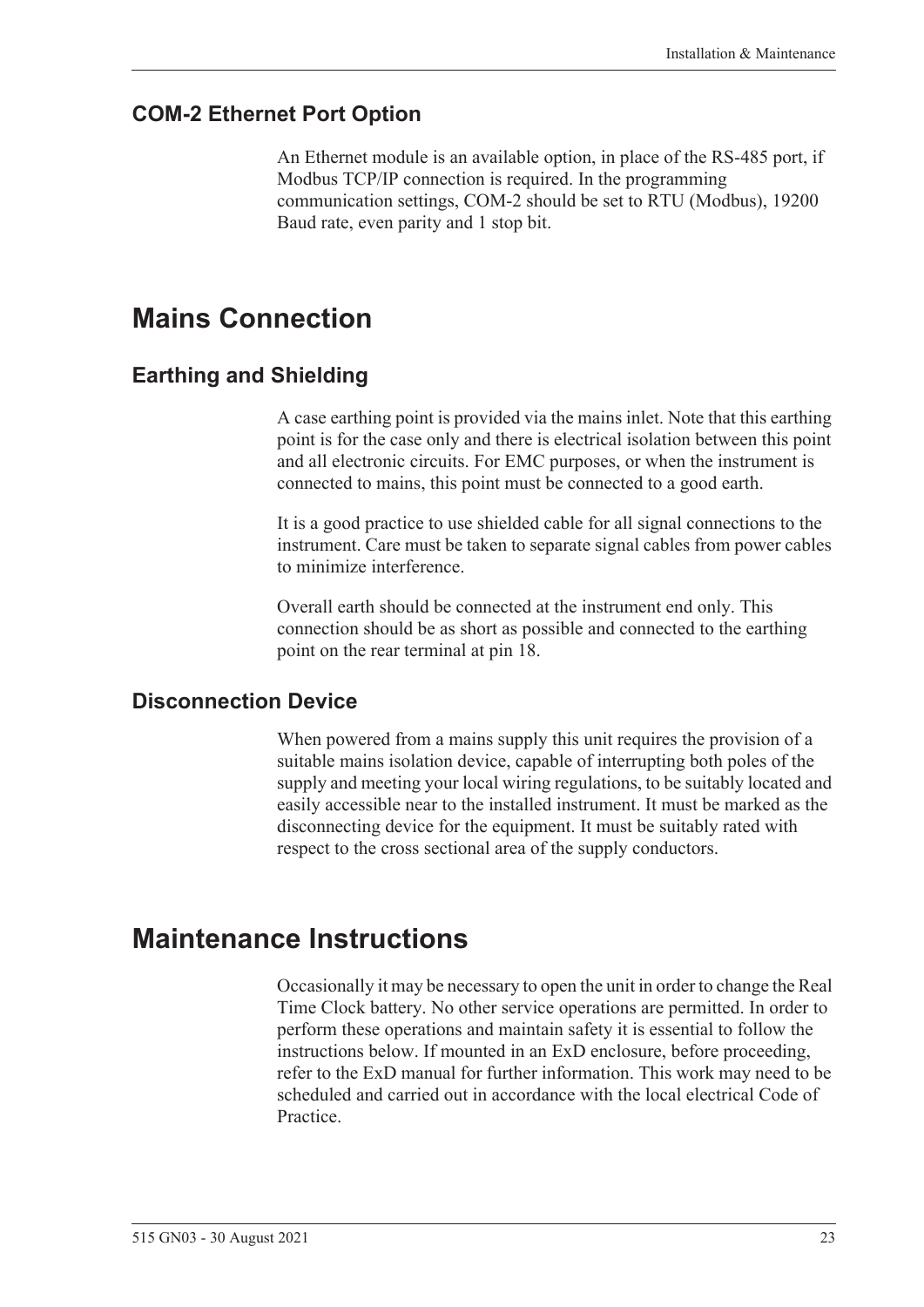### COM-2 Ethernet Port Option

An Ethernet module is an available option, in place of the RS-485 port, if Modbus TCP/IP connection is required. In the programming communication settings, COM-2 should be set to RTU (Modbus), 19200 Baud rate, even parity and 1 stop bit.

## Mains Connection

### Earthing and Shielding

A case earthing point is provided via the mains inlet. Note that this earthing point is for the case only and there is electrical isolation between this point and all electronic circuits. For EMC purposes, or when the instrument is connected to mains, this point must be connected to a good earth.

It is a good practice to use shielded cable for all signal connections to the instrument. Care must be taken to separate signal cables from power cables to minimize interference.

Overall earth should be connected at the instrument end only. This connection should be as short as possible and connected to the earthing point on the rear terminal at pin 18.

### Disconnection Device

When powered from a mains supply this unit requires the provision of a suitable mains isolation device, capable of interrupting both poles of the supply and meeting your local wiring regulations, to be suitably located and easily accessible near to the installed instrument. It must be marked as the disconnecting device for the equipment. It must be suitably rated with respect to the cross sectional area of the supply conductors.

## Maintenance Instructions

Occasionally it may be necessary to open the unit in order to change the Real Time Clock battery. No other service operations are permitted. In order to perform these operations and maintain safety it is essential to follow the instructions below. If mounted in an ExD enclosure, before proceeding, refer to the ExD manual for further information. This work may need to be scheduled and carried out in accordance with the local electrical Code of Practice.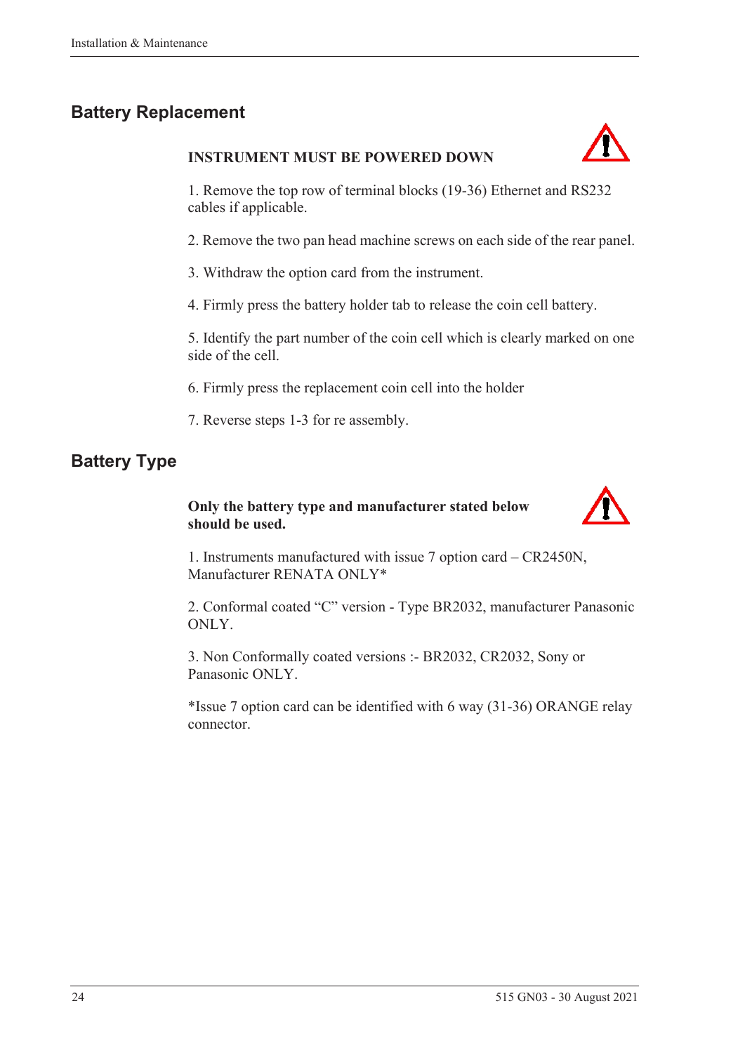## Battery Replacement

**INSTRUMENT MUST BE POWERED DOWN**

1. Remove the top row of terminal blocks (19-36) Ethernet and RS232 cables if applicable.

2. Remove the two pan head machine screws on each side of the rear panel.

3. Withdraw the option card from the instrument.

4. Firmly press the battery holder tab to release the coin cell battery.

5. Identify the part number of the coin cell which is clearly marked on one side of the cell.

6. Firmly press the replacement coin cell into the holder

7. Reverse steps 1-3 for re assembly.

## Battery Type

**Only the battery type and manufacturer stated below should be used.**

1. Instruments manufactured with issue 7 option card – CR2450N, Manufacturer RENATA ONLY*

2. Conformal coated "C" version - Type BR2032, manufacturer Panasonic ONLY.

3. Non Conformally coated versions :- BR2032, CR2032, Sony or Panasonic ONLY.

*Issue 7 option card can be identified with 6 way (31-36) ORANGE relay connector.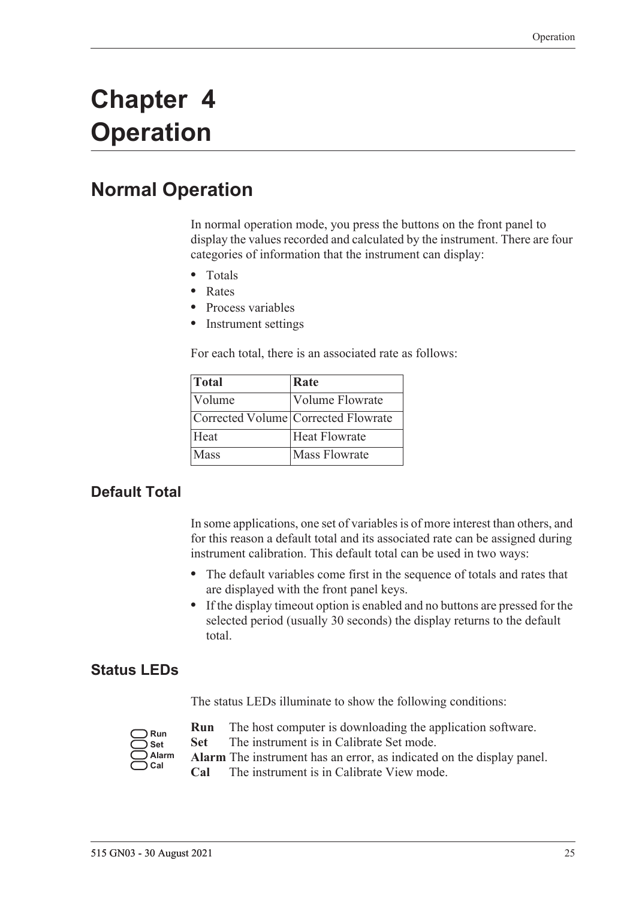# Chapter 4 Operation

## Normal Operation

In normal operation mode, you press the buttons on the front panel to display the values recorded and calculated by the instrument. There are four categories of information that the instrument can display:

- Totals
- Rates
- Process variables
- Instrument settings

For each total, there is an associated rate as follows:

| Total | Rate |
|---|---|
| Volume | Volume Flowrate |
| Corrected Volume | Corrected Flowrate |
| Heat | Heat Flowrate |
| Mass | Mass Flowrate |

### Default Total

In some applications, one set of variables is of more interest than others, and for this reason a default total and its associated rate can be assigned during instrument calibration. This default total can be used in two ways:

- The default variables come first in the sequence of totals and rates that are displayed with the front panel keys.
- If the display timeout option is enabled and no buttons are pressed for the selected period (usually 30 seconds) the display returns to the default total.

### Status LEDs

The status LEDs illuminate to show the following conditions:

**Run** The host computer is downloading the application software.
**Set** The instrument is in Calibrate Set mode.
**Alarm** The instrument has an error, as indicated on the display panel.
**Cal** The instrument is in Calibrate View mode.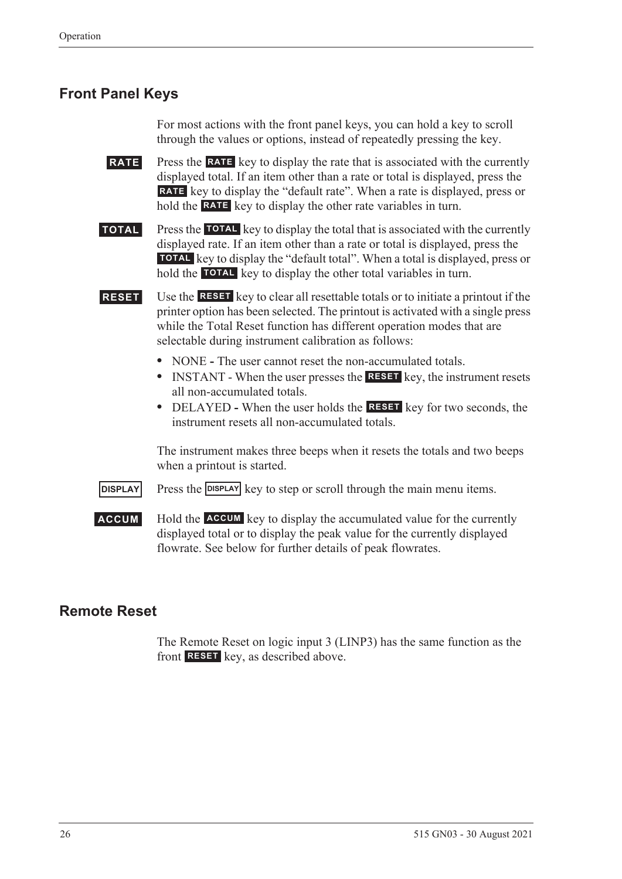## Front Panel Keys

For most actions with the front panel keys, you can hold a key to scroll through the values or options, instead of repeatedly pressing the key.

**RATE** Press the **RATE** key to display the rate that is associated with the currently displayed total. If an item other than a rate or total is displayed, press the **RATE** key to display the "default rate". When a rate is displayed, press or hold the **RATE** key to display the other rate variables in turn.

**TOTAL** Press the **TOTAL** key to display the total that is associated with the currently displayed rate. If an item other than a rate or total is displayed, press the **TOTAL** key to display the "default total". When a total is displayed, press or hold the **TOTAL** key to display the other total variables in turn.

**RESET** Use the **RESET** key to clear all resettable totals or to initiate a printout if the printer option has been selected. The printout is activated with a single press while the Total Reset function has different operation modes that are selectable during instrument calibration as follows:

- NONE **-** The user cannot reset the non-accumulated totals.
- INSTANT - When the user presses the **RESET** key, the instrument resets all non-accumulated totals.
- DELAYED **-** When the user holds the **RESET** key for two seconds, the instrument resets all non-accumulated totals.

The instrument makes three beeps when it resets the totals and two beeps when a printout is started.

**DISPLAY** Press the **DISPLAY** key to step or scroll through the main menu items.

**ACCUM** Hold the **ACCUM** key to display the accumulated value for the currently displayed total or to display the peak value for the currently displayed flowrate. See below for further details of peak flowrates.

## Remote Reset

The Remote Reset on logic input 3 (LINP3) has the same function as the front **RESET** key, as described above.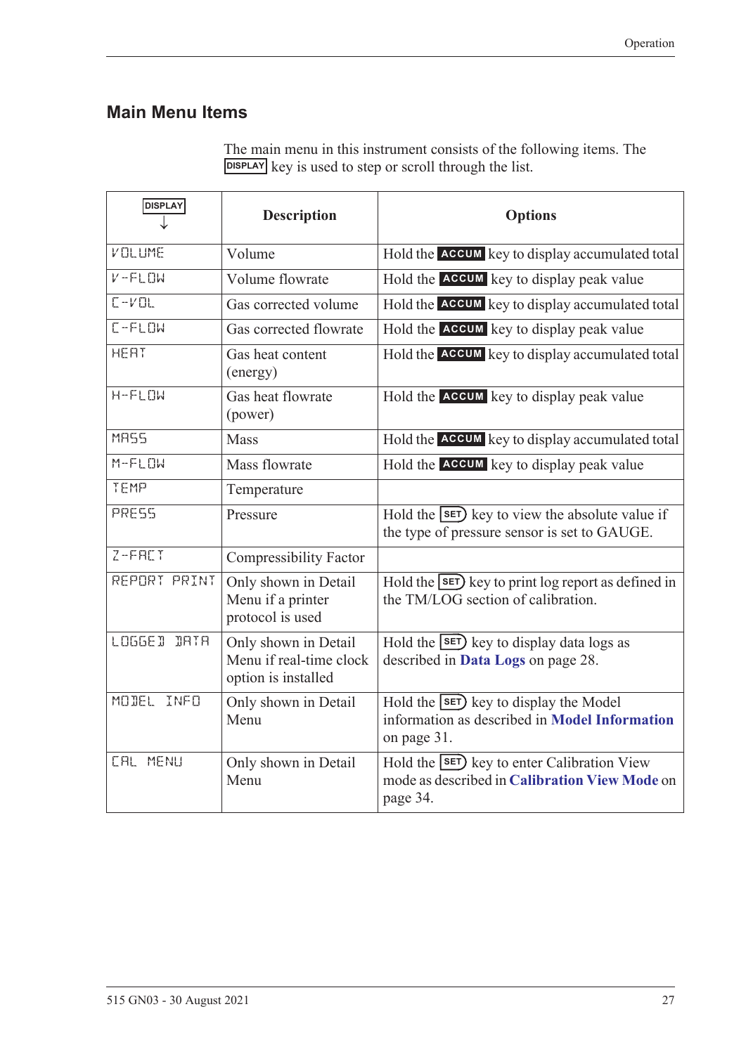## Main Menu Items

The main menu in this instrument consists of the following items. The DISPLAY key is used to step or scroll through the list.

| DISPLAY ↓ | Description | Options |
|---|---|---|
| VOLUME | Volume | Hold the ACCUM key to display accumulated total |
| V-FLOW | Volume flowrate | Hold the ACCUM key to display peak value |
| C-VOL | Gas corrected volume | Hold the ACCUM key to display accumulated total |
| C-FLOW | Gas corrected flowrate | Hold the ACCUM key to display peak value |
| HEAT | Gas heat content (energy) | Hold the ACCUM key to display accumulated total |
| H-FLOW | Gas heat flowrate (power) | Hold the ACCUM key to display peak value |
| MASS | Mass | Hold the ACCUM key to display accumulated total |
| M-FLOW | Mass flowrate | Hold the ACCUM key to display peak value |
| TEMP | Temperature | |
| PRESS | Pressure | Hold the SET key to view the absolute value if the type of pressure sensor is set to GAUGE. |
| Z-FACT | Compressibility Factor | |
| REPORT PRINT | Only shown in Detail Menu if a printer protocol is used | Hold the SET key to print log report as defined in the TM/LOG section of calibration. |
| LOGGED DATA | Only shown in Detail Menu if real-time clock option is installed | Hold the SET key to display data logs as described in **Data Logs** on page 28. |
| MODEL INFO | Only shown in Detail Menu | Hold the SET key to display the Model information as described in **Model Information** on page 31. |
| CAL MENU | Only shown in Detail Menu | Hold the SET key to enter Calibration View mode as described in **Calibration View Mode** on page 34. |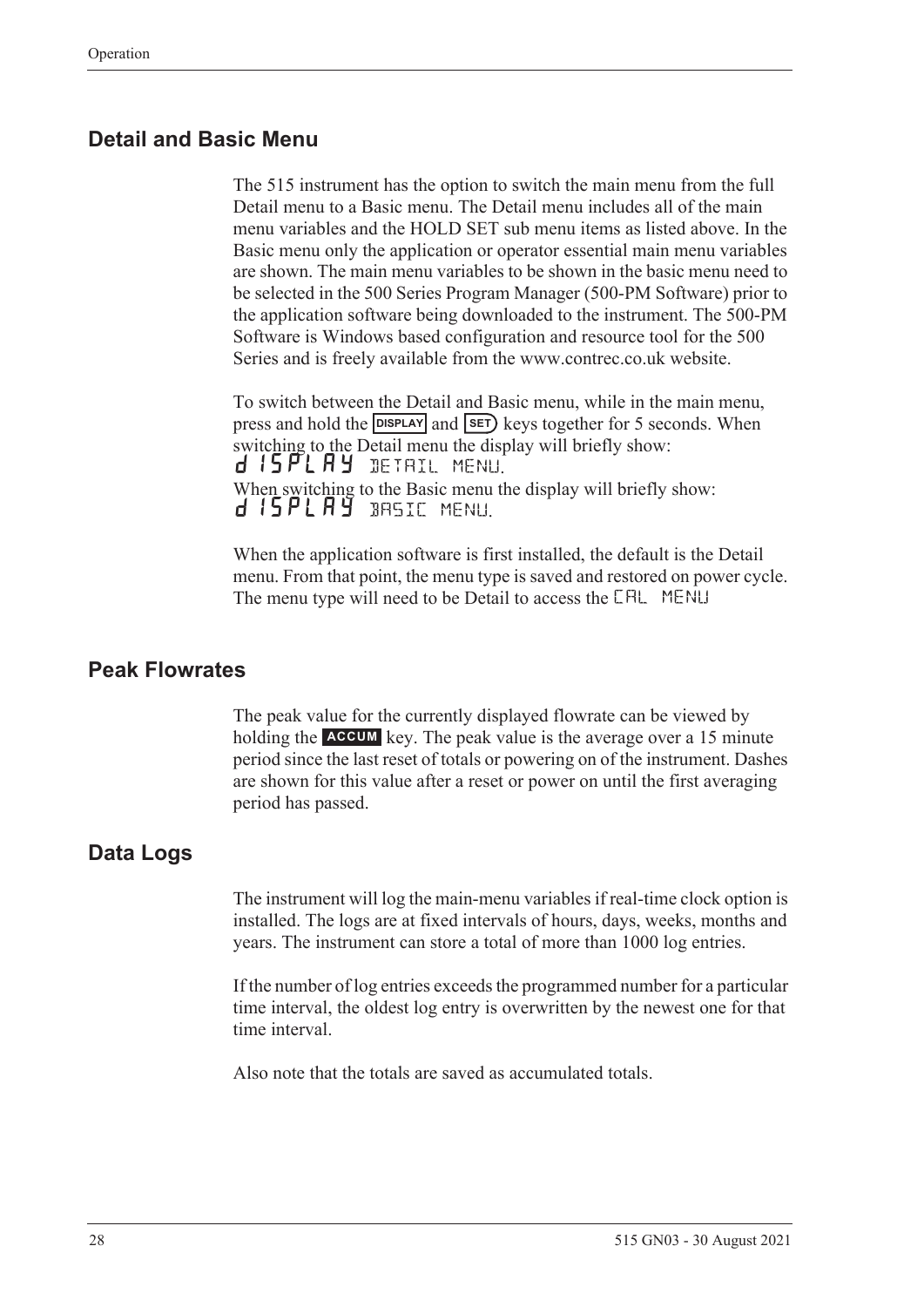## Detail and Basic Menu

The 515 instrument has the option to switch the main menu from the full Detail menu to a Basic menu. The Detail menu includes all of the main menu variables and the HOLD SET sub menu items as listed above. In the Basic menu only the application or operator essential main menu variables are shown. The main menu variables to be shown in the basic menu need to be selected in the 500 Series Program Manager (500-PM Software) prior to the application software being downloaded to the instrument. The 500-PM Software is Windows based configuration and resource tool for the 500 Series and is freely available from the www.contrec.co.uk website.

To switch between the Detail and Basic menu, while in the main menu, press and hold the **DISPLAY** and **SET** keys together for 5 seconds. When switching to the Detail menu the display will briefly show:
dISPLAY DETAIL MENU.
When switching to the Basic menu the display will briefly show:
dISPLAY BASIC MENU.

When the application software is first installed, the default is the Detail menu. From that point, the menu type is saved and restored on power cycle. The menu type will need to be Detail to access the CAL MENU

## Peak Flowrates

The peak value for the currently displayed flowrate can be viewed by holding the **ACCUM** key. The peak value is the average over a 15 minute period since the last reset of totals or powering on of the instrument. Dashes are shown for this value after a reset or power on until the first averaging period has passed.

## Data Logs

The instrument will log the main-menu variables if real-time clock option is installed. The logs are at fixed intervals of hours, days, weeks, months and years. The instrument can store a total of more than 1000 log entries.

If the number of log entries exceeds the programmed number for a particular time interval, the oldest log entry is overwritten by the newest one for that time interval.

Also note that the totals are saved as accumulated totals.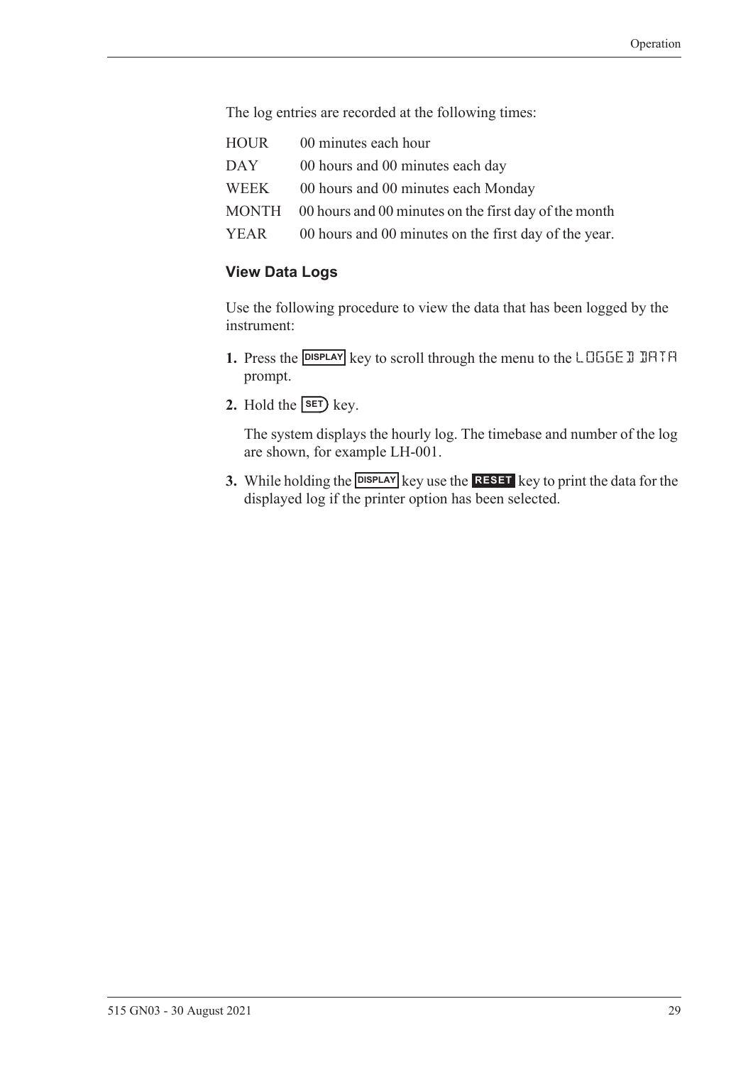The log entries are recorded at the following times:

| | |
|---|---|
| HOUR | 00 minutes each hour |
| DAY | 00 hours and 00 minutes each day |
| WEEK | 00 hours and 00 minutes each Monday |
| MONTH | 00 hours and 00 minutes on the first day of the month |
| YEAR | 00 hours and 00 minutes on the first day of the year. |

### View Data Logs

Use the following procedure to view the data that has been logged by the instrument:

1. Press the **DISPLAY** key to scroll through the menu to the LOGGED DATA prompt.
2. Hold the **SET** key.

   The system displays the hourly log. The timebase and number of the log are shown, for example LH-001.

3. While holding the **DISPLAY** key use the **RESET** key to print the data for the displayed log if the printer option has been selected.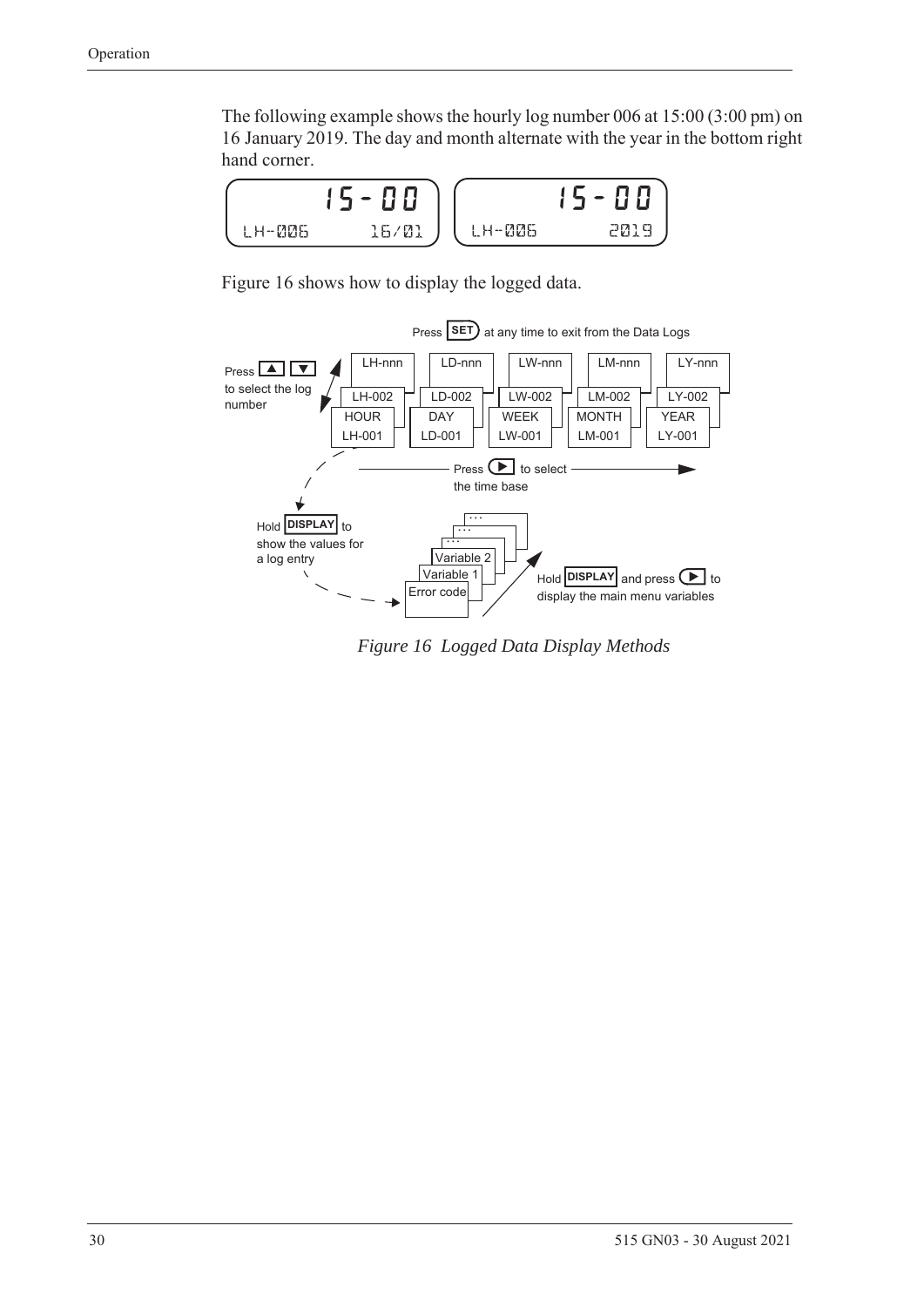The following example shows the hourly log number 006 at 15:00 (3:00 pm) on 16 January 2019. The day and month alternate with the year in the bottom right hand corner.

```
       15-00            15-00
LH-006      16/01   LH-006      2019
```

Figure 16 shows how to display the logged data.

Press SET at any time to exit from the Data Logs

Press ▲ ▼ to select the log number

| HOUR | DAY | WEEK | MONTH | YEAR |
|---|---|---|---|---|
| LH-001 | LD-001 | LW-001 | LM-001 | LY-001 |
| LH-002 | LD-002 | LW-002 | LM-002 | LY-002 |
| LH-nnn | LD-nnn | LW-nnn | LM-nnn | LY-nnn |

Press ► to select the time base

Hold DISPLAY to show the values for a log entry

Error code, Variable 1, Variable 2, …

Hold DISPLAY and press ► to display the main menu variables

*Figure 16 Logged Data Display Methods*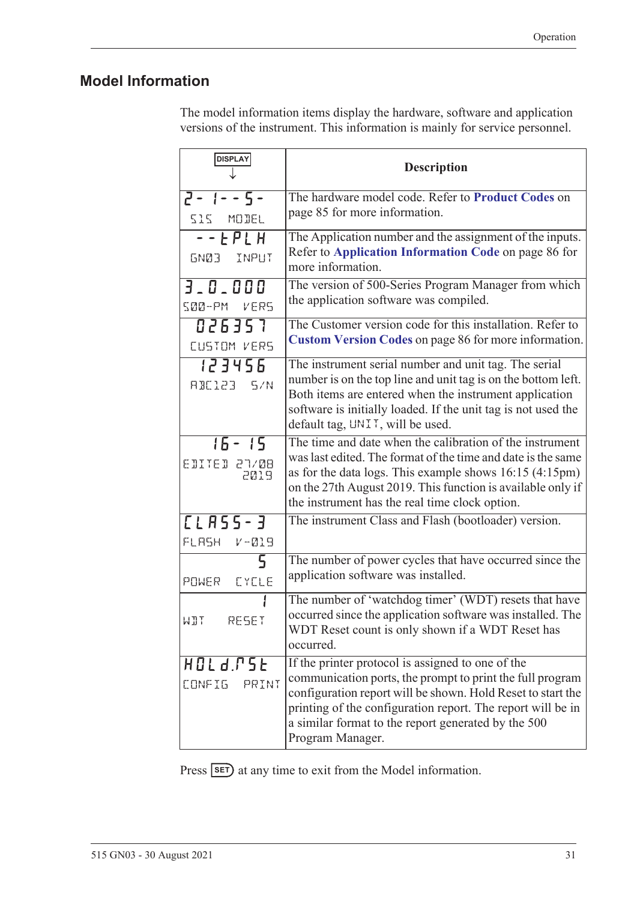## Model Information

The model information items display the hardware, software and application versions of the instrument. This information is mainly for service personnel.

| DISPLAY ↓ | Description |
| --- | --- |
| 2- 1- - 5-<br>515 MODEL | The hardware model code. Refer to **Product Codes** on page 85 for more information. |
| - - EPLH<br>GN03 INPUT | The Application number and the assignment of the inputs. Refer to **Application Information Code** on page 86 for more information. |
| 3_0_000<br>500-PM VERS | The version of 500-Series Program Manager from which the application software was compiled. |
| 026357<br>CUSTOM VERS | The Customer version code for this installation. Refer to **Custom Version Codes** on page 86 for more information. |
| 123456<br>ABC123 S/N | The instrument serial number and unit tag. The serial number is on the top line and unit tag is on the bottom left. Both items are entered when the instrument application software is initially loaded. If the unit tag is not used the default tag, UNIT, will be used. |
| 16- 15<br>EDITED 27/08 2019 | The time and date when the calibration of the instrument was last edited. The format of the time and date is the same as for the data logs. This example shows 16:15 (4:15pm) on the 27th August 2019. This function is available only if the instrument has the real time clock option. |
| CLASS-3<br>FLASH V-019 | The instrument Class and Flash (bootloader) version. |
| 5<br>POWER CYCLE | The number of power cycles that have occurred since the application software was installed. |
| 1<br>WDT RESET | The number of 'watchdog timer' (WDT) resets that have occurred since the application software was installed. The WDT Reset count is only shown if a WDT Reset has occurred. |
| HOLd.rSt<br>CONFIG PRINT | If the printer protocol is assigned to one of the communication ports, the prompt to print the full program configuration report will be shown. Hold Reset to start the printing of the configuration report. The report will be in a similar format to the report generated by the 500 Program Manager. |

Press SET at any time to exit from the Model information.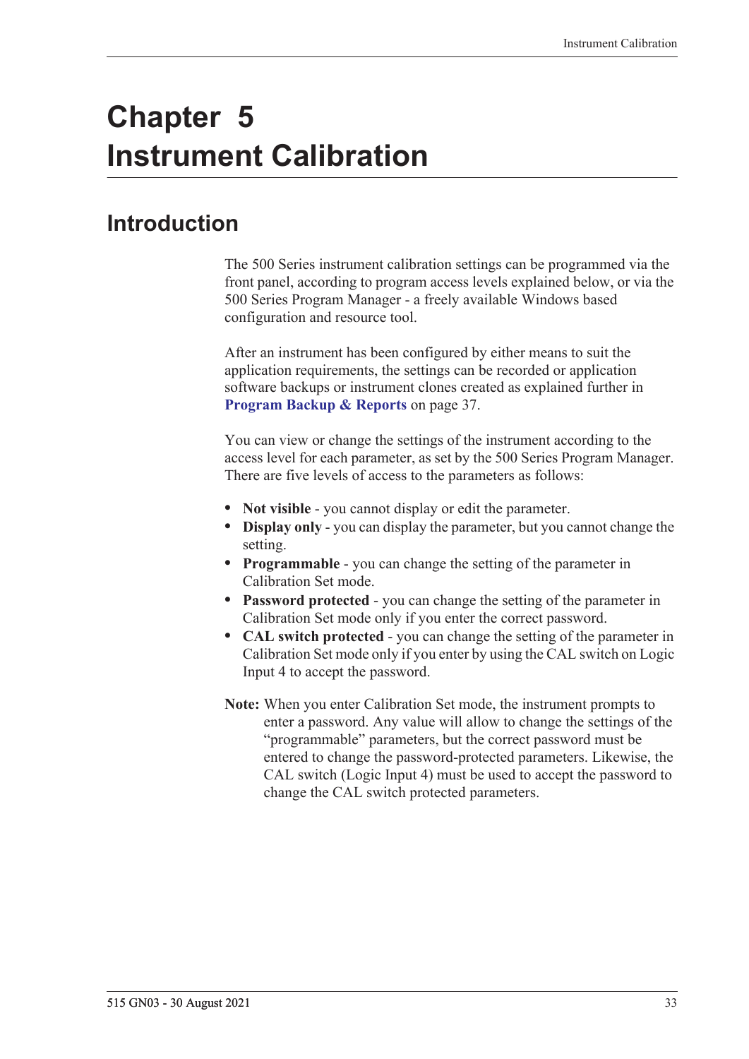# Chapter 5 Instrument Calibration

## Introduction

The 500 Series instrument calibration settings can be programmed via the front panel, according to program access levels explained below, or via the 500 Series Program Manager - a freely available Windows based configuration and resource tool.

After an instrument has been configured by either means to suit the application requirements, the settings can be recorded or application software backups or instrument clones created as explained further in **Program Backup & Reports** on page 37.

You can view or change the settings of the instrument according to the access level for each parameter, as set by the 500 Series Program Manager. There are five levels of access to the parameters as follows:

- **Not visible** - you cannot display or edit the parameter.
- **Display only** - you can display the parameter, but you cannot change the setting.
- **Programmable** - you can change the setting of the parameter in Calibration Set mode.
- **Password protected** - you can change the setting of the parameter in Calibration Set mode only if you enter the correct password.
- **CAL switch protected** - you can change the setting of the parameter in Calibration Set mode only if you enter by using the CAL switch on Logic Input 4 to accept the password.

**Note:** When you enter Calibration Set mode, the instrument prompts to enter a password. Any value will allow to change the settings of the "programmable" parameters, but the correct password must be entered to change the password-protected parameters. Likewise, the CAL switch (Logic Input 4) must be used to accept the password to change the CAL switch protected parameters.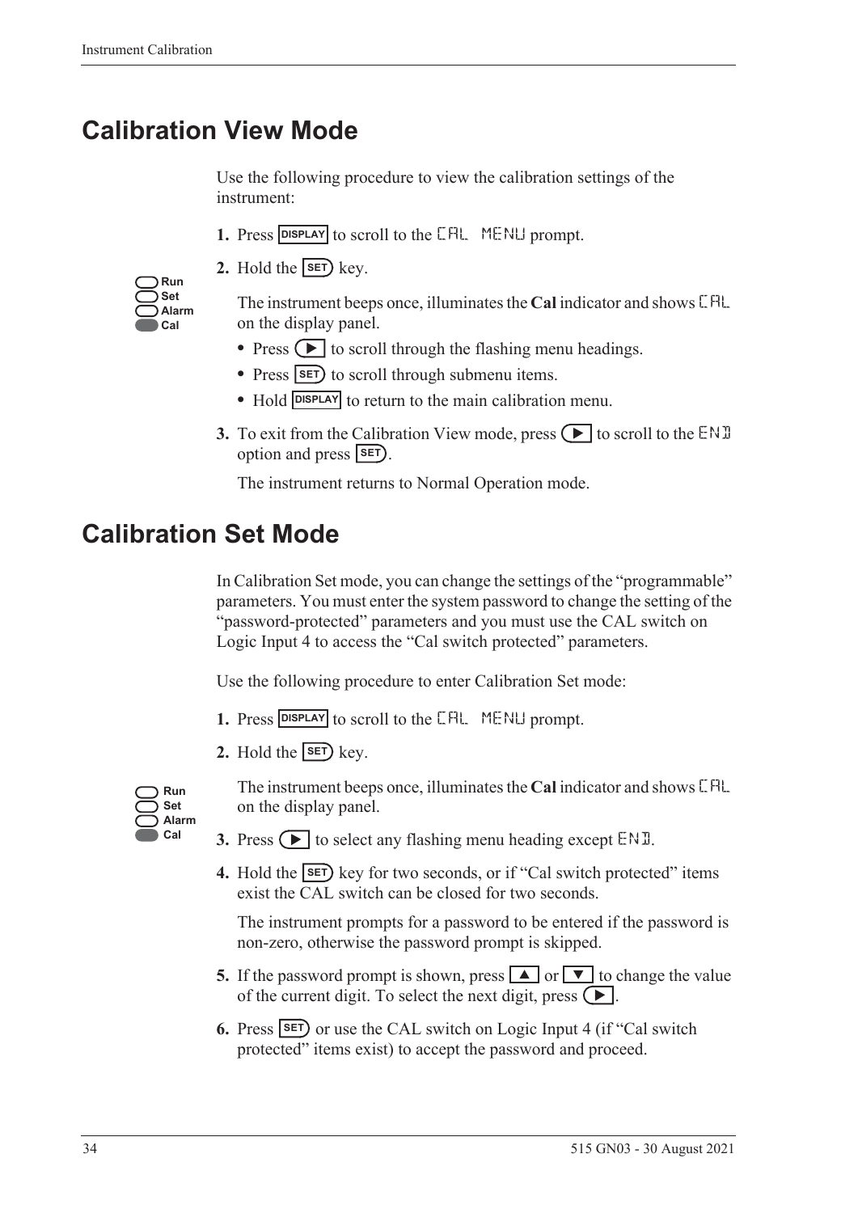## Calibration View Mode

Use the following procedure to view the calibration settings of the instrument:

1. Press DISPLAY to scroll to the CAL MENU prompt.
2. Hold the SET key.

   The instrument beeps once, illuminates the **Cal** indicator and shows CAL on the display panel.

   - Press ▶ to scroll through the flashing menu headings.
   - Press SET to scroll through submenu items.
   - Hold DISPLAY to return to the main calibration menu.
3. To exit from the Calibration View mode, press ▶ to scroll to the END option and press SET.

   The instrument returns to Normal Operation mode.

## Calibration Set Mode

In Calibration Set mode, you can change the settings of the "programmable" parameters. You must enter the system password to change the setting of the "password-protected" parameters and you must use the CAL switch on Logic Input 4 to access the "Cal switch protected" parameters.

Use the following procedure to enter Calibration Set mode:

1. Press DISPLAY to scroll to the CAL MENU prompt.
2. Hold the SET key.

   The instrument beeps once, illuminates the **Cal** indicator and shows CAL on the display panel.
3. Press ▶ to select any flashing menu heading except END.
4. Hold the SET key for two seconds, or if "Cal switch protected" items exist the CAL switch can be closed for two seconds.

   The instrument prompts for a password to be entered if the password is non-zero, otherwise the password prompt is skipped.
5. If the password prompt is shown, press ▲ or ▼ to change the value of the current digit. To select the next digit, press ▶.
6. Press SET or use the CAL switch on Logic Input 4 (if "Cal switch protected" items exist) to accept the password and proceed.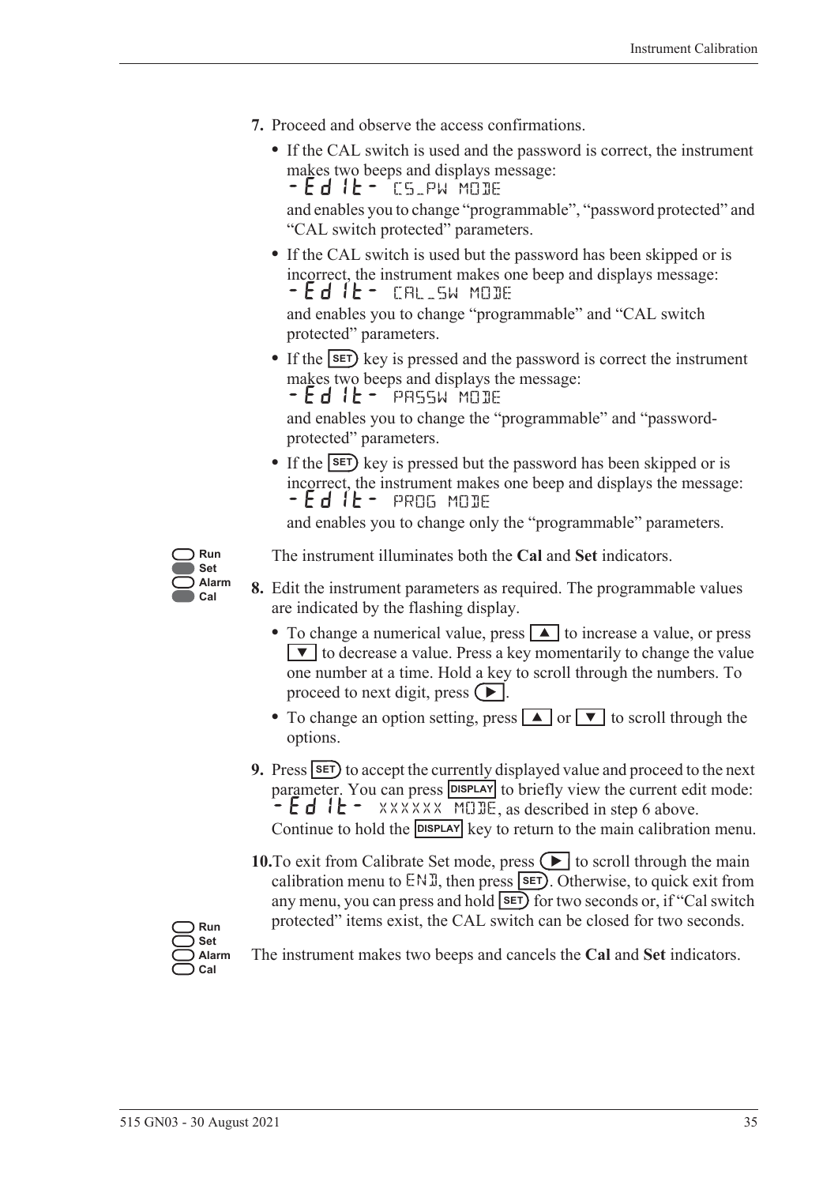7. Proceed and observe the access confirmations.

   - If the CAL switch is used and the password is correct, the instrument makes two beeps and displays message:
     -Edit- CS_PW MODE
     and enables you to change “programmable”, “password protected” and “CAL switch protected” parameters.
   - If the CAL switch is used but the password has been skipped or is incorrect, the instrument makes one beep and displays message:
     -Edit- CAL_SW MODE
     and enables you to change “programmable” and “CAL switch protected” parameters.
   - If the SET key is pressed and the password is correct the instrument makes two beeps and displays the message:
     -Edit- PASSW MODE
     and enables you to change the “programmable” and “password-protected” parameters.
   - If the SET key is pressed but the password has been skipped or is incorrect, the instrument makes one beep and displays the message:
     -Edit- PROG MODE
     and enables you to change only the “programmable” parameters.

Run
Set
Alarm
Cal

The instrument illuminates both the **Cal** and **Set** indicators.

8. Edit the instrument parameters as required. The programmable values are indicated by the flashing display.

   - To change a numerical value, press ▲ to increase a value, or press ▼ to decrease a value. Press a key momentarily to change the value one number at a time. Hold a key to scroll through the numbers. To proceed to next digit, press ▶.
   - To change an option setting, press ▲ or ▼ to scroll through the options.

9. Press SET to accept the currently displayed value and proceed to the next parameter. You can press DISPLAY to briefly view the current edit mode: -Edit- XXXXXX MODE, as described in step 6 above. Continue to hold the DISPLAY key to return to the main calibration menu.

10. To exit from Calibrate Set mode, press ▶ to scroll through the main calibration menu to END, then press SET. Otherwise, to quick exit from any menu, you can press and hold SET for two seconds or, if “Cal switch protected” items exist, the CAL switch can be closed for two seconds.

Run
Set
Alarm
Cal

The instrument makes two beeps and cancels the **Cal** and **Set** indicators.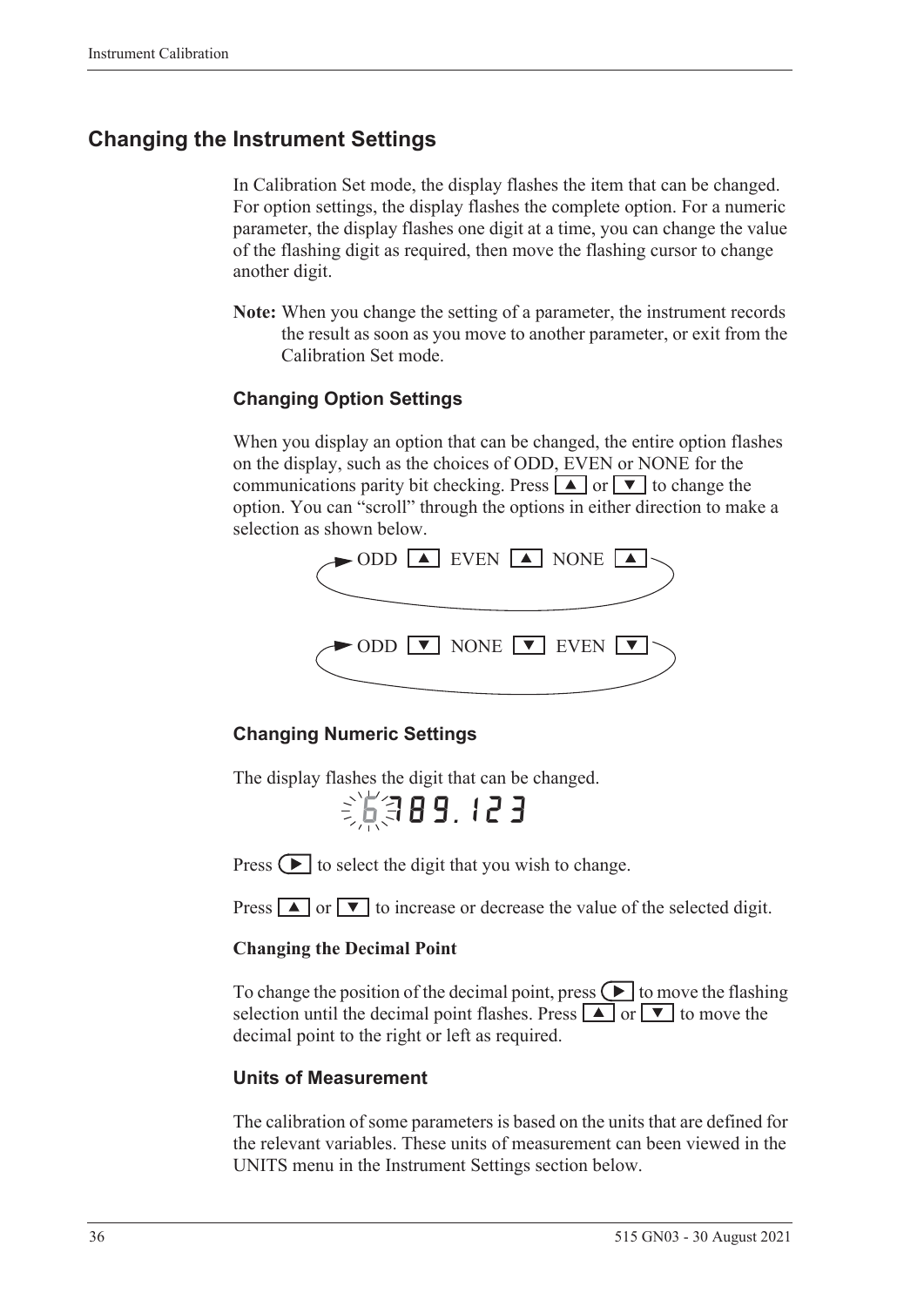## Changing the Instrument Settings

In Calibration Set mode, the display flashes the item that can be changed. For option settings, the display flashes the complete option. For a numeric parameter, the display flashes one digit at a time, you can change the value of the flashing digit as required, then move the flashing cursor to change another digit.

**Note:** When you change the setting of a parameter, the instrument records the result as soon as you move to another parameter, or exit from the Calibration Set mode.

### Changing Option Settings

When you display an option that can be changed, the entire option flashes on the display, such as the choices of ODD, EVEN or NONE for the communications parity bit checking. Press ▲ or ▼ to change the option. You can “scroll” through the options in either direction to make a selection as shown below.

ODD ▲ EVEN ▲ NONE ▲

ODD ▼ NONE ▼ EVEN ▼

### Changing Numeric Settings

The display flashes the digit that can be changed.

6789.123

Press ► to select the digit that you wish to change.

Press ▲ or ▼ to increase or decrease the value of the selected digit.

**Changing the Decimal Point**

To change the position of the decimal point, press ► to move the flashing selection until the decimal point flashes. Press ▲ or ▼ to move the decimal point to the right or left as required.

### Units of Measurement

The calibration of some parameters is based on the units that are defined for the relevant variables. These units of measurement can been viewed in the UNITS menu in the Instrument Settings section below.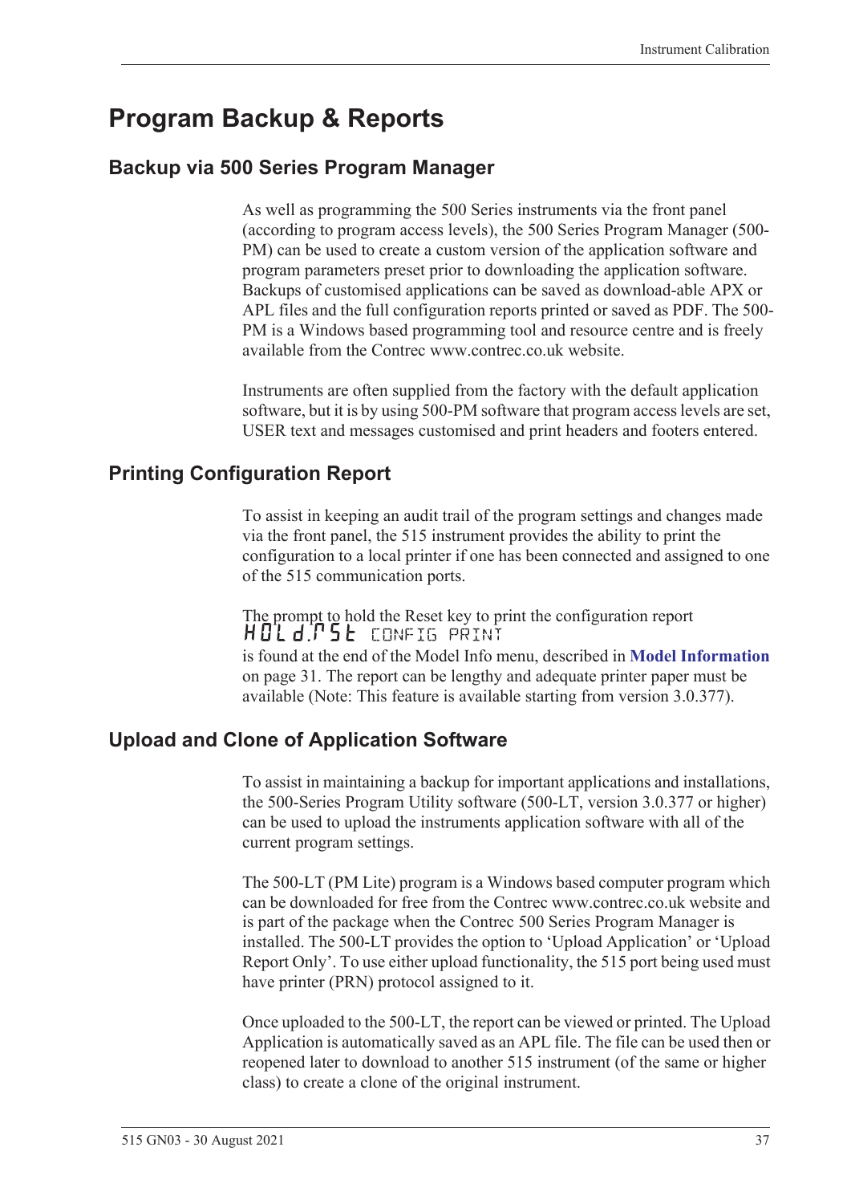# Program Backup & Reports

## Backup via 500 Series Program Manager

As well as programming the 500 Series instruments via the front panel (according to program access levels), the 500 Series Program Manager (500-PM) can be used to create a custom version of the application software and program parameters preset prior to downloading the application software. Backups of customised applications can be saved as download-able APX or APL files and the full configuration reports printed or saved as PDF. The 500-PM is a Windows based programming tool and resource centre and is freely available from the Contrec www.contrec.co.uk website.

Instruments are often supplied from the factory with the default application software, but it is by using 500-PM software that program access levels are set, USER text and messages customised and print headers and footers entered.

## Printing Configuration Report

To assist in keeping an audit trail of the program settings and changes made via the front panel, the 515 instrument provides the ability to print the configuration to a local printer if one has been connected and assigned to one of the 515 communication ports.

The prompt to hold the Reset key to print the configuration report
HOLd.RST CONFIG PRINT
is found at the end of the Model Info menu, described in **Model Information** on page 31. The report can be lengthy and adequate printer paper must be available (Note: This feature is available starting from version 3.0.377).

## Upload and Clone of Application Software

To assist in maintaining a backup for important applications and installations, the 500-Series Program Utility software (500-LT, version 3.0.377 or higher) can be used to upload the instruments application software with all of the current program settings.

The 500-LT (PM Lite) program is a Windows based computer program which can be downloaded for free from the Contrec www.contrec.co.uk website and is part of the package when the Contrec 500 Series Program Manager is installed. The 500-LT provides the option to 'Upload Application' or 'Upload Report Only'. To use either upload functionality, the 515 port being used must have printer (PRN) protocol assigned to it.

Once uploaded to the 500-LT, the report can be viewed or printed. The Upload Application is automatically saved as an APL file. The file can be used then or reopened later to download to another 515 instrument (of the same or higher class) to create a clone of the original instrument.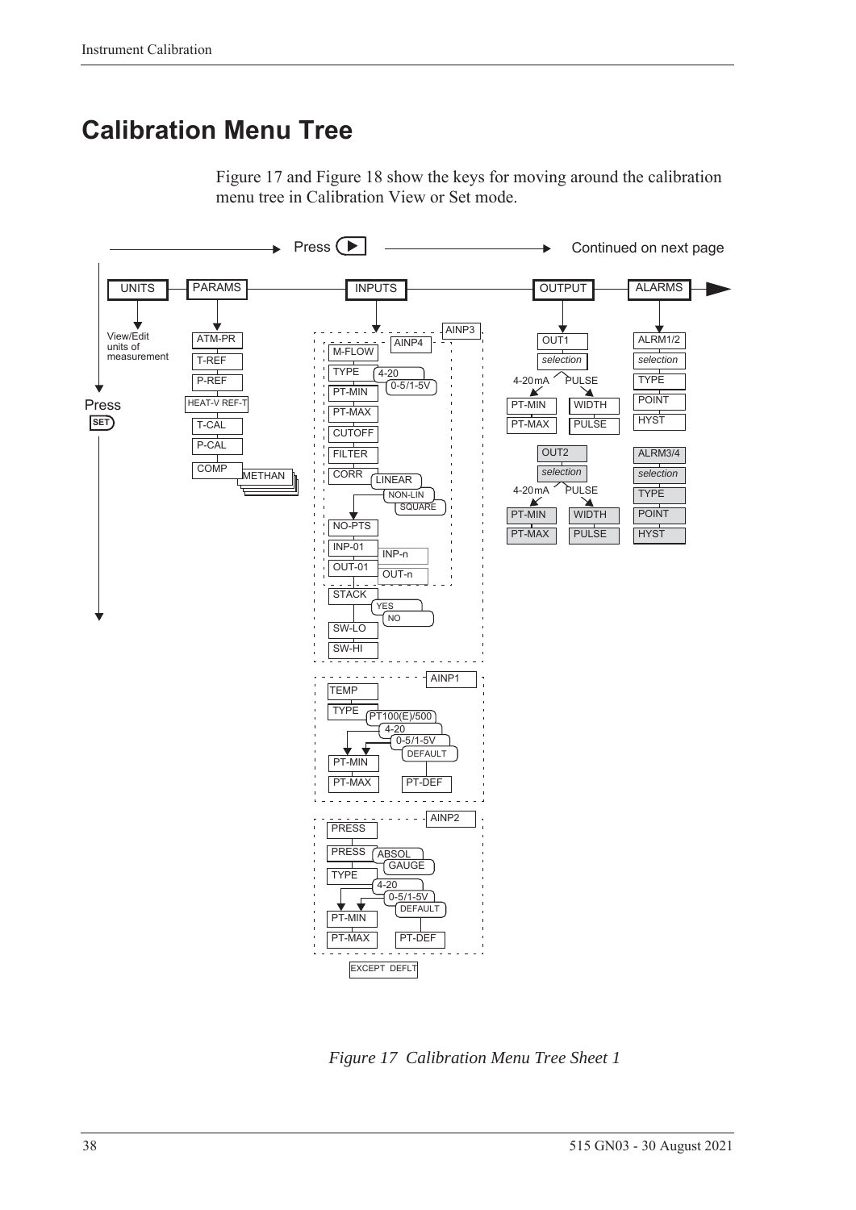# Calibration Menu Tree

Figure 17 and Figure 18 show the keys for moving around the calibration menu tree in Calibration View or Set mode.

Press ▶ → Continued on next page

UNITS — View/Edit units of measurement

PARAMS — ATM-PR, T-REF, P-REF, HEAT-V REF-T, T-CAL, P-CAL, COMP (METHAN)

INPUTS
- AINP3 / AINP4 — M-FLOW, TYPE (4-20, 0-5/1-5V), PT-MIN, PT-MAX, CUTOFF, FILTER, CORR (LINEAR, NON-LIN, SQUARE), NO-PTS, INP-01 … INP-n, OUT-01 … OUT-n, STACK (YES, NO), SW-LO, SW-HI
- AINP1 — TEMP, TYPE (PT100(E)/500, 4-20, 0-5/1-5V, DEFAULT), PT-MIN, PT-MAX, PT-DEF
- AINP2 — PRESS, PRESS (ABSOL, GAUGE), TYPE (4-20, 0-5/1-5V, DEFAULT), PT-MIN, PT-MAX, PT-DEF
- EXCEPT DEFLT

OUTPUT
- OUT1 — selection: 4-20mA (PT-MIN, PT-MAX), PULSE (WIDTH, PULSE)
- OUT2 — selection: 4-20mA (PT-MIN, PT-MAX), PULSE (WIDTH, PULSE)

ALARMS
- ALRM1/2 — selection, TYPE, POINT, HYST
- ALRM3/4 — selection, TYPE, POINT, HYST

Press SET ↓

*Figure 17 Calibration Menu Tree Sheet 1*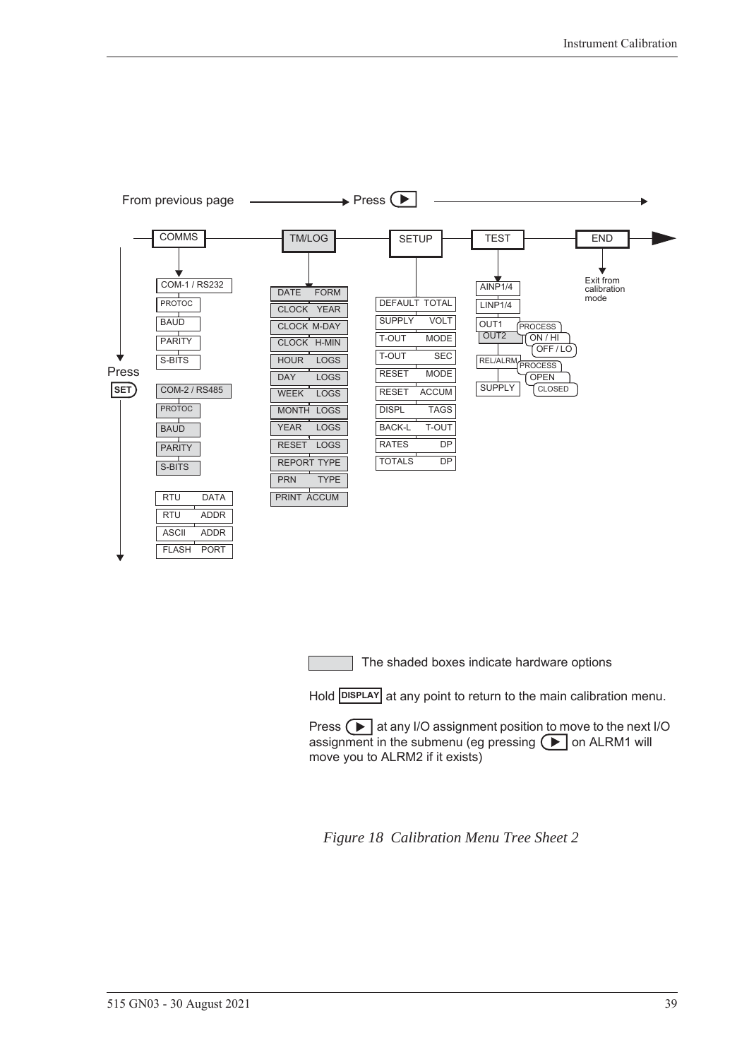From previous page ——→ Press (▶) ——→

| COMMS | TM/LOG | SETUP | TEST | END |
|---|---|---|---|---|
| COM-1 / RS232 | DATE FORM | DEFAULT TOTAL | AINP1/4 | Exit from calibration mode |
| PROTOC | CLOCK YEAR | SUPPLY VOLT | LINP1/4 | |
| BAUD | CLOCK M-DAY | T-OUT MODE | OUT1 / OUT2 — PROCESS, ON / HI, OFF / LO | |
| PARITY | CLOCK H-MIN | T-OUT SEC | REL/ALRM — PROCESS, OPEN, CLOSED | |
| S-BITS | HOUR LOGS | RESET MODE | SUPPLY | |
| COM-2 / RS485 | DAY LOGS | RESET ACCUM | | |
| PROTOC | WEEK LOGS | DISPL TAGS | | |
| BAUD | MONTH LOGS | BACK-L T-OUT | | |
| PARITY | YEAR LOGS | RATES DP | | |
| S-BITS | RESET LOGS | TOTALS DP | | |
| RTU DATA | REPORT TYPE | | | |
| RTU ADDR | PRN TYPE | | | |
| ASCII ADDR | PRINT ACCUM | | | |
| FLASH PORT | | | | |

Press SET (to move down the submenu)

The shaded boxes indicate hardware options

Hold DISPLAY at any point to return to the main calibration menu.

Press (▶) at any I/O assignment position to move to the next I/O assignment in the submenu (eg pressing (▶) on ALRM1 will move you to ALRM2 if it exists)

*Figure 18 Calibration Menu Tree Sheet 2*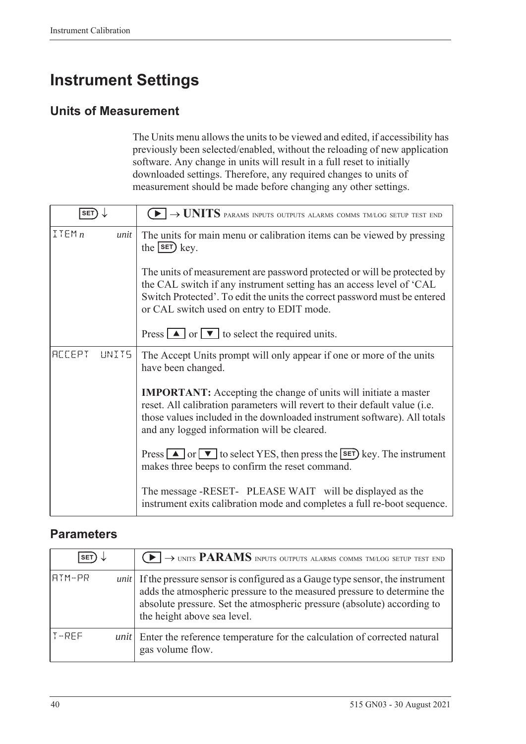# Instrument Settings

## Units of Measurement

The Units menu allows the units to be viewed and edited, if accessibility has previously been selected/enabled, without the reloading of new application software. Any change in units will result in a full reset to initially downloaded settings. Therefore, any required changes to units of measurement should be made before changing any other settings.

| SET ↓ | ▶ → **UNITS** PARAMS INPUTS OUTPUTS ALARMS COMMS TM/LOG SETUP TEST END |
|---|---|
| ITEM *n* *unit* | The units for main menu or calibration items can be viewed by pressing the SET key.<br><br>The units of measurement are password protected or will be protected by the CAL switch if any instrument setting has an access level of 'CAL Switch Protected'. To edit the units the correct password must be entered or CAL switch used on entry to EDIT mode.<br><br>Press ▲ or ▼ to select the required units. |
| ACCEPT UNITS | The Accept Units prompt will only appear if one or more of the units have been changed.<br><br>**IMPORTANT:** Accepting the change of units will initiate a master reset. All calibration parameters will revert to their default value (i.e. those values included in the downloaded instrument software). All totals and any logged information will be cleared.<br><br>Press ▲ or ▼ to select YES, then press the SET key. The instrument makes three beeps to confirm the reset command.<br><br>The message -RESET- PLEASE WAIT will be displayed as the instrument exits calibration mode and completes a full re-boot sequence. |

## Parameters

| SET ↓ | ▶ → UNITS **PARAMS** INPUTS OUTPUTS ALARMS COMMS TM/LOG SETUP TEST END |
|---|---|
| ATM-PR *unit* | If the pressure sensor is configured as a Gauge type sensor, the instrument adds the atmospheric pressure to the measured pressure to determine the absolute pressure. Set the atmospheric pressure (absolute) according to the height above sea level. |
| T-REF *unit* | Enter the reference temperature for the calculation of corrected natural gas volume flow. |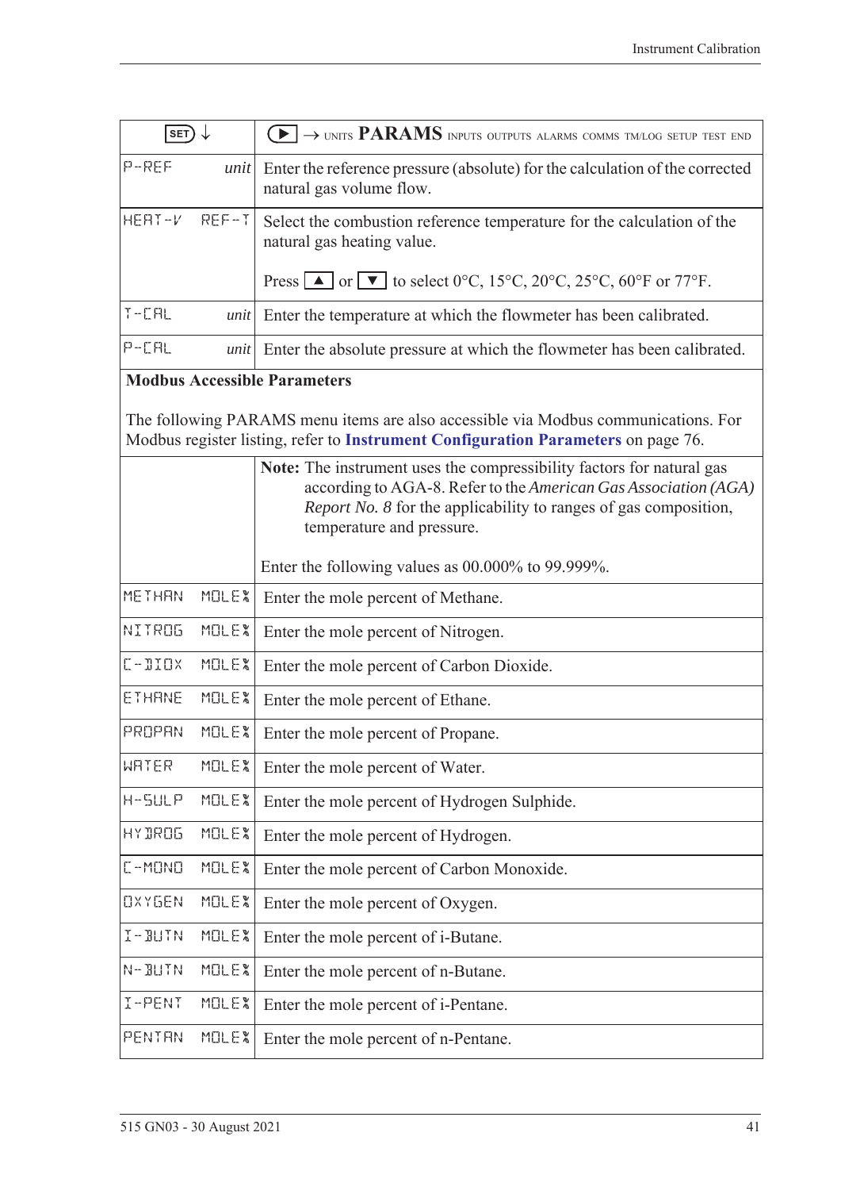| SET ↓ | ▶ → UNITS **PARAMS** INPUTS OUTPUTS ALARMS COMMS TM/LOG SETUP TEST END |
|---|---|
| P-REF *unit* | Enter the reference pressure (absolute) for the calculation of the corrected natural gas volume flow. |
| HEAT-V REF-T | Select the combustion reference temperature for the calculation of the natural gas heating value.<br><br>Press ▲ or ▼ to select 0°C, 15°C, 20°C, 25°C, 60°F or 77°F. |
| T-CAL *unit* | Enter the temperature at which the flowmeter has been calibrated. |
| P-CAL *unit* | Enter the absolute pressure at which the flowmeter has been calibrated. |
| **Modbus Accessible Parameters**<br><br>The following PARAMS menu items are also accessible via Modbus communications. For Modbus register listing, refer to **Instrument Configuration Parameters** on page 76. | |
| | **Note:** The instrument uses the compressibility factors for natural gas according to AGA-8. Refer to the *American Gas Association (AGA) Report No. 8* for the applicability to ranges of gas composition, temperature and pressure.<br><br>Enter the following values as 00.000% to 99.999%. |
| METHAN MOLE% | Enter the mole percent of Methane. |
| NITROG MOLE% | Enter the mole percent of Nitrogen. |
| C-DIOX MOLE% | Enter the mole percent of Carbon Dioxide. |
| ETHANE MOLE% | Enter the mole percent of Ethane. |
| PROPAN MOLE% | Enter the mole percent of Propane. |
| WATER MOLE% | Enter the mole percent of Water. |
| H-SULP MOLE% | Enter the mole percent of Hydrogen Sulphide. |
| HYDROG MOLE% | Enter the mole percent of Hydrogen. |
| C-MONO MOLE% | Enter the mole percent of Carbon Monoxide. |
| OXYGEN MOLE% | Enter the mole percent of Oxygen. |
| I-BUTN MOLE% | Enter the mole percent of i-Butane. |
| N-BUTN MOLE% | Enter the mole percent of n-Butane. |
| I-PENT MOLE% | Enter the mole percent of i-Pentane. |
| PENTAN MOLE% | Enter the mole percent of n-Pentane. |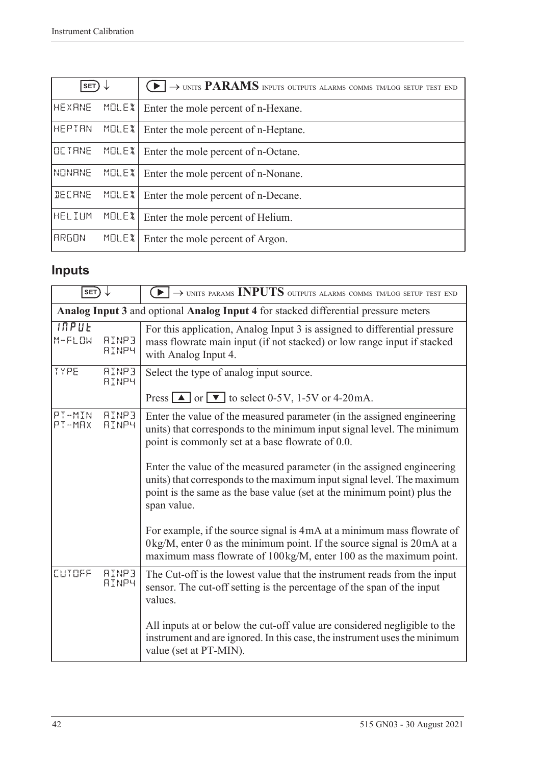| SET ↓ | ▶ → UNITS **PARAMS** INPUTS OUTPUTS ALARMS COMMS TM/LOG SETUP TEST END |
|---|---|
| HEXANE MOLE% | Enter the mole percent of n-Hexane. |
| HEPTAN MOLE% | Enter the mole percent of n-Heptane. |
| OCTANE MOLE% | Enter the mole percent of n-Octane. |
| NONANE MOLE% | Enter the mole percent of n-Nonane. |
| DECANE MOLE% | Enter the mole percent of n-Decane. |
| HELIUM MOLE% | Enter the mole percent of Helium. |
| ARGON MOLE% | Enter the mole percent of Argon. |

## Inputs

| SET ↓ | ▶ → UNITS PARAMS **INPUTS** OUTPUTS ALARMS COMMS TM/LOG SETUP TEST END |
|---|---|
| **Analog Input 3** and optional **Analog Input 4** for stacked differential pressure meters | |
| INPUT M-FLOW AINP3 AINP4 | For this application, Analog Input 3 is assigned to differential pressure mass flowrate main input (if not stacked) or low range input if stacked with Analog Input 4. |
| TYPE AINP3 AINP4 | Select the type of analog input source.<br><br>Press ▲ or ▼ to select 0-5V, 1-5V or 4-20mA. |
| PT-MIN AINP3 PT-MAX AINP4 | Enter the value of the measured parameter (in the assigned engineering units) that corresponds to the minimum input signal level. The minimum point is commonly set at a base flowrate of 0.0.<br><br>Enter the value of the measured parameter (in the assigned engineering units) that corresponds to the maximum input signal level. The maximum point is the same as the base value (set at the minimum point) plus the span value.<br><br>For example, if the source signal is 4mA at a minimum mass flowrate of 0kg/M, enter 0 as the minimum point. If the source signal is 20mA at a maximum mass flowrate of 100kg/M, enter 100 as the maximum point. |
| CUTOFF AINP3 AINP4 | The Cut-off is the lowest value that the instrument reads from the input sensor. The cut-off setting is the percentage of the span of the input values.<br><br>All inputs at or below the cut-off value are considered negligible to the instrument and are ignored. In this case, the instrument uses the minimum value (set at PT-MIN). |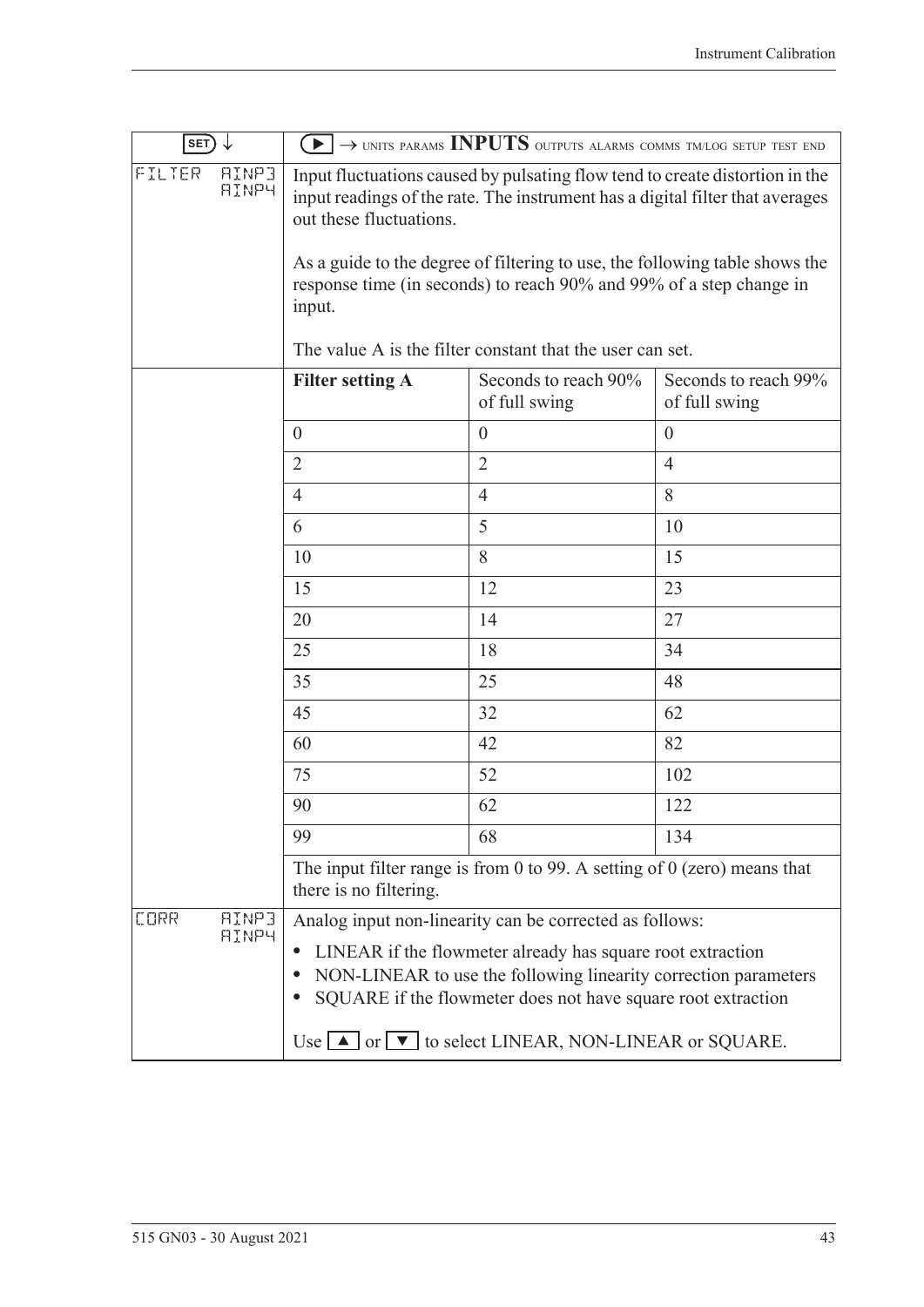| SET ↓ | ▶ → UNITS PARAMS **INPUTS** OUTPUTS ALARMS COMMS TM/LOG SETUP TEST END | | |
|---|---|---|---|
| FILTER AINP3 AINP4 | Input fluctuations caused by pulsating flow tend to create distortion in the input readings of the rate. The instrument has a digital filter that averages out these fluctuations.<br><br>As a guide to the degree of filtering to use, the following table shows the response time (in seconds) to reach 90% and 99% of a step change in input.<br><br>The value A is the filter constant that the user can set. | | |
| | **Filter setting A** | Seconds to reach 90% of full swing | Seconds to reach 99% of full swing |
| | 0 | 0 | 0 |
| | 2 | 2 | 4 |
| | 4 | 4 | 8 |
| | 6 | 5 | 10 |
| | 10 | 8 | 15 |
| | 15 | 12 | 23 |
| | 20 | 14 | 27 |
| | 25 | 18 | 34 |
| | 35 | 25 | 48 |
| | 45 | 32 | 62 |
| | 60 | 42 | 82 |
| | 75 | 52 | 102 |
| | 90 | 62 | 122 |
| | 99 | 68 | 134 |
| | The input filter range is from 0 to 99. A setting of 0 (zero) means that there is no filtering. | | |
| CORR AINP3 AINP4 | Analog input non-linearity can be corrected as follows:<br>• LINEAR if the flowmeter already has square root extraction<br>• NON-LINEAR to use the following linearity correction parameters<br>• SQUARE if the flowmeter does not have square root extraction<br><br>Use ▲ or ▼ to select LINEAR, NON-LINEAR or SQUARE. | | |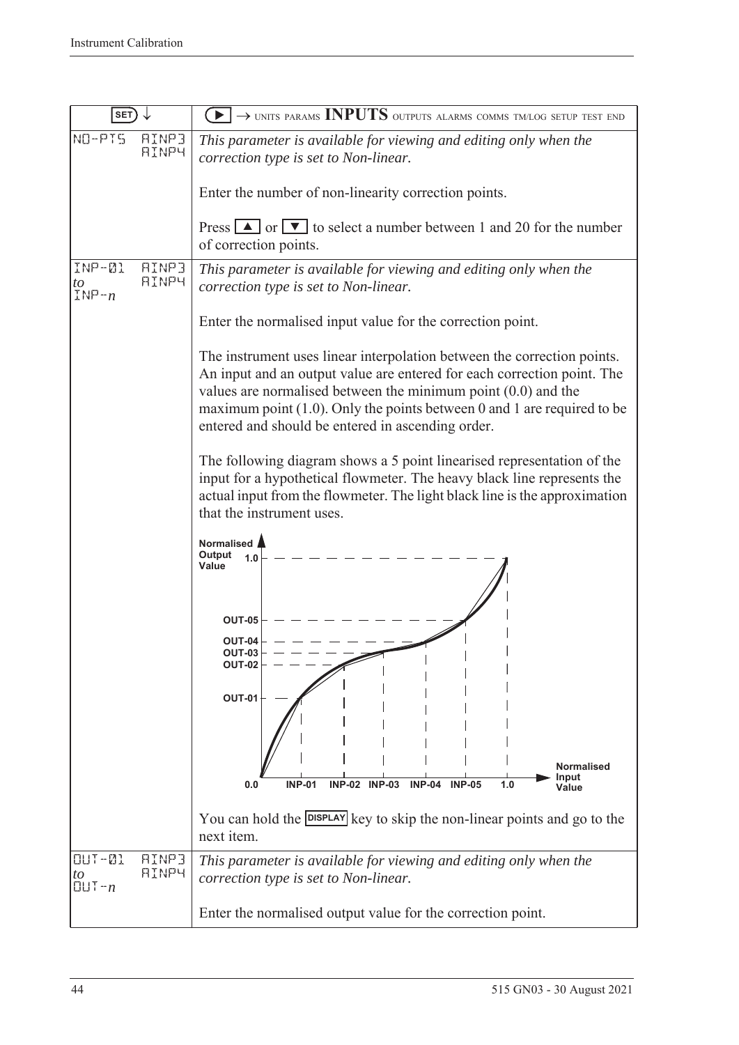| SET ↓ | ▶ → UNITS PARAMS **INPUTS** OUTPUTS ALARMS COMMS TM/LOG SETUP TEST END |
|---|---|
| NO-PTS AINP3 AINP4 | *This parameter is available for viewing and editing only when the correction type is set to Non-linear.*<br><br>Enter the number of non-linearity correction points.<br><br>Press ▲ or ▼ to select a number between 1 and 20 for the number of correction points. |
| INP-01 *to* INP-*n* AINP3 AINP4 | *This parameter is available for viewing and editing only when the correction type is set to Non-linear.*<br><br>Enter the normalised input value for the correction point.<br><br>The instrument uses linear interpolation between the correction points. An input and an output value are entered for each correction point. The values are normalised between the minimum point (0.0) and the maximum point (1.0). Only the points between 0 and 1 are required to be entered and should be entered in ascending order.<br><br>The following diagram shows a 5 point linearised representation of the input for a hypothetical flowmeter. The heavy black line represents the actual input from the flowmeter. The light black line is the approximation that the instrument uses.<br><br>You can hold the DISPLAY key to skip the non-linear points and go to the next item. |
| OUT-01 *to* OUT-*n* AINP3 AINP4 | *This parameter is available for viewing and editing only when the correction type is set to Non-linear.*<br><br>Enter the normalised output value for the correction point. |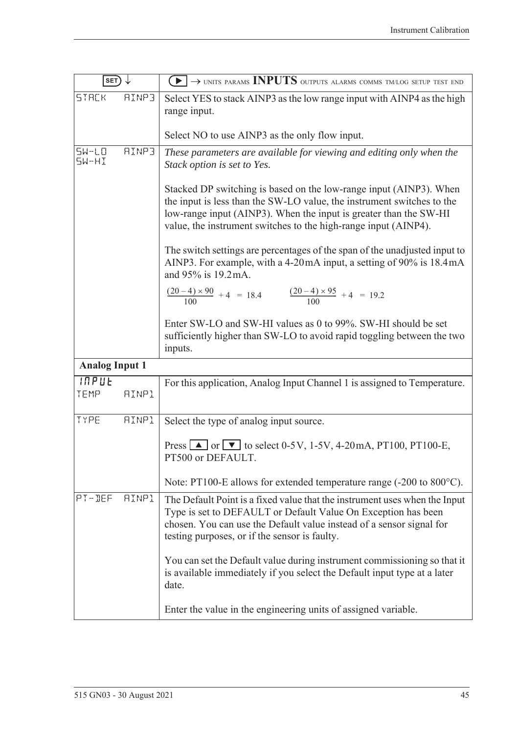| SET ↓ | ▶ → UNITS PARAMS **INPUTS** OUTPUTS ALARMS COMMS TM/LOG SETUP TEST END |
|---|---|
| STACK AINP3 | Select YES to stack AINP3 as the low range input with AINP4 as the high range input.<br><br>Select NO to use AINP3 as the only flow input. |
| SW-LO AINP3<br>SW-HI | *These parameters are available for viewing and editing only when the Stack option is set to Yes.*<br><br>Stacked DP switching is based on the low-range input (AINP3). When the input is less than the SW-LO value, the instrument switches to the low-range input (AINP3). When the input is greater than the SW-HI value, the instrument switches to the high-range input (AINP4).<br><br>The switch settings are percentages of the span of the unadjusted input to AINP3. For example, with a 4-20 mA input, a setting of 90% is 18.4 mA and 95% is 19.2 mA.<br><br>$\frac{(20-4)\times 90}{100} + 4 = 18.4$ $\frac{(20-4)\times 95}{100} + 4 = 19.2$<br><br>Enter SW-LO and SW-HI values as 0 to 99%. SW-HI should be set sufficiently higher than SW-LO to avoid rapid toggling between the two inputs. |
| **Analog Input 1** | |
| *INPUT*<br>TEMP AINP1 | For this application, Analog Input Channel 1 is assigned to Temperature. |
| TYPE AINP1 | Select the type of analog input source.<br><br>Press ▲ or ▼ to select 0-5 V, 1-5 V, 4-20 mA, PT100, PT100-E, PT500 or DEFAULT.<br><br>Note: PT100-E allows for extended temperature range (-200 to 800°C). |
| PT-DEF AINP1 | The Default Point is a fixed value that the instrument uses when the Input Type is set to DEFAULT or Default Value On Exception has been chosen. You can use the Default value instead of a sensor signal for testing purposes, or if the sensor is faulty.<br><br>You can set the Default value during instrument commissioning so that it is available immediately if you select the Default input type at a later date.<br><br>Enter the value in the engineering units of assigned variable. |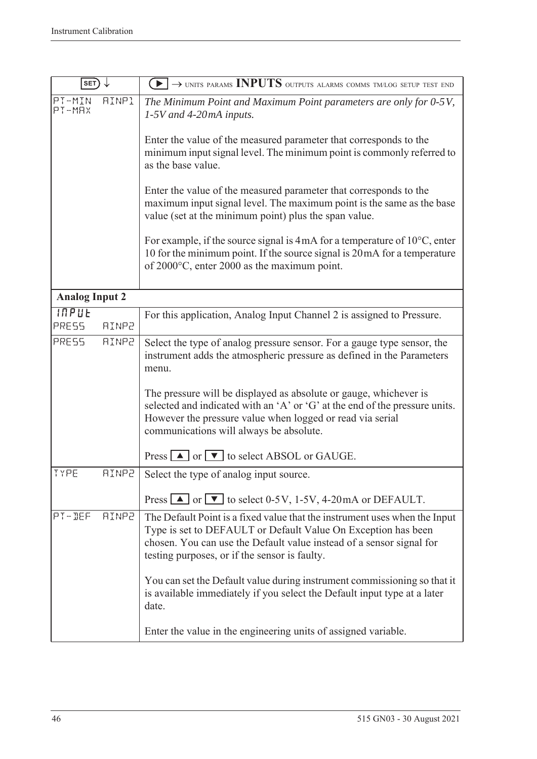| SET ↓ | ▶ → UNITS PARAMS **INPUTS** OUTPUTS ALARMS COMMS TM/LOG SETUP TEST END |
|---|---|
| PT-MIN AINP1<br>PT-MAX | *The Minimum Point and Maximum Point parameters are only for 0-5V, 1-5V and 4-20mA inputs.*<br><br>Enter the value of the measured parameter that corresponds to the minimum input signal level. The minimum point is commonly referred to as the base value.<br><br>Enter the value of the measured parameter that corresponds to the maximum input signal level. The maximum point is the same as the base value (set at the minimum point) plus the span value.<br><br>For example, if the source signal is 4mA for a temperature of 10°C, enter 10 for the minimum point. If the source signal is 20mA for a temperature of 2000°C, enter 2000 as the maximum point. |
| **Analog Input 2** | |
| INPUT<br>PRESS AINP2 | For this application, Analog Input Channel 2 is assigned to Pressure. |
| PRESS AINP2 | Select the type of analog pressure sensor. For a gauge type sensor, the instrument adds the atmospheric pressure as defined in the Parameters menu.<br><br>The pressure will be displayed as absolute or gauge, whichever is selected and indicated with an 'A' or 'G' at the end of the pressure units. However the pressure value when logged or read via serial communications will always be absolute.<br><br>Press ▲ or ▼ to select ABSOL or GAUGE. |
| TYPE AINP2 | Select the type of analog input source.<br><br>Press ▲ or ▼ to select 0-5V, 1-5V, 4-20mA or DEFAULT. |
| PT-DEF AINP2 | The Default Point is a fixed value that the instrument uses when the Input Type is set to DEFAULT or Default Value On Exception has been chosen. You can use the Default value instead of a sensor signal for testing purposes, or if the sensor is faulty.<br><br>You can set the Default value during instrument commissioning so that it is available immediately if you select the Default input type at a later date.<br><br>Enter the value in the engineering units of assigned variable. |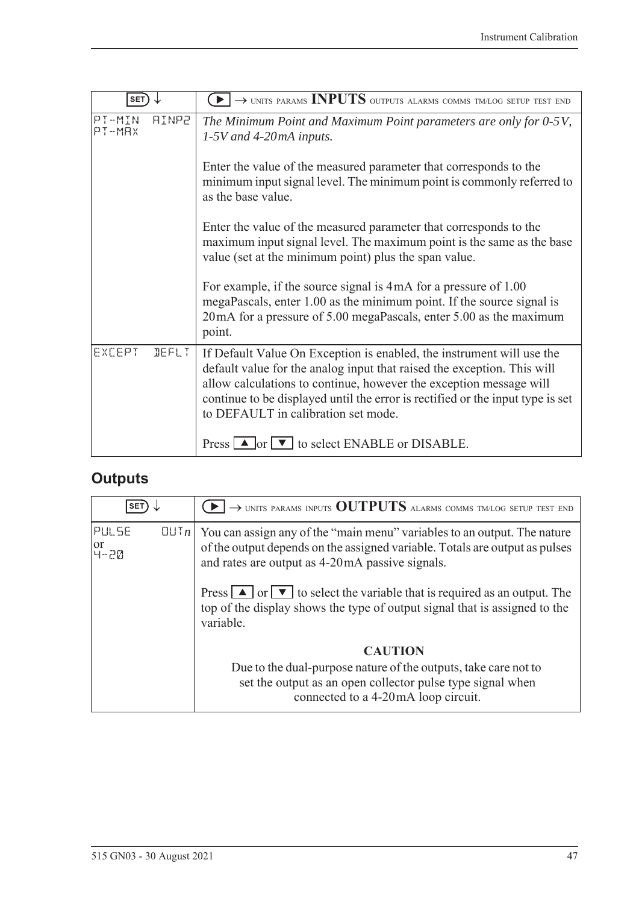| SET ↓ | ▶ → UNITS PARAMS **INPUTS** OUTPUTS ALARMS COMMS TM/LOG SETUP TEST END |
|---|---|
| PT-MIN AINP2<br>PT-MAX | *The Minimum Point and Maximum Point parameters are only for 0-5V, 1-5V and 4-20mA inputs.*<br><br>Enter the value of the measured parameter that corresponds to the minimum input signal level. The minimum point is commonly referred to as the base value.<br><br>Enter the value of the measured parameter that corresponds to the maximum input signal level. The maximum point is the same as the base value (set at the minimum point) plus the span value.<br><br>For example, if the source signal is 4mA for a pressure of 1.00 megaPascals, enter 1.00 as the minimum point. If the source signal is 20mA for a pressure of 5.00 megaPascals, enter 5.00 as the maximum point. |
| EXCEPT DEFLT | If Default Value On Exception is enabled, the instrument will use the default value for the analog input that raised the exception. This will allow calculations to continue, however the exception message will continue to be displayed until the error is rectified or the input type is set to DEFAULT in calibration set mode.<br><br>Press ▲ or ▼ to select ENABLE or DISABLE. |

## Outputs

| SET ↓ | ▶ → UNITS PARAMS INPUTS **OUTPUTS** ALARMS COMMS TM/LOG SETUP TEST END |
|---|---|
| PULSE OUT*n*<br>or<br>4-20 | You can assign any of the "main menu" variables to an output. The nature of the output depends on the assigned variable. Totals are output as pulses and rates are output as 4-20mA passive signals.<br><br>Press ▲ or ▼ to select the variable that is required as an output. The top of the display shows the type of output signal that is assigned to the variable.<br><br>**CAUTION**<br>Due to the dual-purpose nature of the outputs, take care not to set the output as an open collector pulse type signal when connected to a 4-20mA loop circuit. |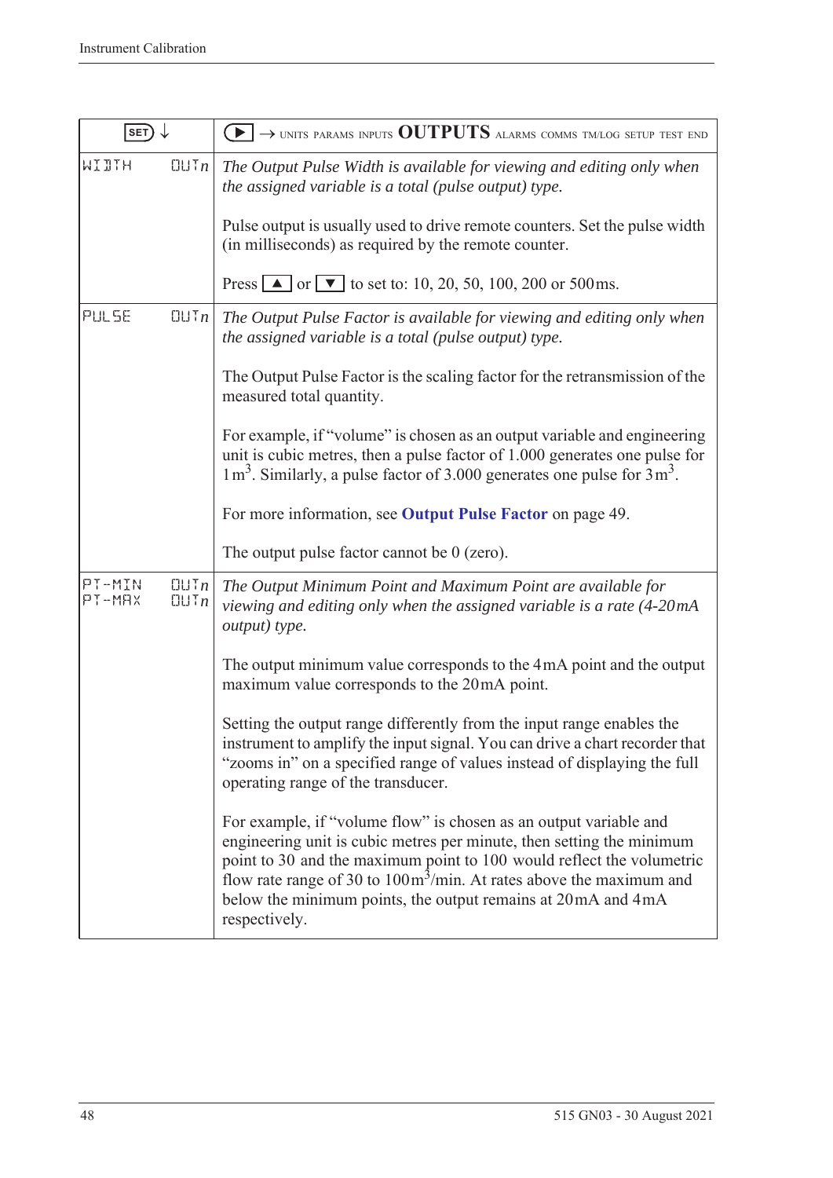| SET ↓ | ▶ → UNITS PARAMS INPUTS **OUTPUTS** ALARMS COMMS TM/LOG SETUP TEST END |
|---|---|
| WIDTH OUT*n* | *The Output Pulse Width is available for viewing and editing only when the assigned variable is a total (pulse output) type.*<br><br>Pulse output is usually used to drive remote counters. Set the pulse width (in milliseconds) as required by the remote counter.<br><br>Press ▲ or ▼ to set to: 10, 20, 50, 100, 200 or 500 ms. |
| PULSE OUT*n* | *The Output Pulse Factor is available for viewing and editing only when the assigned variable is a total (pulse output) type.*<br><br>The Output Pulse Factor is the scaling factor for the retransmission of the measured total quantity.<br><br>For example, if "volume" is chosen as an output variable and engineering unit is cubic metres, then a pulse factor of 1.000 generates one pulse for 1 $m^3$. Similarly, a pulse factor of 3.000 generates one pulse for 3 $m^3$.<br><br>For more information, see **Output Pulse Factor** on page 49.<br><br>The output pulse factor cannot be 0 (zero). |
| PT-MIN OUT*n*<br>PT-MAX OUT*n* | *The Output Minimum Point and Maximum Point are available for viewing and editing only when the assigned variable is a rate (4-20 mA output) type.*<br><br>The output minimum value corresponds to the 4 mA point and the output maximum value corresponds to the 20 mA point.<br><br>Setting the output range differently from the input range enables the instrument to amplify the input signal. You can drive a chart recorder that "zooms in" on a specified range of values instead of displaying the full operating range of the transducer.<br><br>For example, if "volume flow" is chosen as an output variable and engineering unit is cubic metres per minute, then setting the minimum point to 30 and the maximum point to 100 would reflect the volumetric flow rate range of 30 to 100 $m^3$/min. At rates above the maximum and below the minimum points, the output remains at 20 mA and 4 mA respectively. |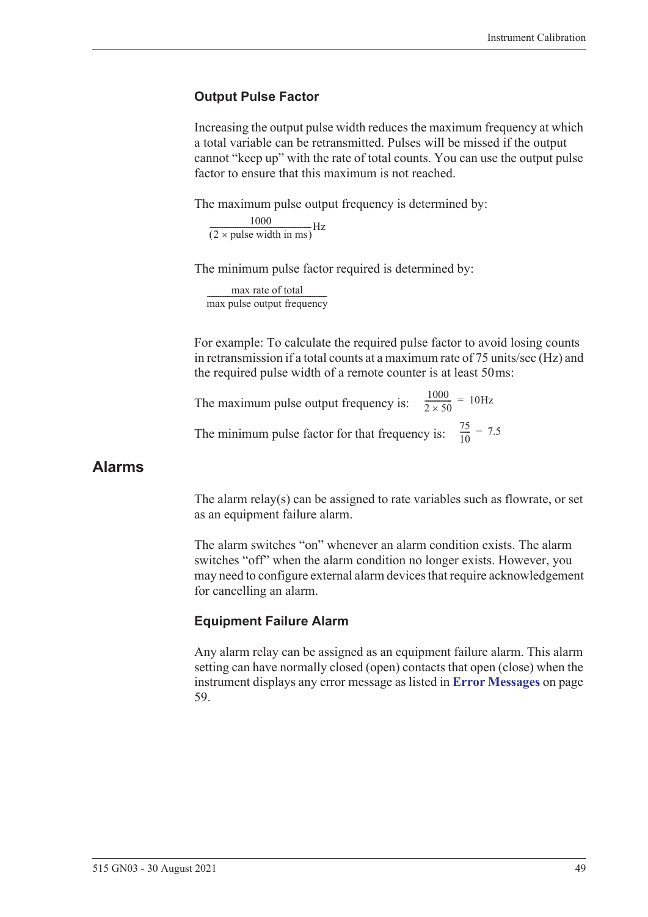### Output Pulse Factor

Increasing the output pulse width reduces the maximum frequency at which a total variable can be retransmitted. Pulses will be missed if the output cannot "keep up" with the rate of total counts. You can use the output pulse factor to ensure that this maximum is not reached.

The maximum pulse output frequency is determined by:

$$\frac{1000}{(2 \times \text{pulse width in ms})}\text{Hz}$$

The minimum pulse factor required is determined by:

$$\frac{\text{max rate of total}}{\text{max pulse output frequency}}$$

For example: To calculate the required pulse factor to avoid losing counts in retransmission if a total counts at a maximum rate of 75 units/sec (Hz) and the required pulse width of a remote counter is at least 50 ms:

The maximum pulse output frequency is: $\frac{1000}{2 \times 50} = 10\text{Hz}$

The minimum pulse factor for that frequency is: $\frac{75}{10} = 7.5$

## Alarms

The alarm relay(s) can be assigned to rate variables such as flowrate, or set as an equipment failure alarm.

The alarm switches "on" whenever an alarm condition exists. The alarm switches "off" when the alarm condition no longer exists. However, you may need to configure external alarm devices that require acknowledgement for cancelling an alarm.

### Equipment Failure Alarm

Any alarm relay can be assigned as an equipment failure alarm. This alarm setting can have normally closed (open) contacts that open (close) when the instrument displays any error message as listed in **Error Messages** on page 59.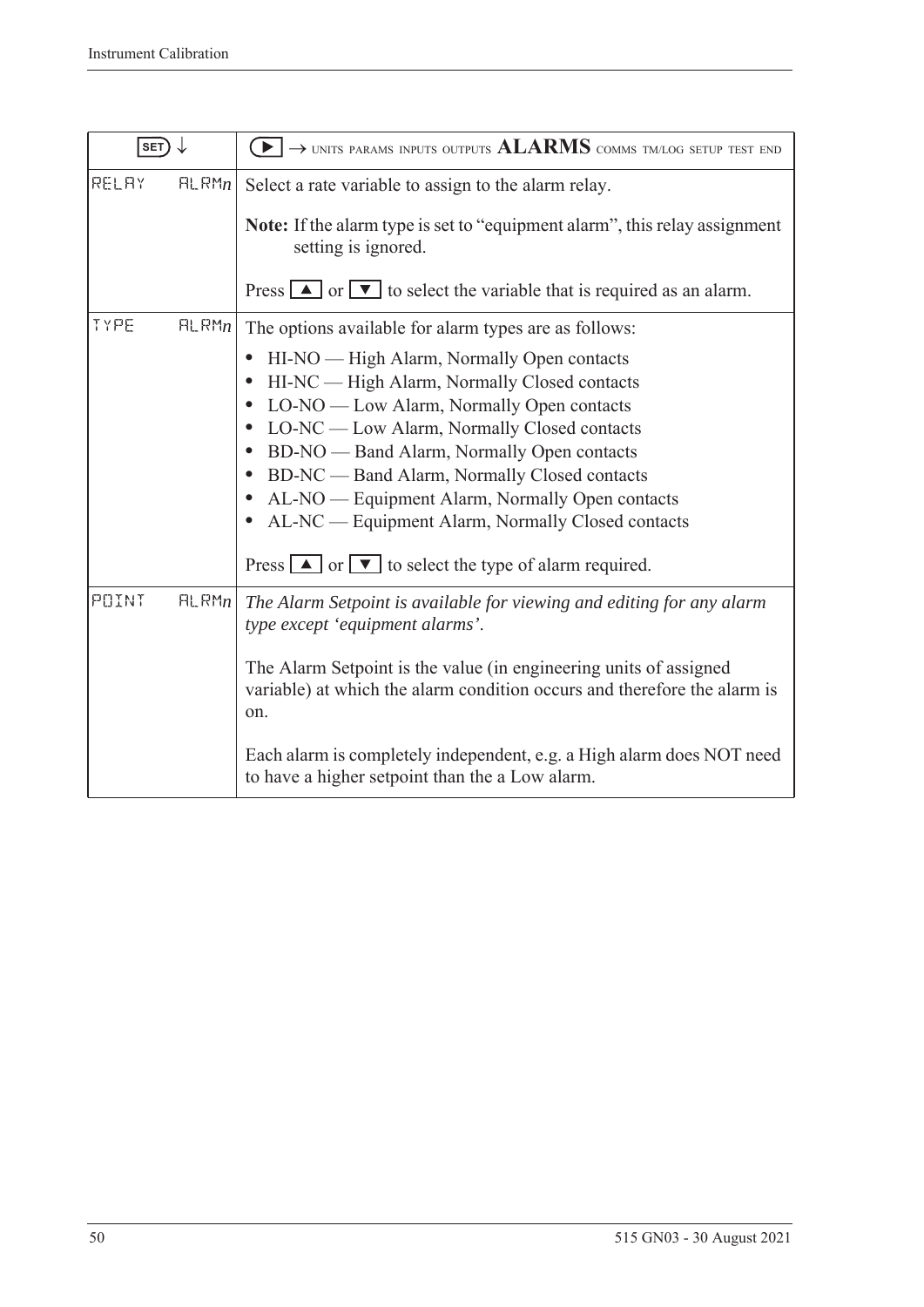| SET ↓ | | ▶ → UNITS PARAMS INPUTS OUTPUTS **ALARMS** COMMS TM/LOG SETUP TEST END |
|---|---|---|
| RELAY | ALRM*n* | Select a rate variable to assign to the alarm relay.<br><br>**Note:** If the alarm type is set to "equipment alarm", this relay assignment setting is ignored.<br><br>Press ▲ or ▼ to select the variable that is required as an alarm. |
| TYPE | ALRM*n* | The options available for alarm types are as follows:<br>• HI-NO — High Alarm, Normally Open contacts<br>• HI-NC — High Alarm, Normally Closed contacts<br>• LO-NO — Low Alarm, Normally Open contacts<br>• LO-NC — Low Alarm, Normally Closed contacts<br>• BD-NO — Band Alarm, Normally Open contacts<br>• BD-NC — Band Alarm, Normally Closed contacts<br>• AL-NO — Equipment Alarm, Normally Open contacts<br>• AL-NC — Equipment Alarm, Normally Closed contacts<br><br>Press ▲ or ▼ to select the type of alarm required. |
| POINT | ALRM*n* | *The Alarm Setpoint is available for viewing and editing for any alarm type except 'equipment alarms'.*<br><br>The Alarm Setpoint is the value (in engineering units of assigned variable) at which the alarm condition occurs and therefore the alarm is on.<br><br>Each alarm is completely independent, e.g. a High alarm does NOT need to have a higher setpoint than the a Low alarm. |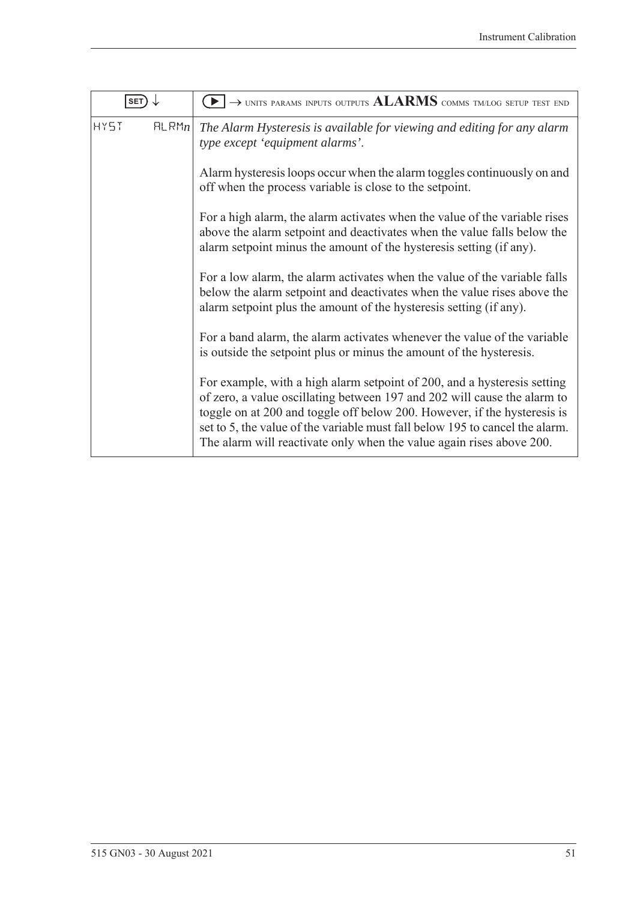| SET ↓ | ▶ → UNITS PARAMS INPUTS OUTPUTS **ALARMS** COMMS TM/LOG SETUP TEST END |
|---|---|
| HYST ALRM*n* | *The Alarm Hysteresis is available for viewing and editing for any alarm type except 'equipment alarms'.*<br><br>Alarm hysteresis loops occur when the alarm toggles continuously on and off when the process variable is close to the setpoint.<br><br>For a high alarm, the alarm activates when the value of the variable rises above the alarm setpoint and deactivates when the value falls below the alarm setpoint minus the amount of the hysteresis setting (if any).<br><br>For a low alarm, the alarm activates when the value of the variable falls below the alarm setpoint and deactivates when the value rises above the alarm setpoint plus the amount of the hysteresis setting (if any).<br><br>For a band alarm, the alarm activates whenever the value of the variable is outside the setpoint plus or minus the amount of the hysteresis.<br><br>For example, with a high alarm setpoint of 200, and a hysteresis setting of zero, a value oscillating between 197 and 202 will cause the alarm to toggle on at 200 and toggle off below 200. However, if the hysteresis is set to 5, the value of the variable must fall below 195 to cancel the alarm. The alarm will reactivate only when the value again rises above 200. |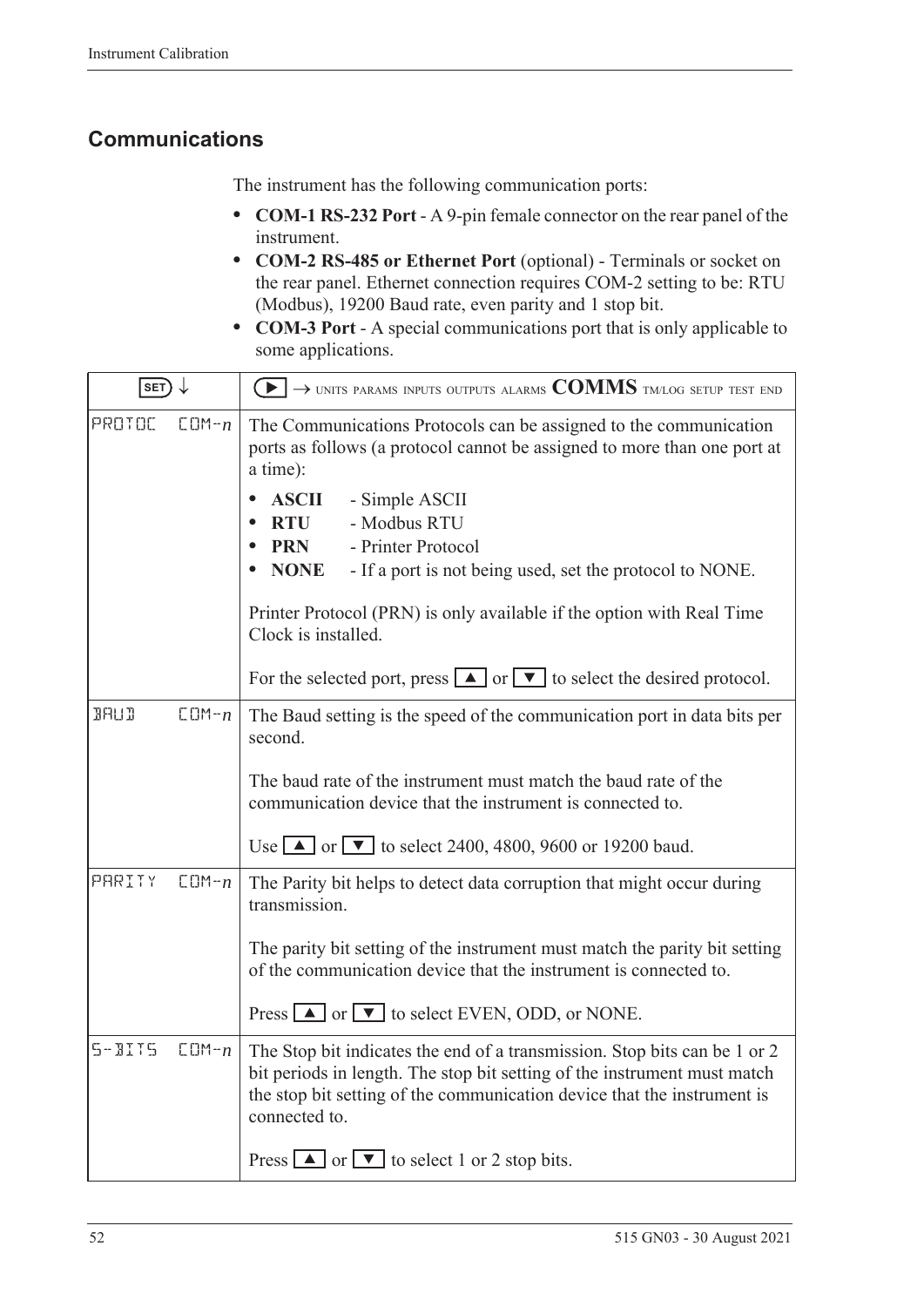## Communications

The instrument has the following communication ports:

- **COM-1 RS-232 Port** - A 9-pin female connector on the rear panel of the instrument.
- **COM-2 RS-485 or Ethernet Port** (optional) - Terminals or socket on the rear panel. Ethernet connection requires COM-2 setting to be: RTU (Modbus), 19200 Baud rate, even parity and 1 stop bit.
- **COM-3 Port** - A special communications port that is only applicable to some applications.

| SET ↓ | ▶ → UNITS PARAMS INPUTS OUTPUTS ALARMS **COMMS** TM/LOG SETUP TEST END |
|---|---|
| PROTOC COM-*n* | The Communications Protocols can be assigned to the communication ports as follows (a protocol cannot be assigned to more than one port at a time):<br>• **ASCII** - Simple ASCII<br>• **RTU** - Modbus RTU<br>• **PRN** - Printer Protocol<br>• **NONE** - If a port is not being used, set the protocol to NONE.<br><br>Printer Protocol (PRN) is only available if the option with Real Time Clock is installed.<br><br>For the selected port, press ▲ or ▼ to select the desired protocol. |
| BAUD COM-*n* | The Baud setting is the speed of the communication port in data bits per second.<br><br>The baud rate of the instrument must match the baud rate of the communication device that the instrument is connected to.<br><br>Use ▲ or ▼ to select 2400, 4800, 9600 or 19200 baud. |
| PARITY COM-*n* | The Parity bit helps to detect data corruption that might occur during transmission.<br><br>The parity bit setting of the instrument must match the parity bit setting of the communication device that the instrument is connected to.<br><br>Press ▲ or ▼ to select EVEN, ODD, or NONE. |
| S-BITS COM-*n* | The Stop bit indicates the end of a transmission. Stop bits can be 1 or 2 bit periods in length. The stop bit setting of the instrument must match the stop bit setting of the communication device that the instrument is connected to.<br><br>Press ▲ or ▼ to select 1 or 2 stop bits. |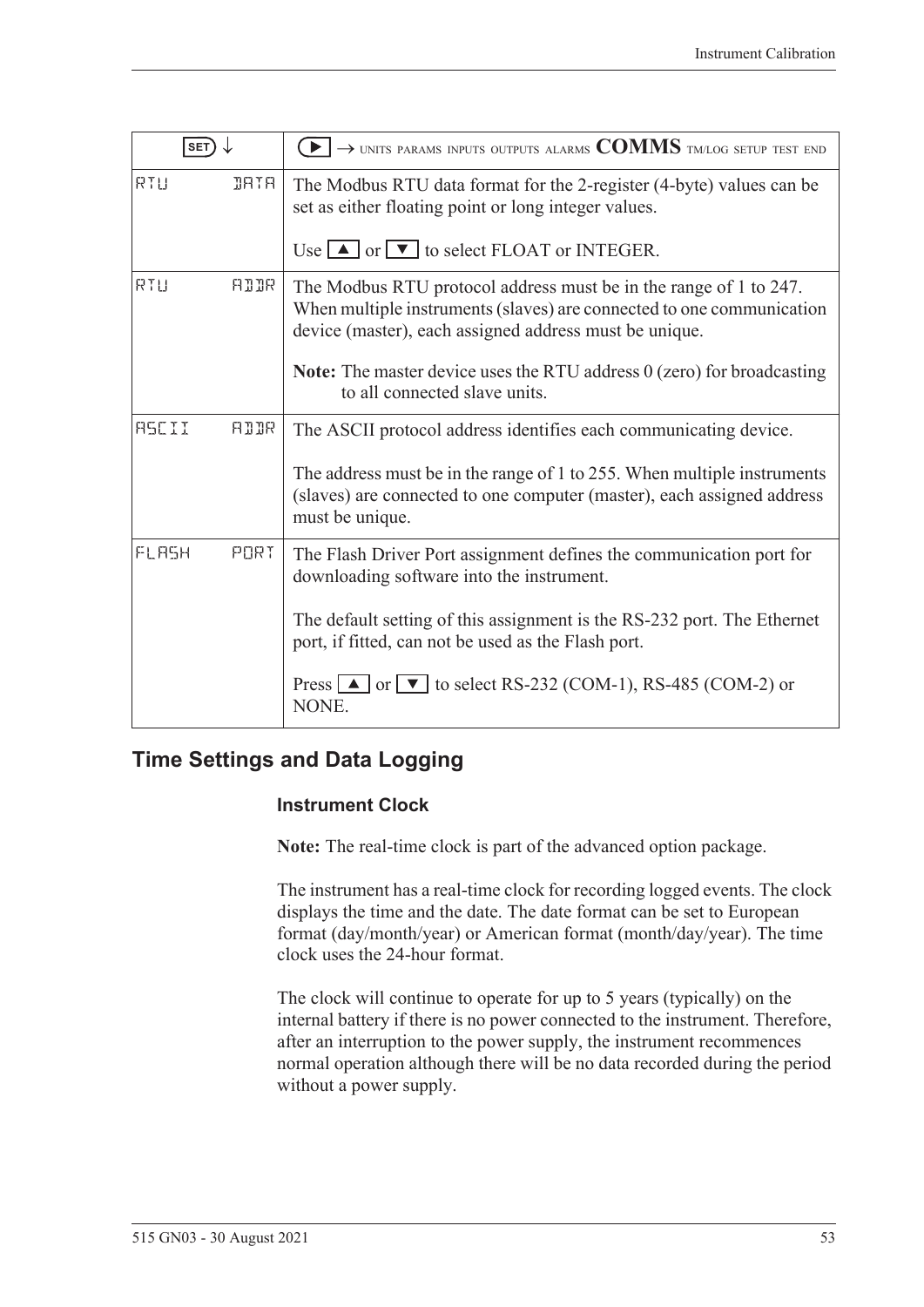| SET ↓ | ▶ → UNITS PARAMS INPUTS OUTPUTS ALARMS **COMMS** TM/LOG SETUP TEST END |
|---|---|
| RTU DATA | The Modbus RTU data format for the 2-register (4-byte) values can be set as either floating point or long integer values.<br><br>Use ▲ or ▼ to select FLOAT or INTEGER. |
| RTU ADDR | The Modbus RTU protocol address must be in the range of 1 to 247. When multiple instruments (slaves) are connected to one communication device (master), each assigned address must be unique.<br><br>**Note:** The master device uses the RTU address 0 (zero) for broadcasting to all connected slave units. |
| ASCII ADDR | The ASCII protocol address identifies each communicating device.<br><br>The address must be in the range of 1 to 255. When multiple instruments (slaves) are connected to one computer (master), each assigned address must be unique. |
| FLASH PORT | The Flash Driver Port assignment defines the communication port for downloading software into the instrument.<br><br>The default setting of this assignment is the RS-232 port. The Ethernet port, if fitted, can not be used as the Flash port.<br><br>Press ▲ or ▼ to select RS-232 (COM-1), RS-485 (COM-2) or NONE. |

## Time Settings and Data Logging

### Instrument Clock

**Note:** The real-time clock is part of the advanced option package.

The instrument has a real-time clock for recording logged events. The clock displays the time and the date. The date format can be set to European format (day/month/year) or American format (month/day/year). The time clock uses the 24-hour format.

The clock will continue to operate for up to 5 years (typically) on the internal battery if there is no power connected to the instrument. Therefore, after an interruption to the power supply, the instrument recommences normal operation although there will be no data recorded during the period without a power supply.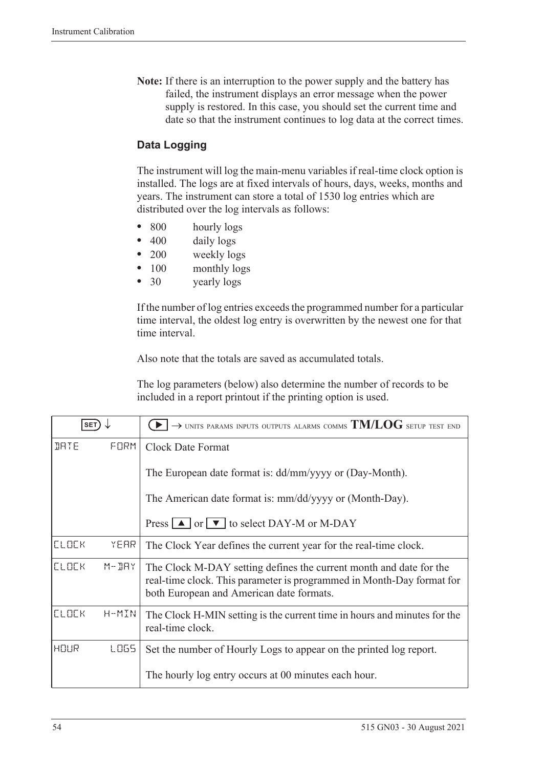**Note:** If there is an interruption to the power supply and the battery has failed, the instrument displays an error message when the power supply is restored. In this case, you should set the current time and date so that the instrument continues to log data at the correct times.

### Data Logging

The instrument will log the main-menu variables if real-time clock option is installed. The logs are at fixed intervals of hours, days, weeks, months and years. The instrument can store a total of 1530 log entries which are distributed over the log intervals as follows:

- 800 hourly logs
- 400 daily logs
- 200 weekly logs
- 100 monthly logs
- 30 yearly logs

If the number of log entries exceeds the programmed number for a particular time interval, the oldest log entry is overwritten by the newest one for that time interval.

Also note that the totals are saved as accumulated totals.

The log parameters (below) also determine the number of records to be included in a report printout if the printing option is used.

| SET ↓ | ▶ → UNITS PARAMS INPUTS OUTPUTS ALARMS COMMS **TM/LOG** SETUP TEST END |
|---|---|
| DATE FORM | Clock Date Format<br><br>The European date format is: dd/mm/yyyy or (Day-Month).<br><br>The American date format is: mm/dd/yyyy or (Month-Day).<br><br>Press ▲ or ▼ to select DAY-M or M-DAY |
| CLOCK YEAR | The Clock Year defines the current year for the real-time clock. |
| CLOCK M-DAY | The Clock M-DAY setting defines the current month and date for the real-time clock. This parameter is programmed in Month-Day format for both European and American date formats. |
| CLOCK H-MIN | The Clock H-MIN setting is the current time in hours and minutes for the real-time clock. |
| HOUR LOGS | Set the number of Hourly Logs to appear on the printed log report.<br><br>The hourly log entry occurs at 00 minutes each hour. |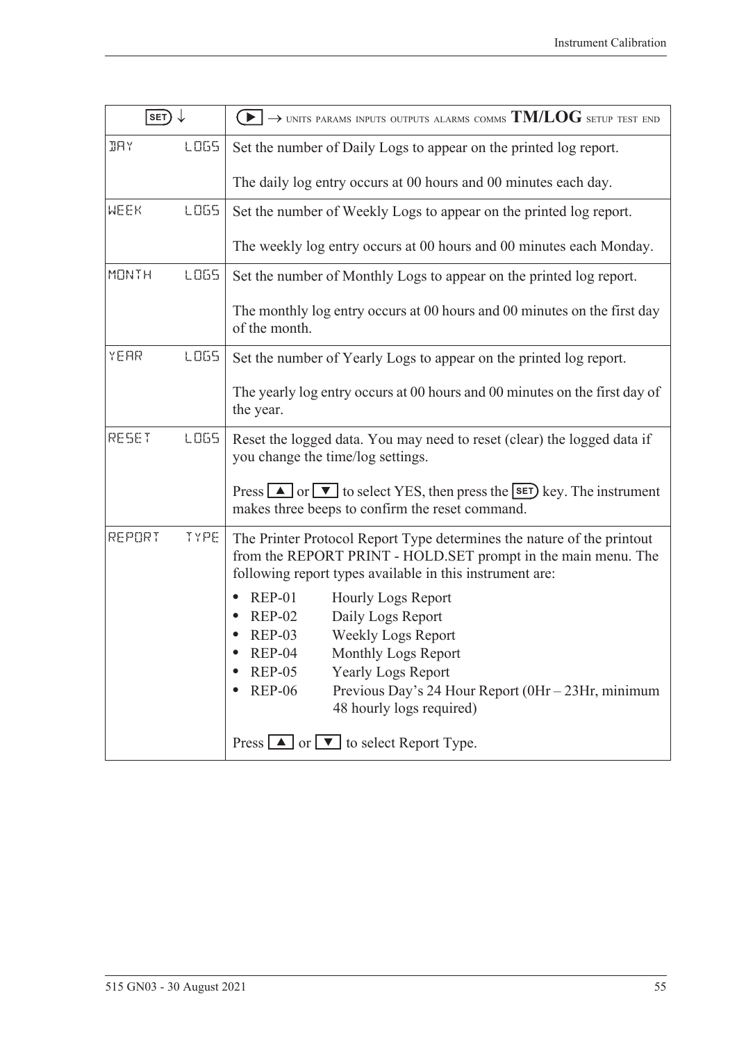| SET ↓ | ▶ → UNITS PARAMS INPUTS OUTPUTS ALARMS COMMS **TM/LOG** SETUP TEST END |
|---|---|
| DAY LOGS | Set the number of Daily Logs to appear on the printed log report.<br><br>The daily log entry occurs at 00 hours and 00 minutes each day. |
| WEEK LOGS | Set the number of Weekly Logs to appear on the printed log report.<br><br>The weekly log entry occurs at 00 hours and 00 minutes each Monday. |
| MONTH LOGS | Set the number of Monthly Logs to appear on the printed log report.<br><br>The monthly log entry occurs at 00 hours and 00 minutes on the first day of the month. |
| YEAR LOGS | Set the number of Yearly Logs to appear on the printed log report.<br><br>The yearly log entry occurs at 00 hours and 00 minutes on the first day of the year. |
| RESET LOGS | Reset the logged data. You may need to reset (clear) the logged data if you change the time/log settings.<br><br>Press ▲ or ▼ to select YES, then press the SET key. The instrument makes three beeps to confirm the reset command. |
| REPORT TYPE | The Printer Protocol Report Type determines the nature of the printout from the REPORT PRINT - HOLD.SET prompt in the main menu. The following report types available in this instrument are:<br><br>• REP-01 Hourly Logs Report<br>• REP-02 Daily Logs Report<br>• REP-03 Weekly Logs Report<br>• REP-04 Monthly Logs Report<br>• REP-05 Yearly Logs Report<br>• REP-06 Previous Day's 24 Hour Report (0Hr – 23Hr, minimum 48 hourly logs required)<br><br>Press ▲ or ▼ to select Report Type. |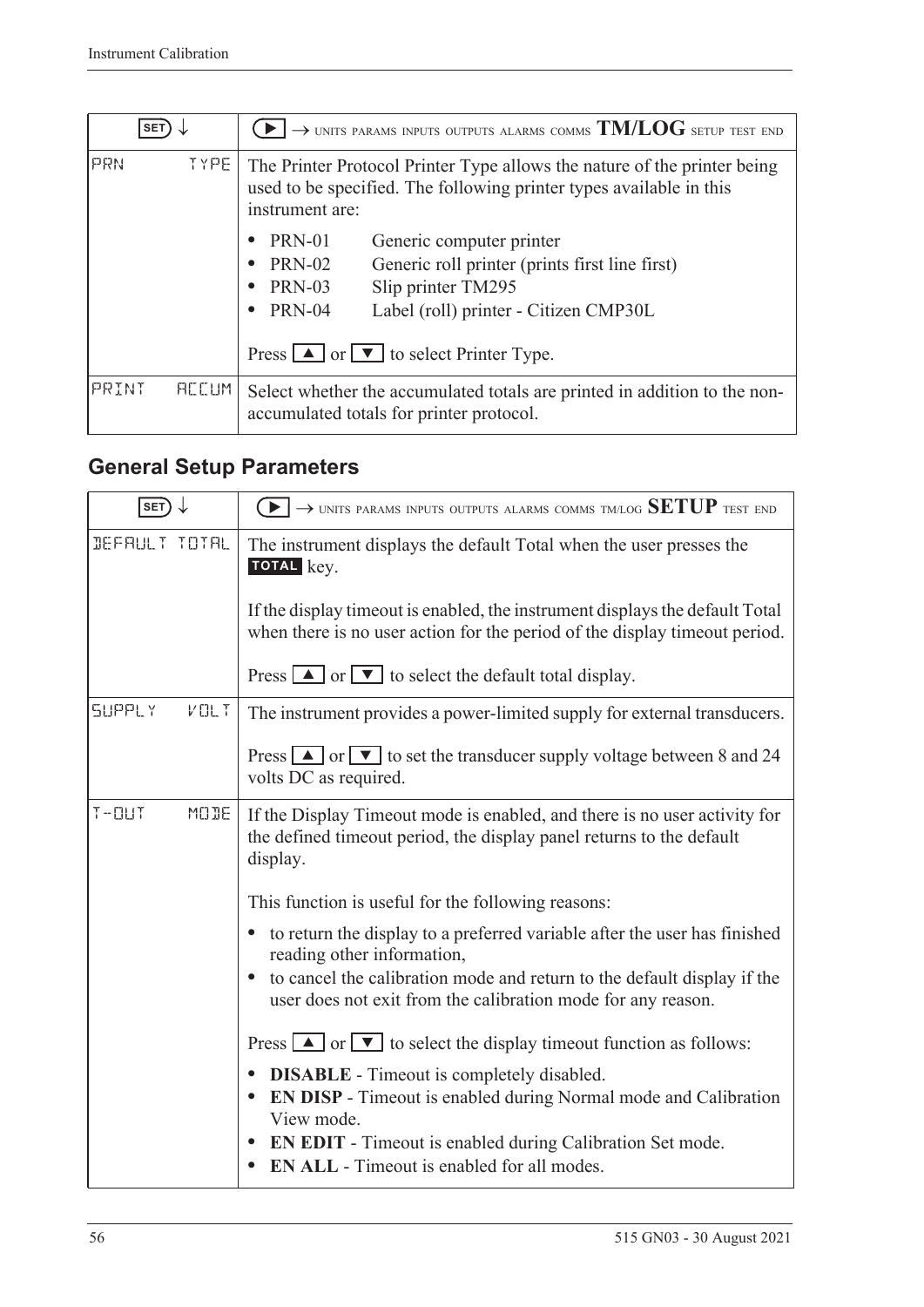| SET ↓ | ▶ → UNITS PARAMS INPUTS OUTPUTS ALARMS COMMS **TM/LOG** SETUP TEST END |
|---|---|
| PRN TYPE | The Printer Protocol Printer Type allows the nature of the printer being used to be specified. The following printer types available in this instrument are:<br>• PRN-01 Generic computer printer<br>• PRN-02 Generic roll printer (prints first line first)<br>• PRN-03 Slip printer TM295<br>• PRN-04 Label (roll) printer - Citizen CMP30L<br><br>Press ▲ or ▼ to select Printer Type. |
| PRINT ACCUM | Select whether the accumulated totals are printed in addition to the non-accumulated totals for printer protocol. |

## General Setup Parameters

| SET ↓ | ▶ → UNITS PARAMS INPUTS OUTPUTS ALARMS COMMS TM/LOG **SETUP** TEST END |
|---|---|
| DEFAULT TOTAL | The instrument displays the default Total when the user presses the **TOTAL** key.<br><br>If the display timeout is enabled, the instrument displays the default Total when there is no user action for the period of the display timeout period.<br><br>Press ▲ or ▼ to select the default total display. |
| SUPPLY VOLT | The instrument provides a power-limited supply for external transducers.<br><br>Press ▲ or ▼ to set the transducer supply voltage between 8 and 24 volts DC as required. |
| T-OUT MODE | If the Display Timeout mode is enabled, and there is no user activity for the defined timeout period, the display panel returns to the default display.<br><br>This function is useful for the following reasons:<br>• to return the display to a preferred variable after the user has finished reading other information,<br>• to cancel the calibration mode and return to the default display if the user does not exit from the calibration mode for any reason.<br><br>Press ▲ or ▼ to select the display timeout function as follows:<br>• **DISABLE** - Timeout is completely disabled.<br>• **EN DISP** - Timeout is enabled during Normal mode and Calibration View mode.<br>• **EN EDIT** - Timeout is enabled during Calibration Set mode.<br>• **EN ALL** - Timeout is enabled for all modes. |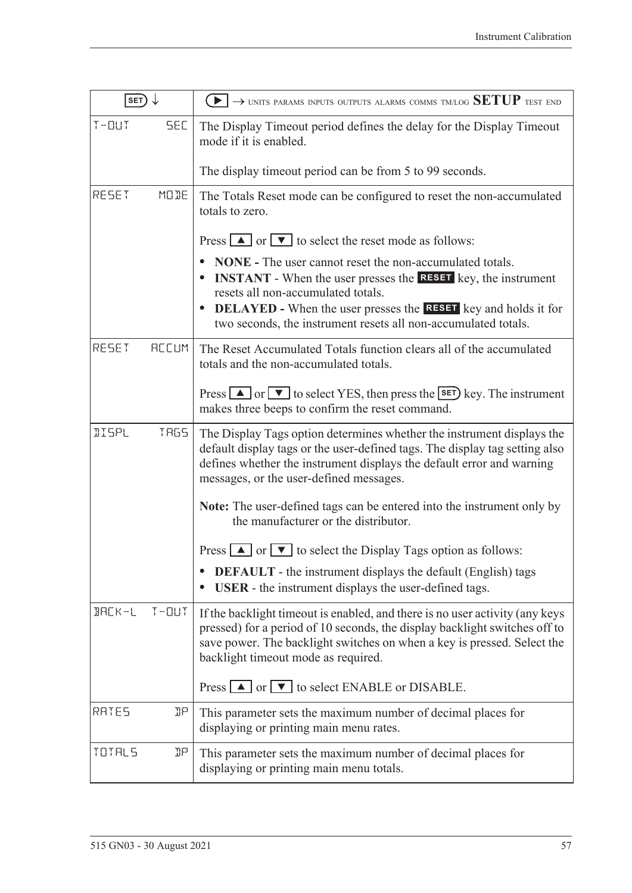| SET ↓ | ▶ → UNITS PARAMS INPUTS OUTPUTS ALARMS COMMS TM/LOG **SETUP** TEST END |
|---|---|
| T-OUT SEC | The Display Timeout period defines the delay for the Display Timeout mode if it is enabled.<br><br>The display timeout period can be from 5 to 99 seconds. |
| RESET MODE | The Totals Reset mode can be configured to reset the non-accumulated totals to zero.<br><br>Press ▲ or ▼ to select the reset mode as follows:<br><br>• **NONE -** The user cannot reset the non-accumulated totals.<br>• **INSTANT** - When the user presses the **RESET** key, the instrument resets all non-accumulated totals.<br>• **DELAYED -** When the user presses the **RESET** key and holds it for two seconds, the instrument resets all non-accumulated totals. |
| RESET ACCUM | The Reset Accumulated Totals function clears all of the accumulated totals and the non-accumulated totals.<br><br>Press ▲ or ▼ to select YES, then press the SET key. The instrument makes three beeps to confirm the reset command. |
| DISPL TAGS | The Display Tags option determines whether the instrument displays the default display tags or the user-defined tags. The display tag setting also defines whether the instrument displays the default error and warning messages, or the user-defined messages.<br><br>**Note:** The user-defined tags can be entered into the instrument only by the manufacturer or the distributor.<br><br>Press ▲ or ▼ to select the Display Tags option as follows:<br><br>• **DEFAULT** - the instrument displays the default (English) tags<br>• **USER** - the instrument displays the user-defined tags. |
| BACK-L T-OUT | If the backlight timeout is enabled, and there is no user activity (any keys pressed) for a period of 10 seconds, the display backlight switches off to save power. The backlight switches on when a key is pressed. Select the backlight timeout mode as required.<br><br>Press ▲ or ▼ to select ENABLE or DISABLE. |
| RATES DP | This parameter sets the maximum number of decimal places for displaying or printing main menu rates. |
| TOTALS DP | This parameter sets the maximum number of decimal places for displaying or printing main menu totals. |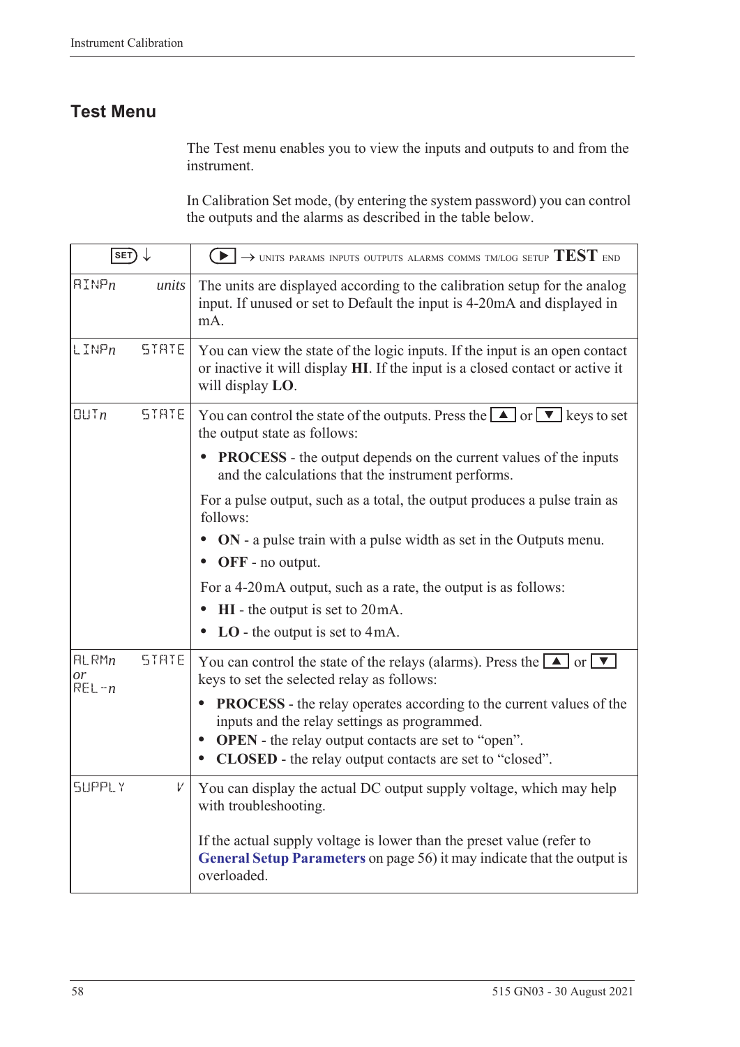## Test Menu

The Test menu enables you to view the inputs and outputs to and from the instrument.

In Calibration Set mode, (by entering the system password) you can control the outputs and the alarms as described in the table below.

| SET ↓ | | ▶ → UNITS PARAMS INPUTS OUTPUTS ALARMS COMMS TM/LOG SETUP **TEST** END |
|---|---|---|
| AINP*n* | *units* | The units are displayed according to the calibration setup for the analog input. If unused or set to Default the input is 4-20mA and displayed in mA. |
| LINP*n* | STATE | You can view the state of the logic inputs. If the input is an open contact or inactive it will display **HI**. If the input is a closed contact or active it will display **LO**. |
| OUT*n* | STATE | You can control the state of the outputs. Press the ▲ or ▼ keys to set the output state as follows:<br>• **PROCESS** - the output depends on the current values of the inputs and the calculations that the instrument performs.<br>For a pulse output, such as a total, the output produces a pulse train as follows:<br>• **ON** - a pulse train with a pulse width as set in the Outputs menu.<br>• **OFF** - no output.<br>For a 4-20mA output, such as a rate, the output is as follows:<br>• **HI** - the output is set to 20mA.<br>• **LO** - the output is set to 4mA. |
| ALRM*n* *or* REL-*n* | STATE | You can control the state of the relays (alarms). Press the ▲ or ▼ keys to set the selected relay as follows:<br>• **PROCESS** - the relay operates according to the current values of the inputs and the relay settings as programmed.<br>• **OPEN** - the relay output contacts are set to “open”.<br>• **CLOSED** - the relay output contacts are set to “closed”. |
| SUPPLY | V | You can display the actual DC output supply voltage, which may help with troubleshooting.<br><br>If the actual supply voltage is lower than the preset value (refer to **General Setup Parameters** on page 56) it may indicate that the output is overloaded. |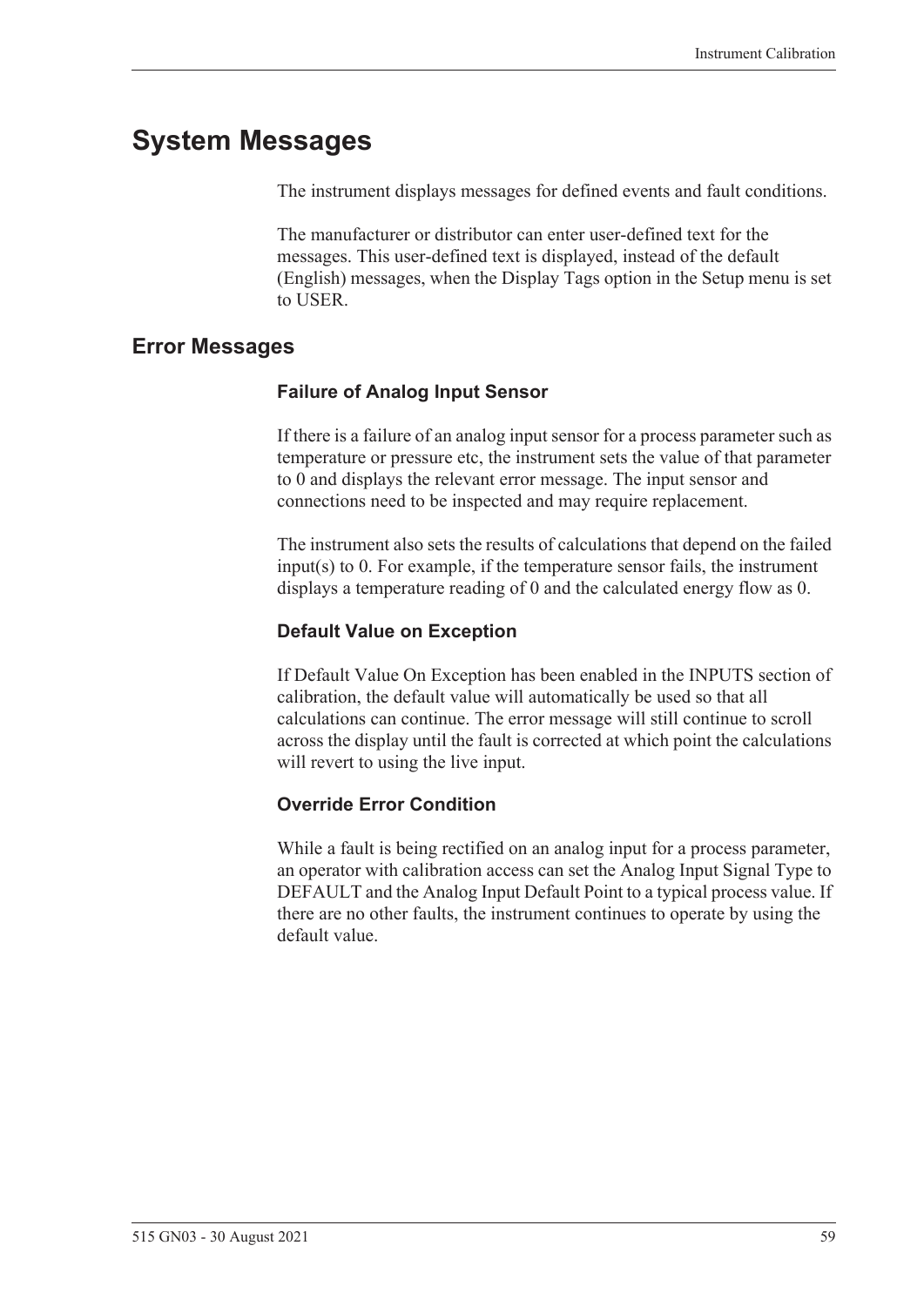# System Messages

The instrument displays messages for defined events and fault conditions.

The manufacturer or distributor can enter user-defined text for the messages. This user-defined text is displayed, instead of the default (English) messages, when the Display Tags option in the Setup menu is set to USER.

## Error Messages

### Failure of Analog Input Sensor

If there is a failure of an analog input sensor for a process parameter such as temperature or pressure etc, the instrument sets the value of that parameter to 0 and displays the relevant error message. The input sensor and connections need to be inspected and may require replacement.

The instrument also sets the results of calculations that depend on the failed input(s) to 0. For example, if the temperature sensor fails, the instrument displays a temperature reading of 0 and the calculated energy flow as 0.

### Default Value on Exception

If Default Value On Exception has been enabled in the INPUTS section of calibration, the default value will automatically be used so that all calculations can continue. The error message will still continue to scroll across the display until the fault is corrected at which point the calculations will revert to using the live input.

### Override Error Condition

While a fault is being rectified on an analog input for a process parameter, an operator with calibration access can set the Analog Input Signal Type to DEFAULT and the Analog Input Default Point to a typical process value. If there are no other faults, the instrument continues to operate by using the default value.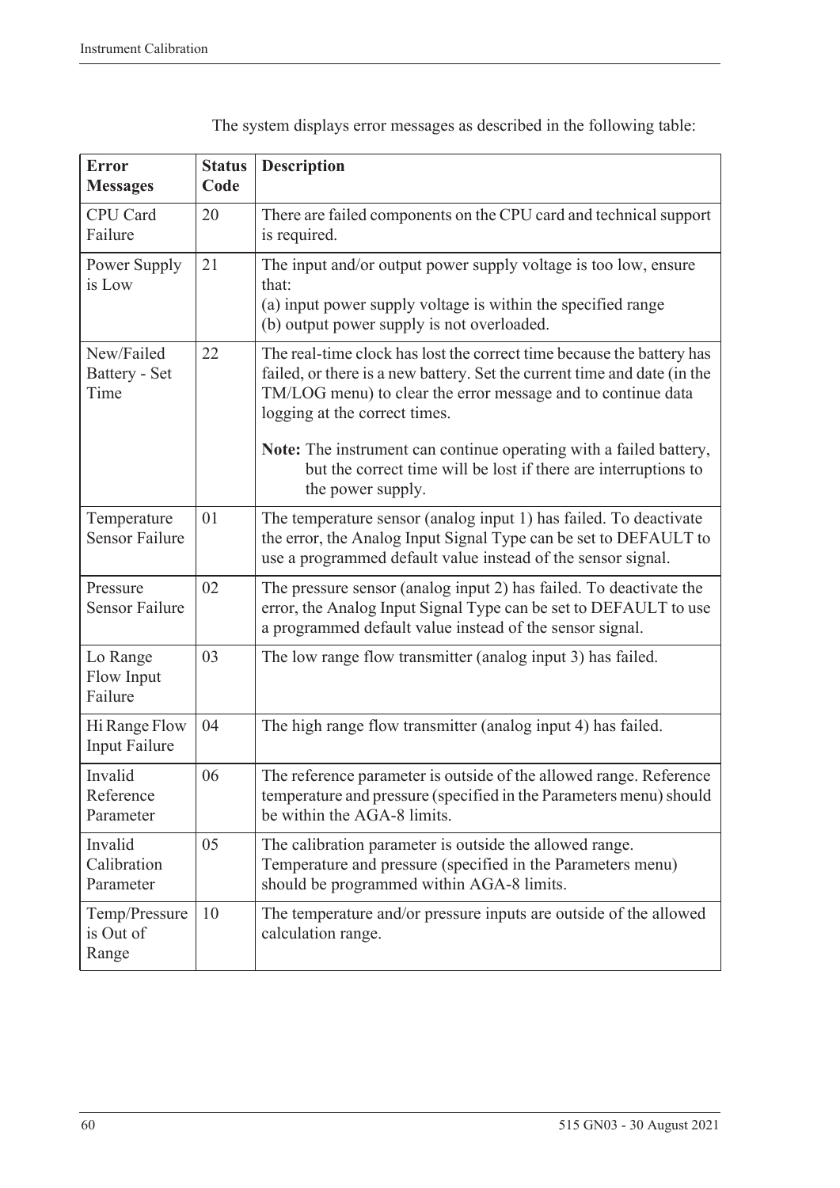The system displays error messages as described in the following table:

| Error Messages | Status Code | Description |
|---|---|---|
| CPU Card Failure | 20 | There are failed components on the CPU card and technical support is required. |
| Power Supply is Low | 21 | The input and/or output power supply voltage is too low, ensure that:<br>(a) input power supply voltage is within the specified range<br>(b) output power supply is not overloaded. |
| New/Failed Battery - Set Time | 22 | The real-time clock has lost the correct time because the battery has failed, or there is a new battery. Set the current time and date (in the TM/LOG menu) to clear the error message and to continue data logging at the correct times.<br>**Note:** The instrument can continue operating with a failed battery, but the correct time will be lost if there are interruptions to the power supply. |
| Temperature Sensor Failure | 01 | The temperature sensor (analog input 1) has failed. To deactivate the error, the Analog Input Signal Type can be set to DEFAULT to use a programmed default value instead of the sensor signal. |
| Pressure Sensor Failure | 02 | The pressure sensor (analog input 2) has failed. To deactivate the error, the Analog Input Signal Type can be set to DEFAULT to use a programmed default value instead of the sensor signal. |
| Lo Range Flow Input Failure | 03 | The low range flow transmitter (analog input 3) has failed. |
| Hi Range Flow Input Failure | 04 | The high range flow transmitter (analog input 4) has failed. |
| Invalid Reference Parameter | 06 | The reference parameter is outside of the allowed range. Reference temperature and pressure (specified in the Parameters menu) should be within the AGA-8 limits. |
| Invalid Calibration Parameter | 05 | The calibration parameter is outside the allowed range. Temperature and pressure (specified in the Parameters menu) should be programmed within AGA-8 limits. |
| Temp/Pressure is Out of Range | 10 | The temperature and/or pressure inputs are outside of the allowed calculation range. |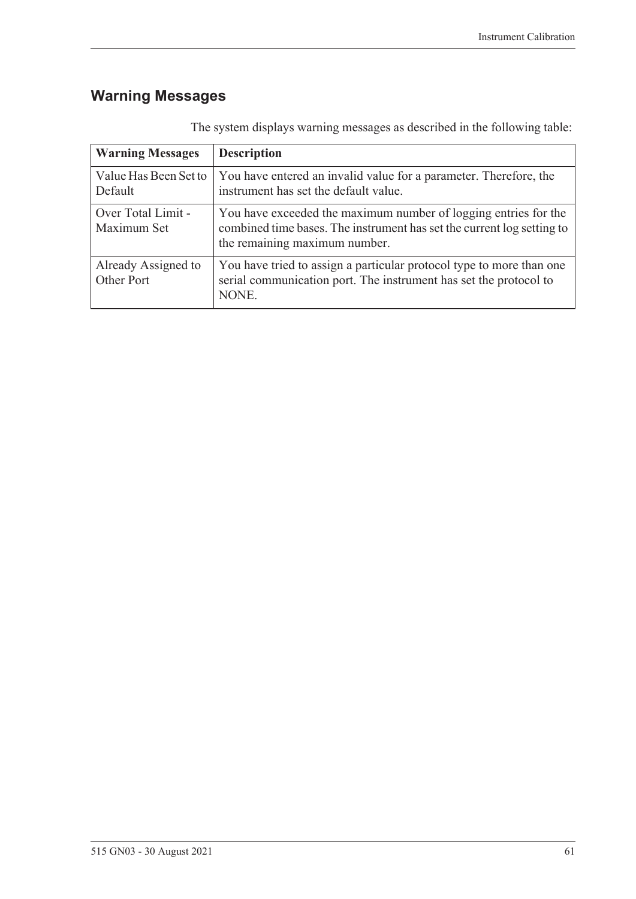## Warning Messages

The system displays warning messages as described in the following table:

| Warning Messages | Description |
|---|---|
| Value Has Been Set to Default | You have entered an invalid value for a parameter. Therefore, the instrument has set the default value. |
| Over Total Limit - Maximum Set | You have exceeded the maximum number of logging entries for the combined time bases. The instrument has set the current log setting to the remaining maximum number. |
| Already Assigned to Other Port | You have tried to assign a particular protocol type to more than one serial communication port. The instrument has set the protocol to NONE. |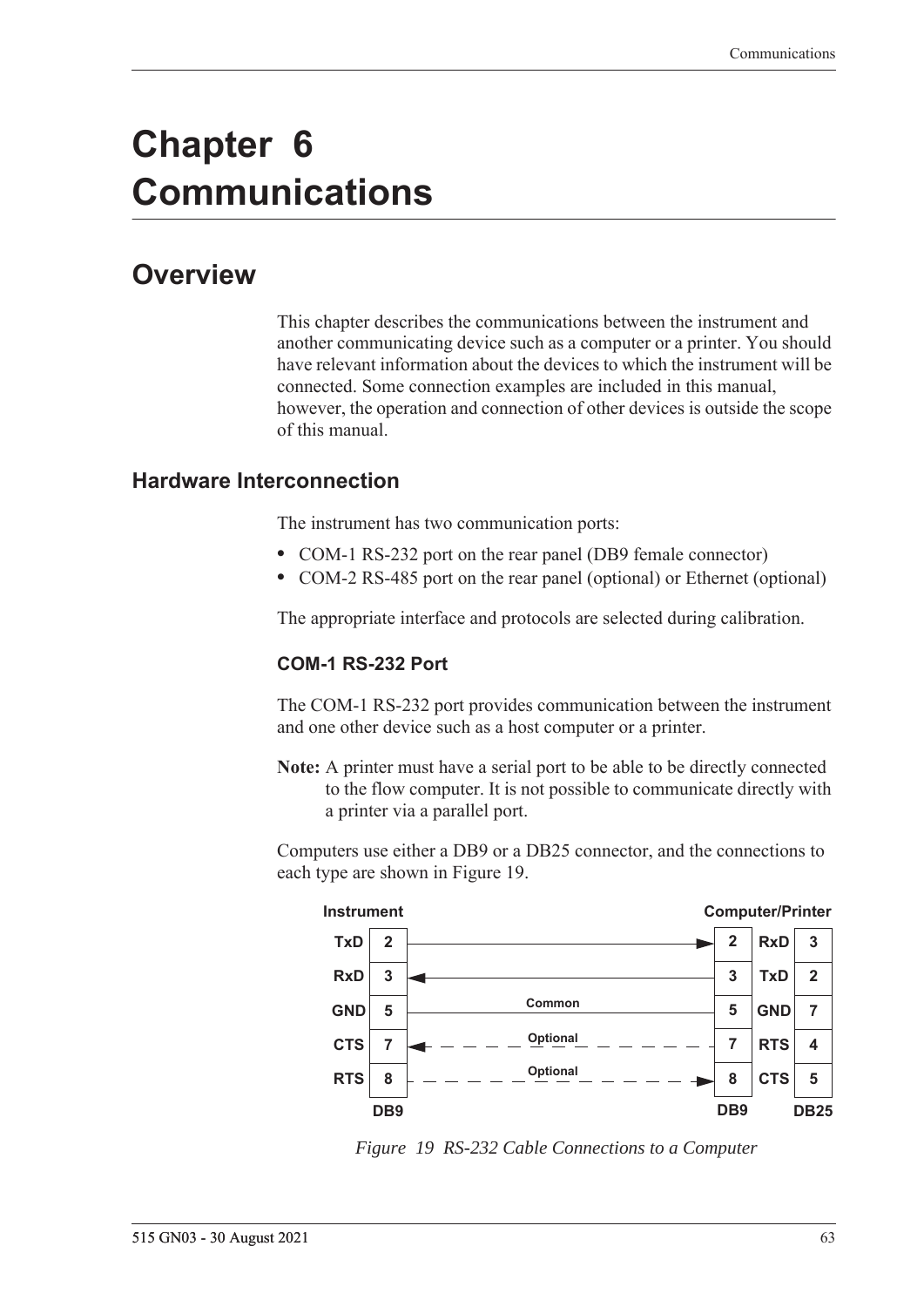# Chapter 6 Communications

## Overview

This chapter describes the communications between the instrument and another communicating device such as a computer or a printer. You should have relevant information about the devices to which the instrument will be connected. Some connection examples are included in this manual, however, the operation and connection of other devices is outside the scope of this manual.

### Hardware Interconnection

The instrument has two communication ports:

- COM-1 RS-232 port on the rear panel (DB9 female connector)
- COM-2 RS-485 port on the rear panel (optional) or Ethernet (optional)

The appropriate interface and protocols are selected during calibration.

#### COM-1 RS-232 Port

The COM-1 RS-232 port provides communication between the instrument and one other device such as a host computer or a printer.

**Note:** A printer must have a serial port to be able to be directly connected to the flow computer. It is not possible to communicate directly with a printer via a parallel port.

Computers use either a DB9 or a DB25 connector, and the connections to each type are shown in Figure 19.

| Instrument | DB9 | Connection | DB9 | Computer/Printer | DB25 |
|---|---|---|---|---|---|
| TxD | 2 | → | 2 | RxD | 3 |
| RxD | 3 | ← | 3 | TxD | 2 |
| GND | 5 | Common | 5 | GND | 7 |
| CTS | 7 | ← Optional | 7 | RTS | 4 |
| RTS | 8 | Optional → | 8 | CTS | 5 |

*Figure 19 RS-232 Cable Connections to a Computer*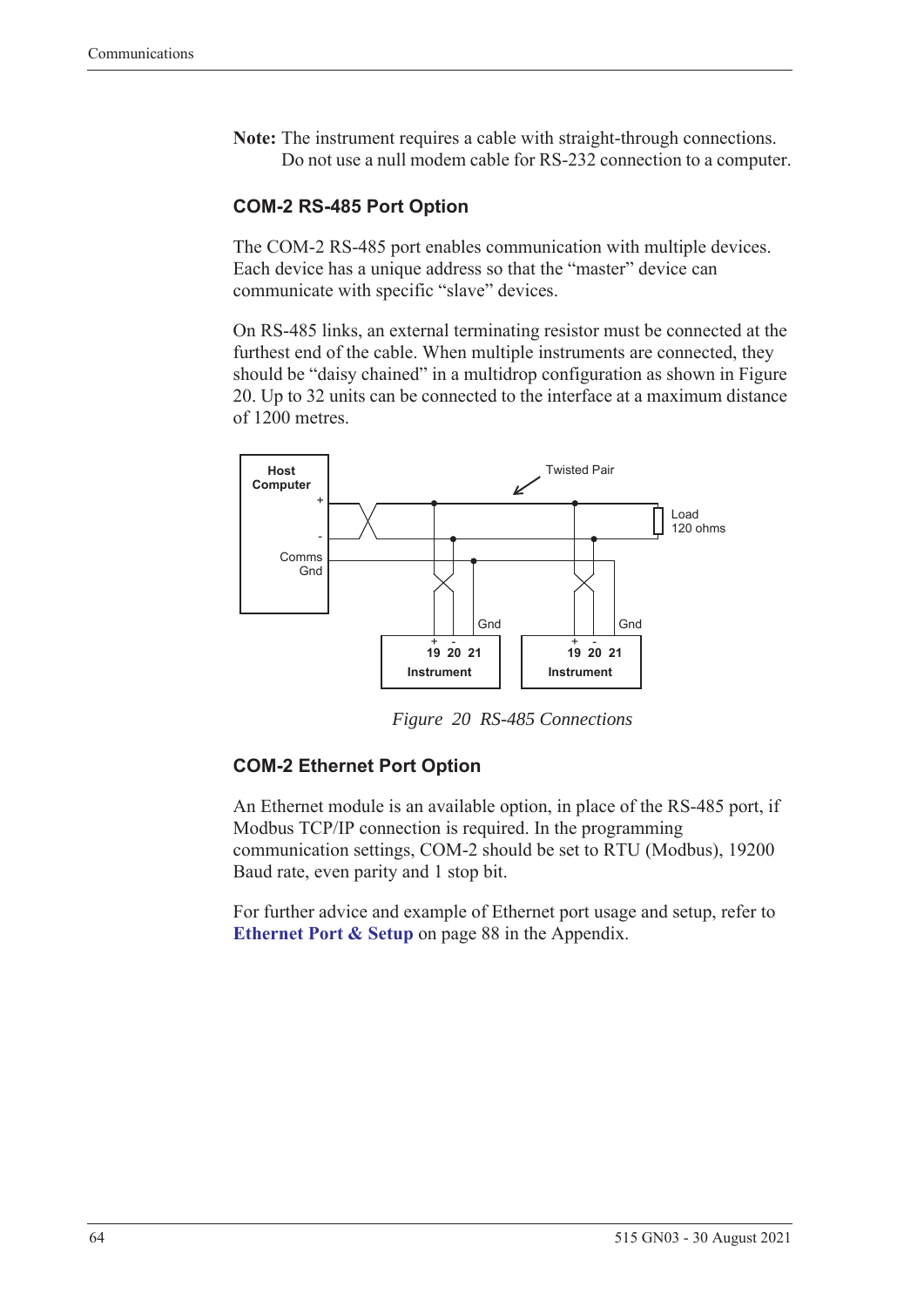**Note:** The instrument requires a cable with straight-through connections. Do not use a null modem cable for RS-232 connection to a computer.

### COM-2 RS-485 Port Option

The COM-2 RS-485 port enables communication with multiple devices. Each device has a unique address so that the "master" device can communicate with specific "slave" devices.

On RS-485 links, an external terminating resistor must be connected at the furthest end of the cable. When multiple instruments are connected, they should be "daisy chained" in a multidrop configuration as shown in Figure 20. Up to 32 units can be connected to the interface at a maximum distance of 1200 metres.

*Figure 20 RS-485 Connections*

### COM-2 Ethernet Port Option

An Ethernet module is an available option, in place of the RS-485 port, if Modbus TCP/IP connection is required. In the programming communication settings, COM-2 should be set to RTU (Modbus), 19200 Baud rate, even parity and 1 stop bit.

For further advice and example of Ethernet port usage and setup, refer to **Ethernet Port & Setup** on page 88 in the Appendix.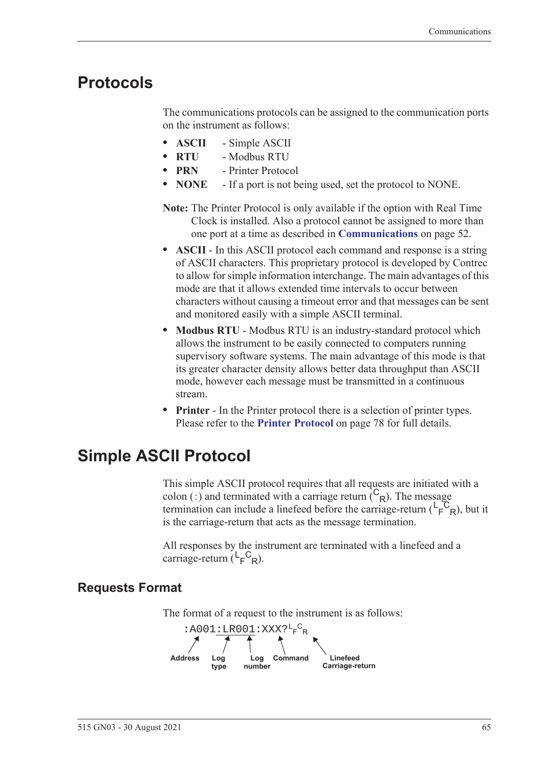## Protocols

The communications protocols can be assigned to the communication ports on the instrument as follows:

- **ASCII** - Simple ASCII
- **RTU** - Modbus RTU
- **PRN** - Printer Protocol
- **NONE** - If a port is not being used, set the protocol to NONE.

**Note:** The Printer Protocol is only available if the option with Real Time Clock is installed. Also a protocol cannot be assigned to more than one port at a time as described in **Communications** on page 52.

- **ASCII** - In this ASCII protocol each command and response is a string of ASCII characters. This proprietary protocol is developed by Contrec to allow for simple information interchange. The main advantages of this mode are that it allows extended time intervals to occur between characters without causing a timeout error and that messages can be sent and monitored easily with a simple ASCII terminal.
- **Modbus RTU** - Modbus RTU is an industry-standard protocol which allows the instrument to be easily connected to computers running supervisory software systems. The main advantage of this mode is that its greater character density allows better data throughput than ASCII mode, however each message must be transmitted in a continuous stream.
- **Printer** - In the Printer protocol there is a selection of printer types. Please refer to the **Printer Protocol** on page 78 for full details.

## Simple ASCII Protocol

This simple ASCII protocol requires that all requests are initiated with a colon (:) and terminated with a carriage return ($^{C}{}_{R}$). The message termination can include a linefeed before the carriage-return ($^{L}{}_{F}{}^{C}{}_{R}$), but it is the carriage-return that acts as the message termination.

All responses by the instrument are terminated with a linefeed and a carriage-return ($^{L}{}_{F}{}^{C}{}_{R}$).

### Requests Format

The format of a request to the instrument is as follows:

```
:A001:LR001:XXX?LFCR
```

- **Address** - A001
- **Log type** - LR
- **Log number** - 001
- **Command** - XXX?
- **Linefeed Carriage-return** - $^{L}{}_{F}{}^{C}{}_{R}$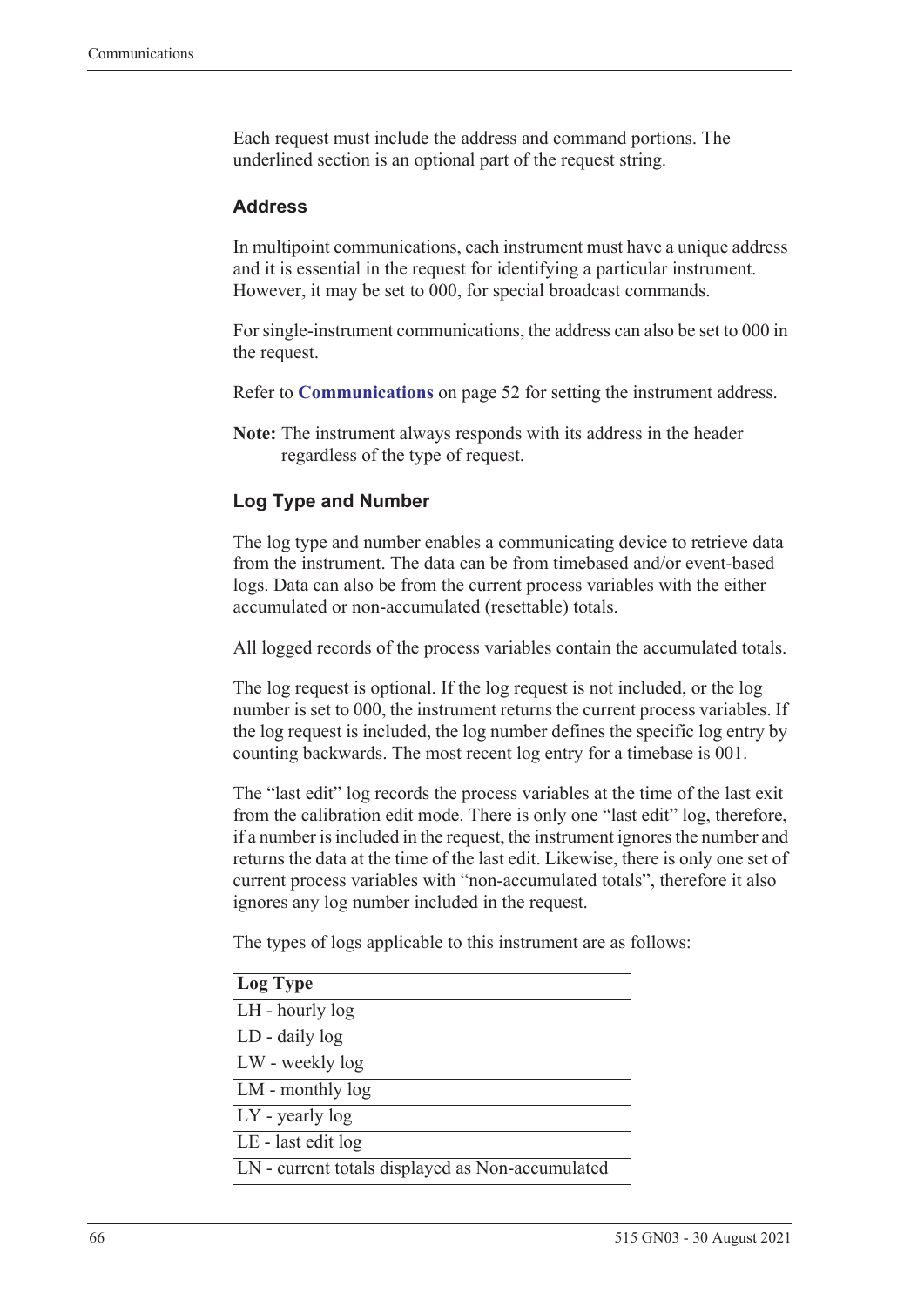Each request must include the address and command portions. The underlined section is an optional part of the request string.

### Address

In multipoint communications, each instrument must have a unique address and it is essential in the request for identifying a particular instrument. However, it may be set to 000, for special broadcast commands.

For single-instrument communications, the address can also be set to 000 in the request.

Refer to **Communications** on page 52 for setting the instrument address.

**Note:** The instrument always responds with its address in the header regardless of the type of request.

### Log Type and Number

The log type and number enables a communicating device to retrieve data from the instrument. The data can be from timebased and/or event-based logs. Data can also be from the current process variables with the either accumulated or non-accumulated (resettable) totals.

All logged records of the process variables contain the accumulated totals.

The log request is optional. If the log request is not included, or the log number is set to 000, the instrument returns the current process variables. If the log request is included, the log number defines the specific log entry by counting backwards. The most recent log entry for a timebase is 001.

The “last edit” log records the process variables at the time of the last exit from the calibration edit mode. There is only one “last edit” log, therefore, if a number is included in the request, the instrument ignores the number and returns the data at the time of the last edit. Likewise, there is only one set of current process variables with “non-accumulated totals”, therefore it also ignores any log number included in the request.

The types of logs applicable to this instrument are as follows:

| Log Type |
|---|
| LH - hourly log |
| LD - daily log |
| LW - weekly log |
| LM - monthly log |
| LY - yearly log |
| LE - last edit log |
| LN - current totals displayed as Non-accumulated |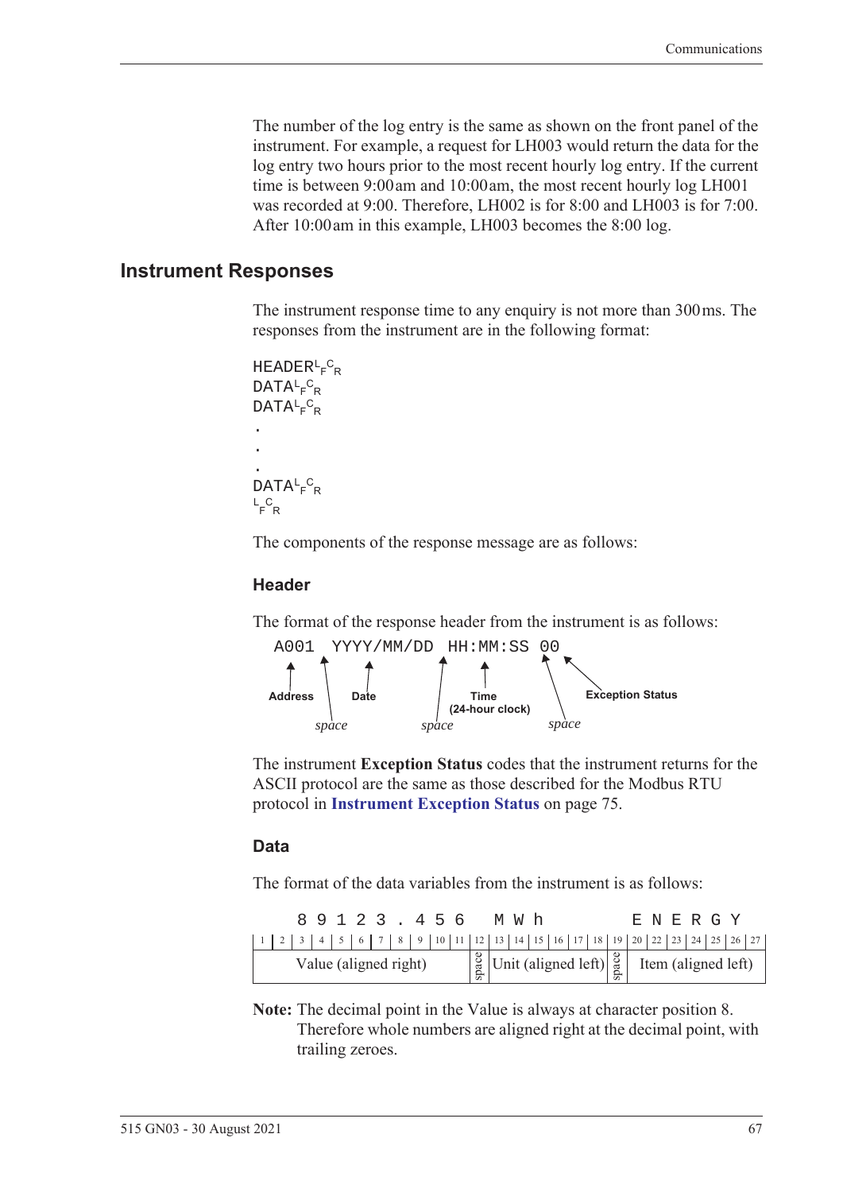The number of the log entry is the same as shown on the front panel of the instrument. For example, a request for LH003 would return the data for the log entry two hours prior to the most recent hourly log entry. If the current time is between 9:00 am and 10:00 am, the most recent hourly log LH001 was recorded at 9:00. Therefore, LH002 is for 8:00 and LH003 is for 7:00. After 10:00 am in this example, LH003 becomes the 8:00 log.

## Instrument Responses

The instrument response time to any enquiry is not more than 300 ms. The responses from the instrument are in the following format:

```
HEADER LF CR
DATA LF CR
DATA LF CR
.
.
.
DATA LF CR
LF CR
```

The components of the response message are as follows:

### Header

The format of the response header from the instrument is as follows:

```
A001 YYYY/MM/DD HH:MM:SS 00
```

- **Address** (A001), followed by a *space*
- **Date** (YYYY/MM/DD), followed by a *space*
- **Time (24-hour clock)** (HH:MM:SS), followed by a *space*
- **Exception Status** (00)

The instrument **Exception Status** codes that the instrument returns for the ASCII protocol are the same as those described for the Modbus RTU protocol in **Instrument Exception Status** on page 75.

### Data

The format of the data variables from the instrument is as follows:

| 1 | 2 | 3 | 4 | 5 | 6 | 7 | 8 | 9 | 10 | 11 | 12 | 13 | 14 | 15 | 16 | 17 | 18 | 19 | 20 | 22 | 23 | 24 | 25 | 26 | 27 |
|---|---|---|---|---|---|---|---|---|---|---|---|---|---|---|---|---|---|---|---|---|---|---|---|---|---|
| | | 8 | 9 | 1 | 2 | 3 | . | 4 | 5 | 6 | | M | W | h | | | | | E | N | E | R | G | Y | |
| Value (aligned right) | | | | | | | | | | | space | Unit (aligned left) | | | | | | space | Item (aligned left) | | | | | | |

**Note:** The decimal point in the Value is always at character position 8. Therefore whole numbers are aligned right at the decimal point, with trailing zeroes.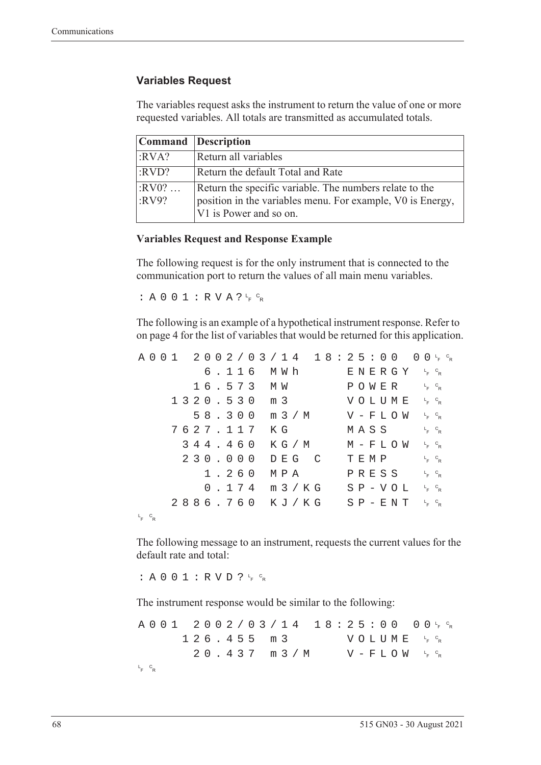### Variables Request

The variables request asks the instrument to return the value of one or more requested variables. All totals are transmitted as accumulated totals.

| Command | Description |
|---|---|
| :RVA? | Return all variables |
| :RVD? | Return the default Total and Rate |
| :RV0? … :RV9? | Return the specific variable. The numbers relate to the position in the variables menu. For example, V0 is Energy, V1 is Power and so on. |

**Variables Request and Response Example**

The following request is for the only instrument that is connected to the communication port to return the values of all main menu variables.

```
:A001:RVA?LF CR
```

The following is an example of a hypothetical instrument response. Refer to on page 4 for the list of variables that would be returned for this application.

```
A001  2002/03/14  18:25:00  00LF CR
        6.116  MWh      ENERGY  LF CR
       16.573  MW       POWER   LF CR
     1320.530  m3       VOLUME  LF CR
       58.300  m3/M     V-FLOW  LF CR
     7627.117  KG       MASS    LF CR
      344.460  KG/M     M-FLOW  LF CR
      230.000  DEG C    TEMP    LF CR
        1.260  MPA      PRESS   LF CR
        0.174  m3/KG    SP-VOL  LF CR
     2886.760  KJ/KG    SP-ENT  LF CR
LF CR
```

The following message to an instrument, requests the current values for the default rate and total:

```
:A001:RVD?LF CR
```

The instrument response would be similar to the following:

```
A001  2002/03/14  18:25:00  00LF CR
      126.455  m3       VOLUME  LF CR
       20.437  m3/M     V-FLOW  LF CR
LF CR
```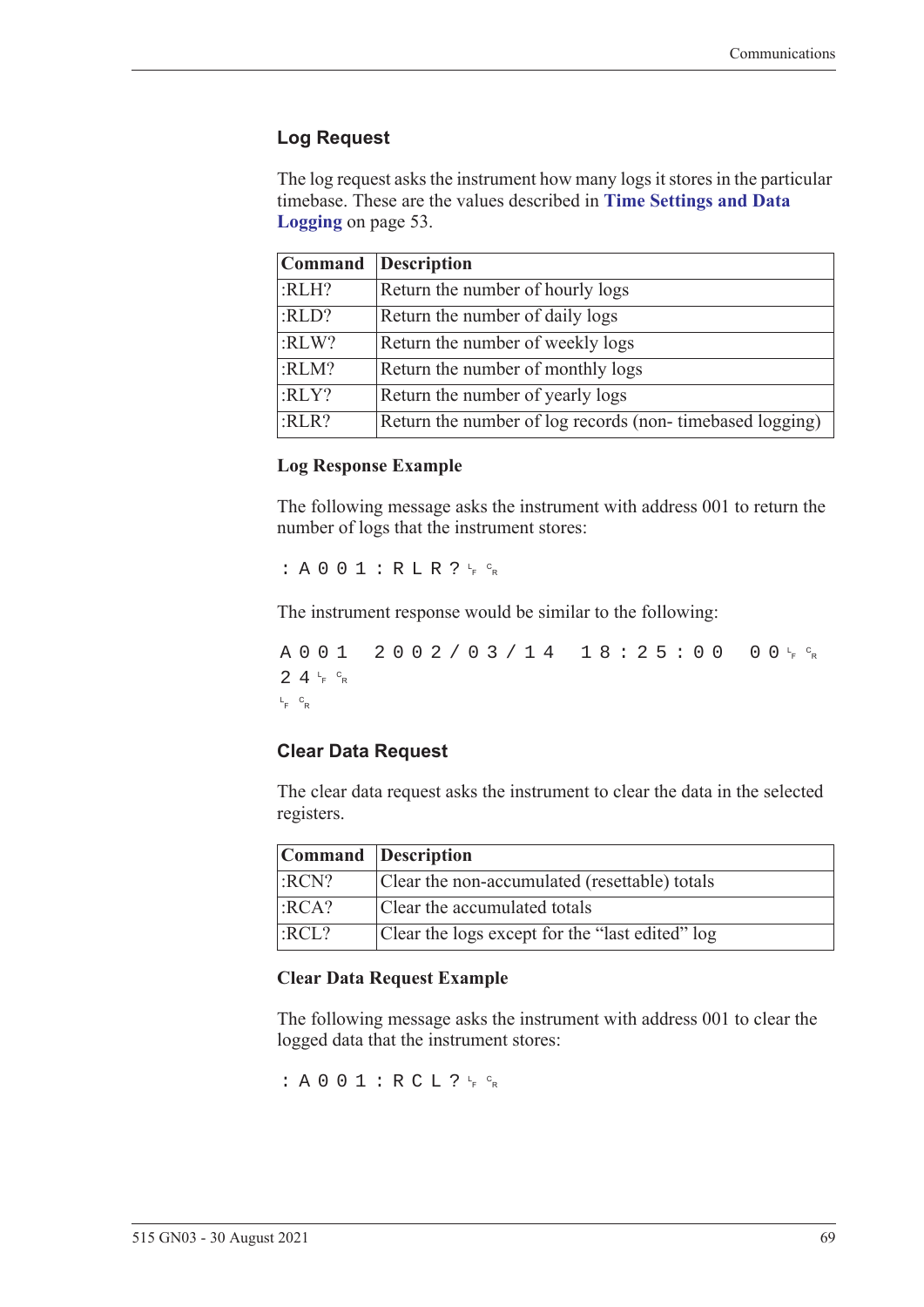## Log Request

The log request asks the instrument how many logs it stores in the particular timebase. These are the values described in **Time Settings and Data Logging** on page 53.

| Command | Description |
|---|---|
| :RLH? | Return the number of hourly logs |
| :RLD? | Return the number of daily logs |
| :RLW? | Return the number of weekly logs |
| :RLM? | Return the number of monthly logs |
| :RLY? | Return the number of yearly logs |
| :RLR? | Return the number of log records (non- timebased logging) |

### Log Response Example

The following message asks the instrument with address 001 to return the number of logs that the instrument stores:

```
:A001:RLR?LF CR
```

The instrument response would be similar to the following:

```
A001 2002/03/14 18:25:00 00LF CR
24LF CR
LF CR
```

## Clear Data Request

The clear data request asks the instrument to clear the data in the selected registers.

| Command | Description |
|---|---|
| :RCN? | Clear the non-accumulated (resettable) totals |
| :RCA? | Clear the accumulated totals |
| :RCL? | Clear the logs except for the “last edited” log |

### Clear Data Request Example

The following message asks the instrument with address 001 to clear the logged data that the instrument stores:

```
:A001:RCL?LF CR
```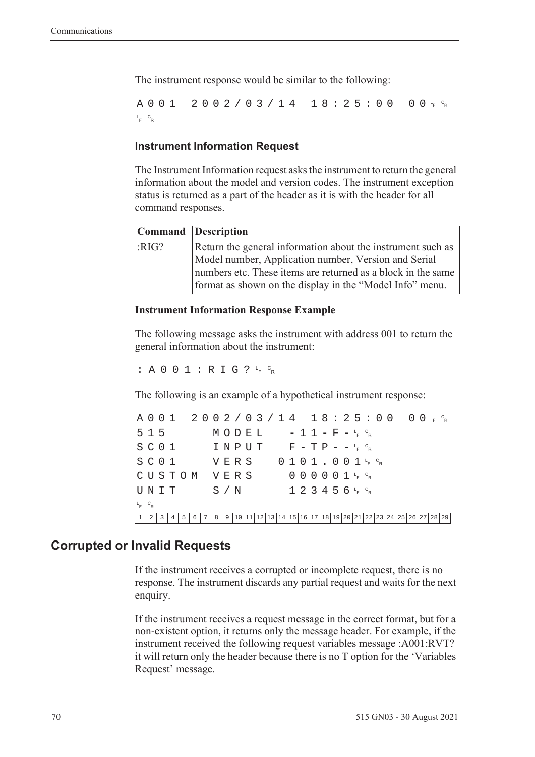The instrument response would be similar to the following:

```
A001  2002/03/14  18:25:00  00␊␍
␊␍
```

### Instrument Information Request

The Instrument Information request asks the instrument to return the general information about the model and version codes. The instrument exception status is returned as a part of the header as it is with the header for all command responses.

| Command | Description |
|---|---|
| :RIG? | Return the general information about the instrument such as Model number, Application number, Version and Serial numbers etc. These items are returned as a block in the same format as shown on the display in the "Model Info" menu. |

#### Instrument Information Response Example

The following message asks the instrument with address 001 to return the general information about the instrument:

```
:A001:RIG?␊␍
```

The following is an example of a hypothetical instrument response:

```
A001  2002/03/14  18:25:00  00␊␍
515      MODEL    -11-F-␊␍
SC01     INPUT    F-TP--␊␍
SC01     VERS    0101.001␊␍
CUSTOM   VERS      000001␊␍
UNIT     S/N       123456␊␍
␊␍
1 2 3 4 5 6 7 8 9 10 11 12 13 14 15 16 17 18 19 20 21 22 23 24 25 26 27 28 29
```

## Corrupted or Invalid Requests

If the instrument receives a corrupted or incomplete request, there is no response. The instrument discards any partial request and waits for the next enquiry.

If the instrument receives a request message in the correct format, but for a non-existent option, it returns only the message header. For example, if the instrument received the following request variables message :A001:RVT? it will return only the header because there is no T option for the 'Variables Request' message.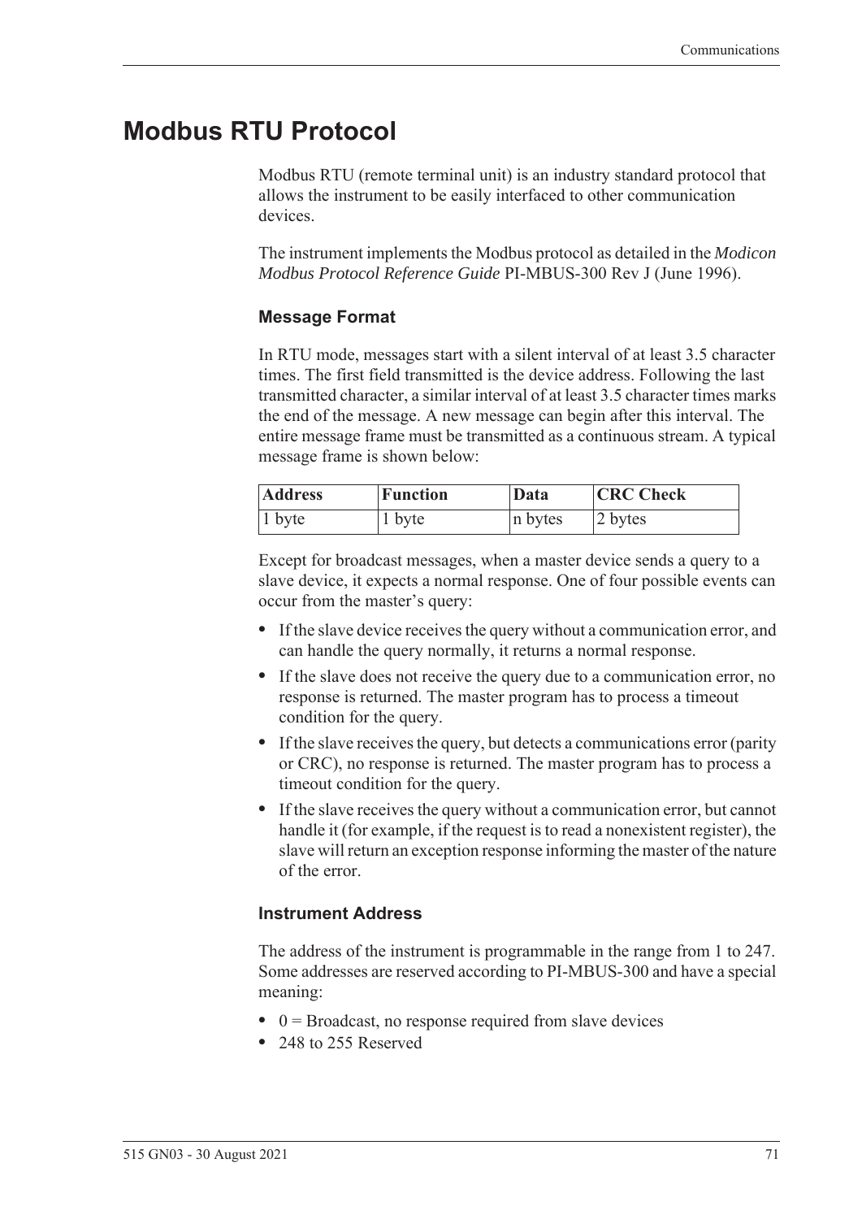# Modbus RTU Protocol

Modbus RTU (remote terminal unit) is an industry standard protocol that allows the instrument to be easily interfaced to other communication devices.

The instrument implements the Modbus protocol as detailed in the *Modicon Modbus Protocol Reference Guide* PI-MBUS-300 Rev J (June 1996).

### Message Format

In RTU mode, messages start with a silent interval of at least 3.5 character times. The first field transmitted is the device address. Following the last transmitted character, a similar interval of at least 3.5 character times marks the end of the message. A new message can begin after this interval. The entire message frame must be transmitted as a continuous stream. A typical message frame is shown below:

| Address | Function | Data | CRC Check |
|---|---|---|---|
| 1 byte | 1 byte | n bytes | 2 bytes |

Except for broadcast messages, when a master device sends a query to a slave device, it expects a normal response. One of four possible events can occur from the master's query:

- If the slave device receives the query without a communication error, and can handle the query normally, it returns a normal response.
- If the slave does not receive the query due to a communication error, no response is returned. The master program has to process a timeout condition for the query.
- If the slave receives the query, but detects a communications error (parity or CRC), no response is returned. The master program has to process a timeout condition for the query.
- If the slave receives the query without a communication error, but cannot handle it (for example, if the request is to read a nonexistent register), the slave will return an exception response informing the master of the nature of the error.

### Instrument Address

The address of the instrument is programmable in the range from 1 to 247. Some addresses are reserved according to PI-MBUS-300 and have a special meaning:

- 0 = Broadcast, no response required from slave devices
- 248 to 255 Reserved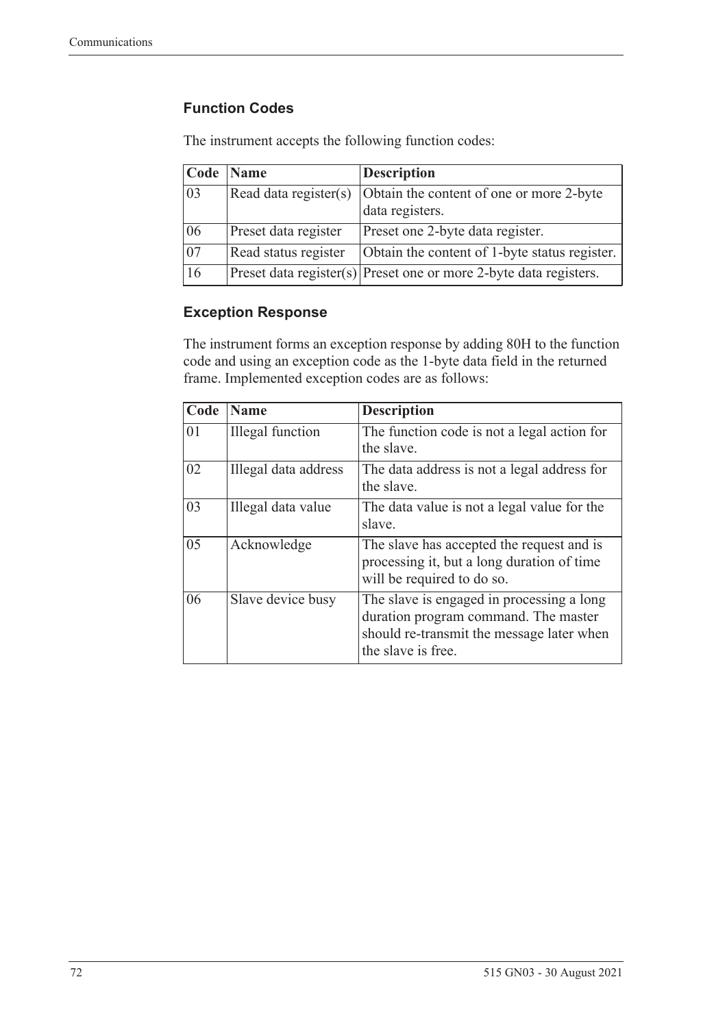### Function Codes

The instrument accepts the following function codes:

| Code | Name | Description |
|---|---|---|
| 03 | Read data register(s) | Obtain the content of one or more 2-byte data registers. |
| 06 | Preset data register | Preset one 2-byte data register. |
| 07 | Read status register | Obtain the content of 1-byte status register. |
| 16 | Preset data register(s) | Preset one or more 2-byte data registers. |

### Exception Response

The instrument forms an exception response by adding 80H to the function code and using an exception code as the 1-byte data field in the returned frame. Implemented exception codes are as follows:

| Code | Name | Description |
|---|---|---|
| 01 | Illegal function | The function code is not a legal action for the slave. |
| 02 | Illegal data address | The data address is not a legal address for the slave. |
| 03 | Illegal data value | The data value is not a legal value for the slave. |
| 05 | Acknowledge | The slave has accepted the request and is processing it, but a long duration of time will be required to do so. |
| 06 | Slave device busy | The slave is engaged in processing a long duration program command. The master should re-transmit the message later when the slave is free. |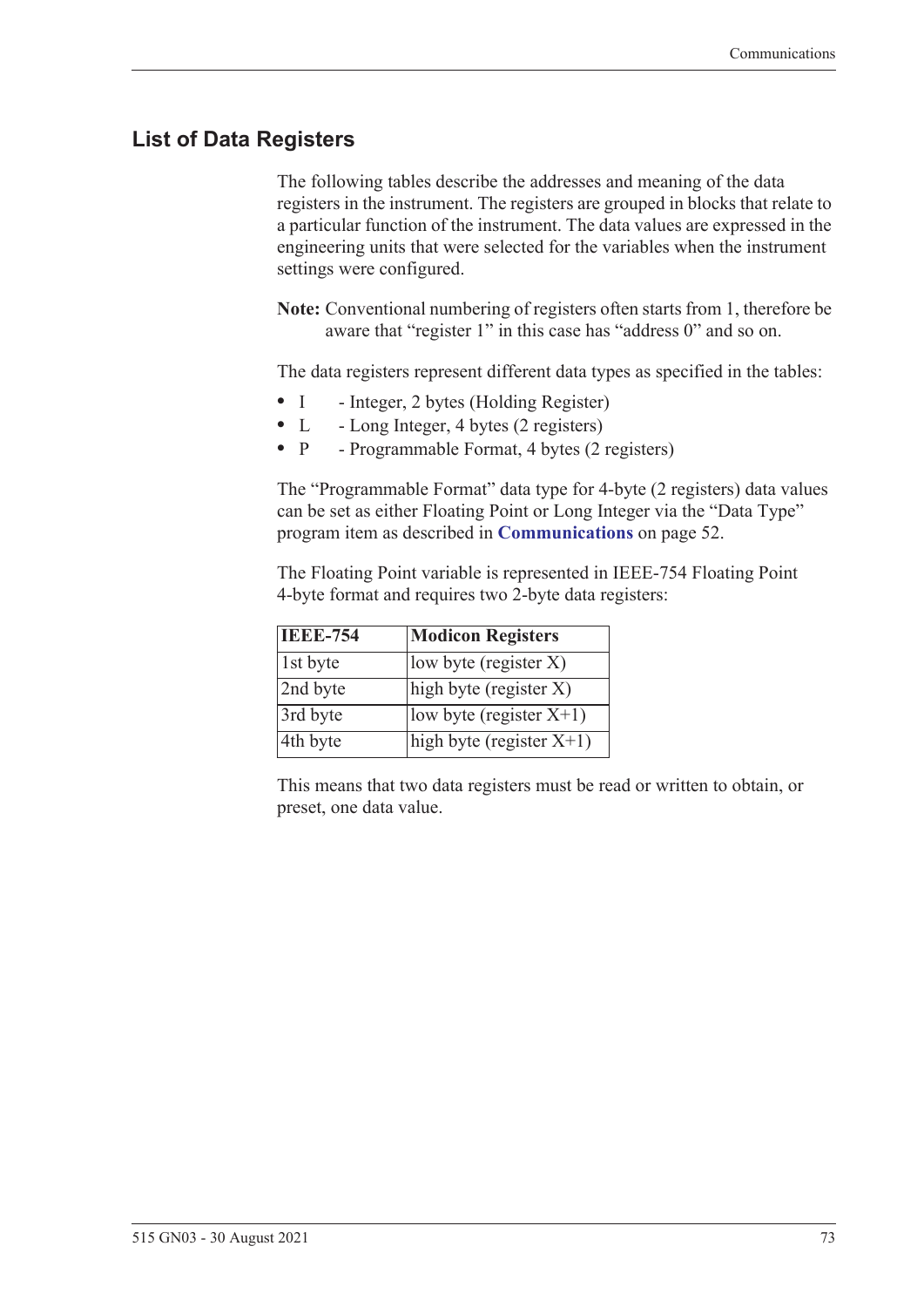## List of Data Registers

The following tables describe the addresses and meaning of the data registers in the instrument. The registers are grouped in blocks that relate to a particular function of the instrument. The data values are expressed in the engineering units that were selected for the variables when the instrument settings were configured.

**Note:** Conventional numbering of registers often starts from 1, therefore be aware that "register 1" in this case has "address 0" and so on.

The data registers represent different data types as specified in the tables:

- I - Integer, 2 bytes (Holding Register)
- L - Long Integer, 4 bytes (2 registers)
- P - Programmable Format, 4 bytes (2 registers)

The "Programmable Format" data type for 4-byte (2 registers) data values can be set as either Floating Point or Long Integer via the "Data Type" program item as described in **Communications** on page 52.

The Floating Point variable is represented in IEEE-754 Floating Point 4-byte format and requires two 2-byte data registers:

| IEEE-754 | Modicon Registers |
|---|---|
| 1st byte | low byte (register X) |
| 2nd byte | high byte (register X) |
| 3rd byte | low byte (register X+1) |
| 4th byte | high byte (register X+1) |

This means that two data registers must be read or written to obtain, or preset, one data value.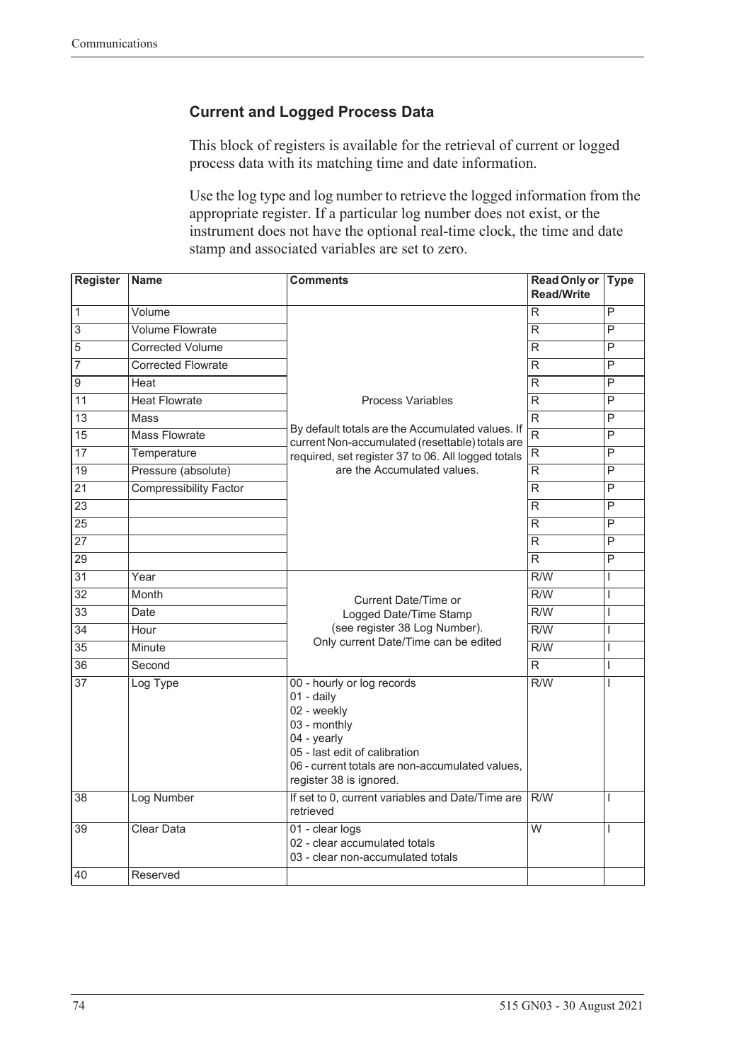### Current and Logged Process Data

This block of registers is available for the retrieval of current or logged process data with its matching time and date information.

Use the log type and log number to retrieve the logged information from the appropriate register. If a particular log number does not exist, or the instrument does not have the optional real-time clock, the time and date stamp and associated variables are set to zero.

| Register | Name | Comments | Read Only or Read/Write | Type |
|---|---|---|---|---|
| 1 | Volume | Process Variables<br><br>By default totals are the Accumulated values. If current Non-accumulated (resettable) totals are required, set register 37 to 06. All logged totals are the Accumulated values. | R | P |
| 3 | Volume Flowrate | | R | P |
| 5 | Corrected Volume | | R | P |
| 7 | Corrected Flowrate | | R | P |
| 9 | Heat | | R | P |
| 11 | Heat Flowrate | | R | P |
| 13 | Mass | | R | P |
| 15 | Mass Flowrate | | R | P |
| 17 | Temperature | | R | P |
| 19 | Pressure (absolute) | | R | P |
| 21 | Compressibility Factor | | R | P |
| 23 | | | R | P |
| 25 | | | R | P |
| 27 | | | R | P |
| 29 | | | R | P |
| 31 | Year | Current Date/Time or Logged Date/Time Stamp (see register 38 Log Number). Only current Date/Time can be edited | R/W | I |
| 32 | Month | | R/W | I |
| 33 | Date | | R/W | I |
| 34 | Hour | | R/W | I |
| 35 | Minute | | R/W | I |
| 36 | Second | | R | I |
| 37 | Log Type | 00 - hourly or log records<br>01 - daily<br>02 - weekly<br>03 - monthly<br>04 - yearly<br>05 - last edit of calibration<br>06 - current totals are non-accumulated values, register 38 is ignored. | R/W | I |
| 38 | Log Number | If set to 0, current variables and Date/Time are retrieved | R/W | I |
| 39 | Clear Data | 01 - clear logs<br>02 - clear accumulated totals<br>03 - clear non-accumulated totals | W | I |
| 40 | Reserved | | | |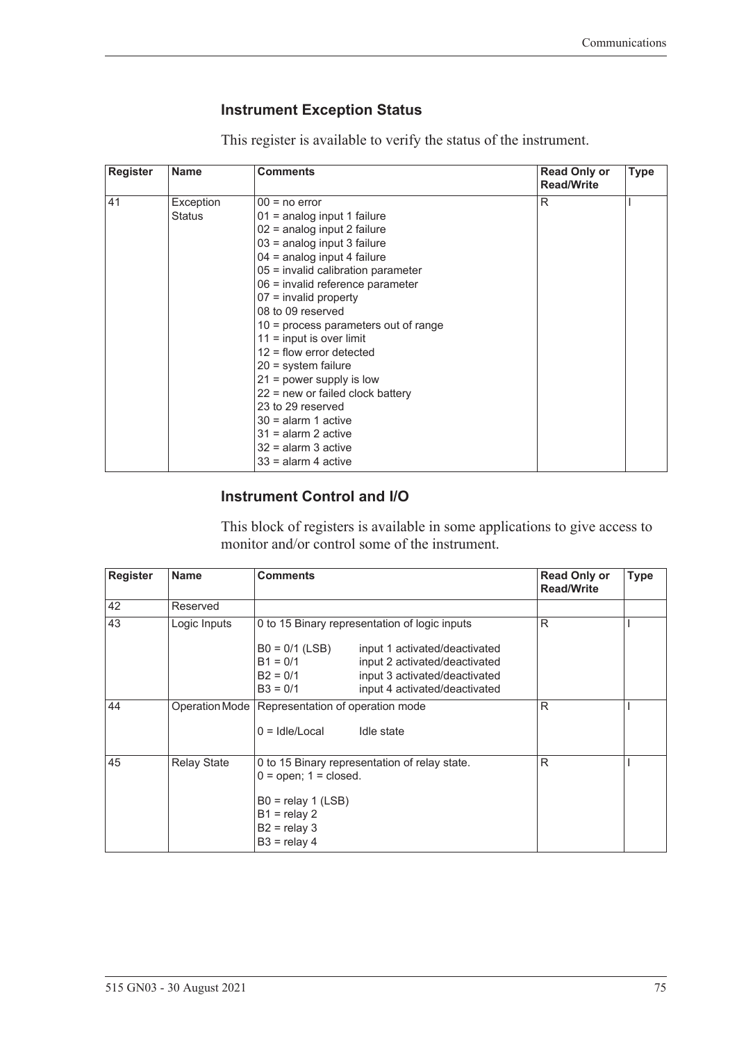### Instrument Exception Status

This register is available to verify the status of the instrument.

| Register | Name | Comments | Read Only or Read/Write | Type |
|---|---|---|---|---|
| 41 | Exception Status | 00 = no error<br>01 = analog input 1 failure<br>02 = analog input 2 failure<br>03 = analog input 3 failure<br>04 = analog input 4 failure<br>05 = invalid calibration parameter<br>06 = invalid reference parameter<br>07 = invalid property<br>08 to 09 reserved<br>10 = process parameters out of range<br>11 = input is over limit<br>12 = flow error detected<br>20 = system failure<br>21 = power supply is low<br>22 = new or failed clock battery<br>23 to 29 reserved<br>30 = alarm 1 active<br>31 = alarm 2 active<br>32 = alarm 3 active<br>33 = alarm 4 active | R | I |

### Instrument Control and I/O

This block of registers is available in some applications to give access to monitor and/or control some of the instrument.

| Register | Name | Comments | Read Only or Read/Write | Type |
|---|---|---|---|---|
| 42 | Reserved | | | |
| 43 | Logic Inputs | 0 to 15 Binary representation of logic inputs<br><br>B0 = 0/1 (LSB) input 1 activated/deactivated<br>B1 = 0/1 input 2 activated/deactivated<br>B2 = 0/1 input 3 activated/deactivated<br>B3 = 0/1 input 4 activated/deactivated | R | I |
| 44 | Operation Mode | Representation of operation mode<br><br>0 = Idle/Local Idle state | R | I |
| 45 | Relay State | 0 to 15 Binary representation of relay state.<br>0 = open; 1 = closed.<br><br>B0 = relay 1 (LSB)<br>B1 = relay 2<br>B2 = relay 3<br>B3 = relay 4 | R | I |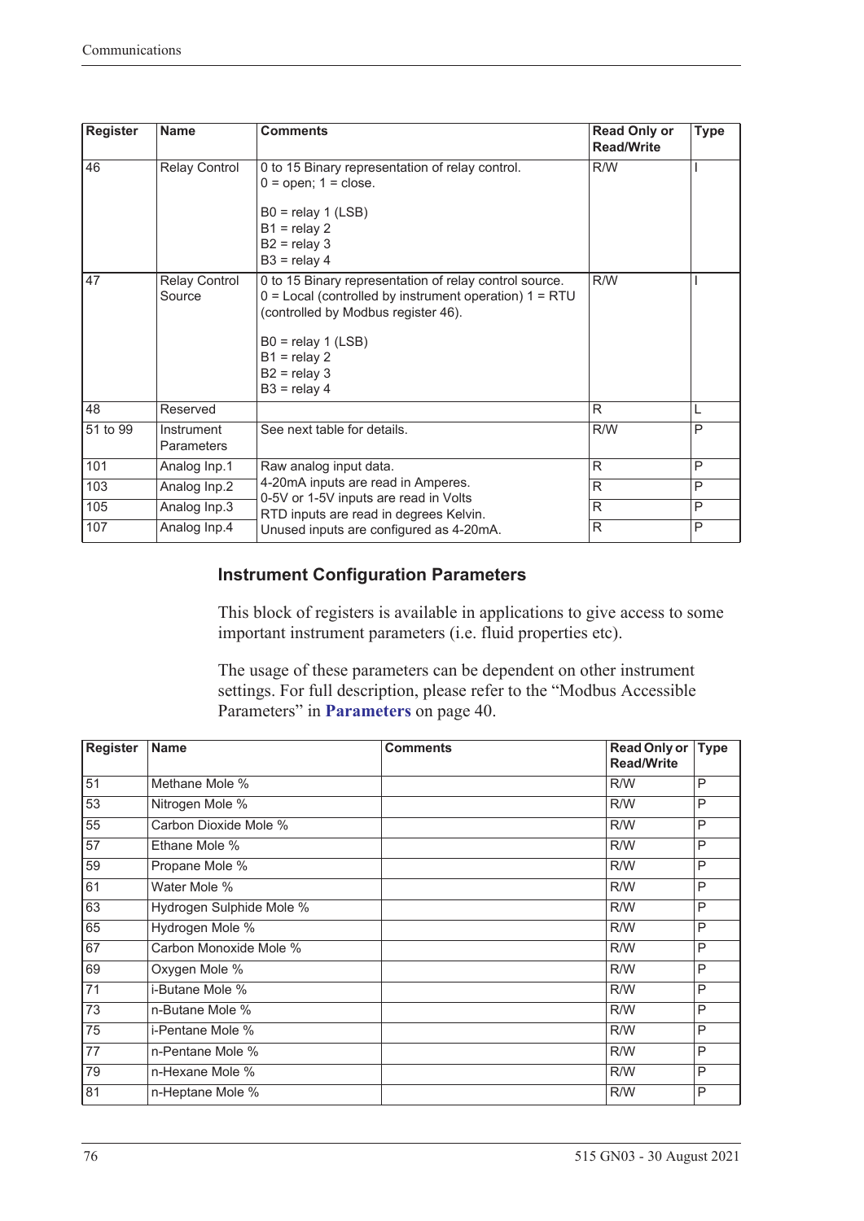| Register | Name | Comments | Read Only or Read/Write | Type |
|---|---|---|---|---|
| 46 | Relay Control | 0 to 15 Binary representation of relay control.<br>0 = open; 1 = close.<br><br>B0 = relay 1 (LSB)<br>B1 = relay 2<br>B2 = relay 3<br>B3 = relay 4 | R/W | I |
| 47 | Relay Control Source | 0 to 15 Binary representation of relay control source.<br>0 = Local (controlled by instrument operation) 1 = RTU (controlled by Modbus register 46).<br><br>B0 = relay 1 (LSB)<br>B1 = relay 2<br>B2 = relay 3<br>B3 = relay 4 | R/W | I |
| 48 | Reserved | | R | L |
| 51 to 99 | Instrument Parameters | See next table for details. | R/W | P |
| 101 | Analog Inp.1 | Raw analog input data.<br>4-20mA inputs are read in Amperes.<br>0-5V or 1-5V inputs are read in Volts<br>RTD inputs are read in degrees Kelvin.<br>Unused inputs are configured as 4-20mA. | R | P |
| 103 | Analog Inp.2 | | R | P |
| 105 | Analog Inp.3 | | R | P |
| 107 | Analog Inp.4 | | R | P |

### Instrument Configuration Parameters

This block of registers is available in applications to give access to some important instrument parameters (i.e. fluid properties etc).

The usage of these parameters can be dependent on other instrument settings. For full description, please refer to the "Modbus Accessible Parameters" in **Parameters** on page 40.

| Register | Name | Comments | Read Only or Read/Write | Type |
|---|---|---|---|---|
| 51 | Methane Mole % | | R/W | P |
| 53 | Nitrogen Mole % | | R/W | P |
| 55 | Carbon Dioxide Mole % | | R/W | P |
| 57 | Ethane Mole % | | R/W | P |
| 59 | Propane Mole % | | R/W | P |
| 61 | Water Mole % | | R/W | P |
| 63 | Hydrogen Sulphide Mole % | | R/W | P |
| 65 | Hydrogen Mole % | | R/W | P |
| 67 | Carbon Monoxide Mole % | | R/W | P |
| 69 | Oxygen Mole % | | R/W | P |
| 71 | i-Butane Mole % | | R/W | P |
| 73 | n-Butane Mole % | | R/W | P |
| 75 | i-Pentane Mole % | | R/W | P |
| 77 | n-Pentane Mole % | | R/W | P |
| 79 | n-Hexane Mole % | | R/W | P |
| 81 | n-Heptane Mole % | | R/W | P |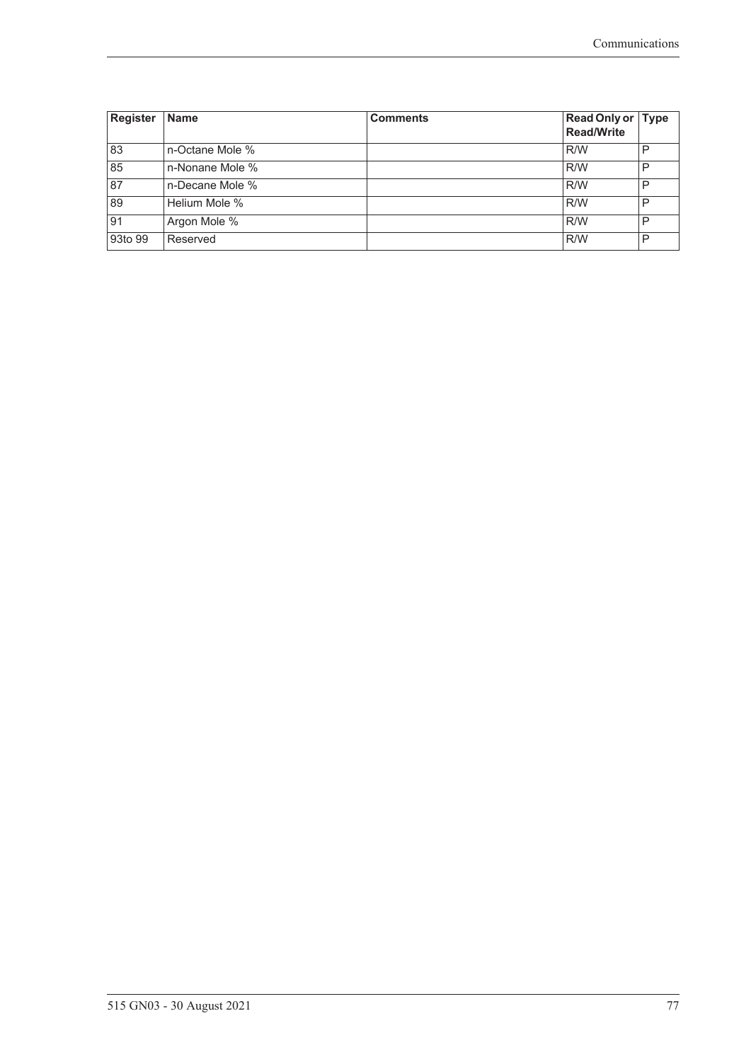| Register | Name | Comments | Read Only or Read/Write | Type |
|---|---|---|---|---|
| 83 | n-Octane Mole % | | R/W | P |
| 85 | n-Nonane Mole % | | R/W | P |
| 87 | n-Decane Mole % | | R/W | P |
| 89 | Helium Mole % | | R/W | P |
| 91 | Argon Mole % | | R/W | P |
| 93to 99 | Reserved | | R/W | P |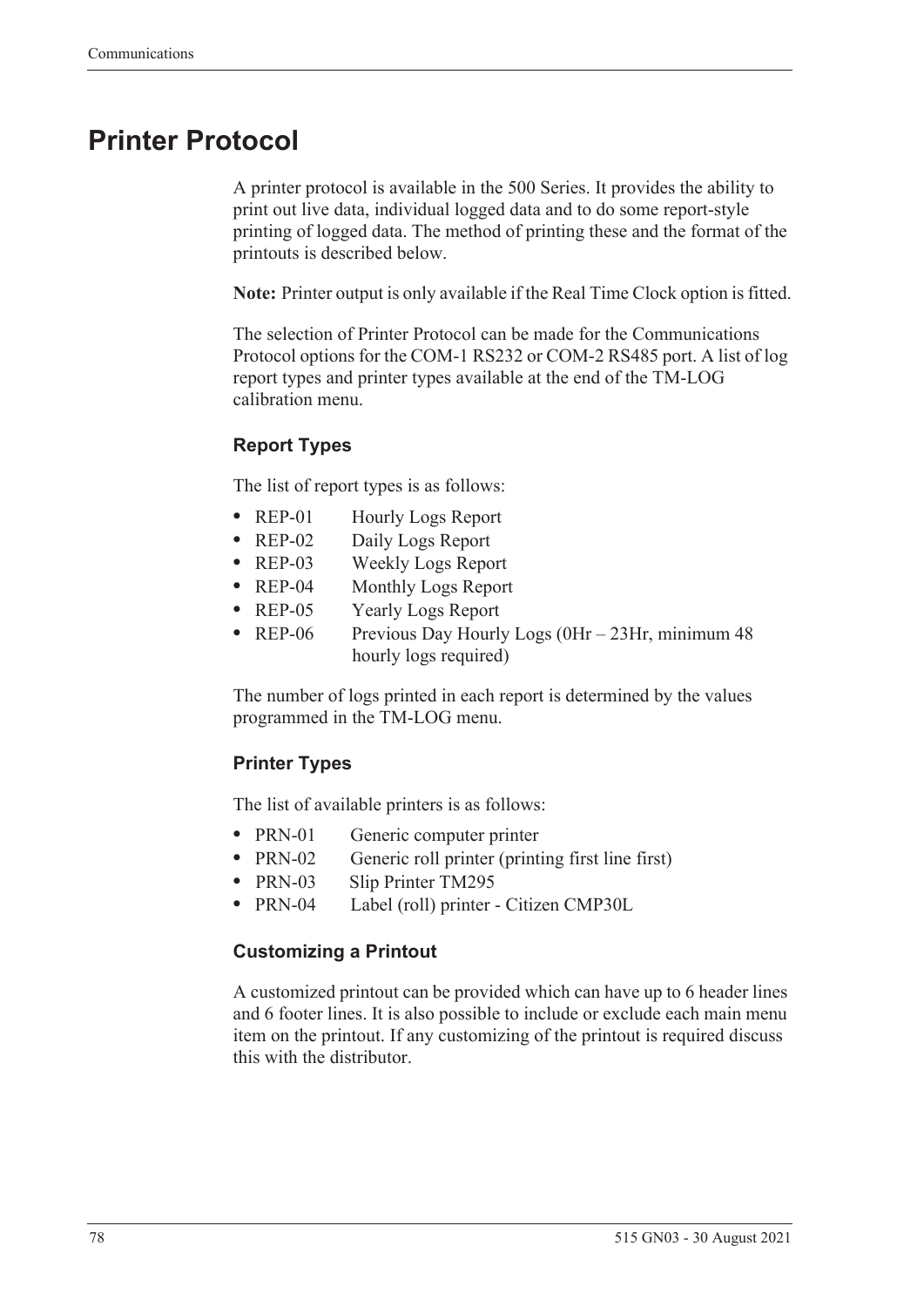# Printer Protocol

A printer protocol is available in the 500 Series. It provides the ability to print out live data, individual logged data and to do some report-style printing of logged data. The method of printing these and the format of the printouts is described below.

**Note:** Printer output is only available if the Real Time Clock option is fitted.

The selection of Printer Protocol can be made for the Communications Protocol options for the COM-1 RS232 or COM-2 RS485 port. A list of log report types and printer types available at the end of the TM-LOG calibration menu.

### Report Types

The list of report types is as follows:

- REP-01 Hourly Logs Report
- REP-02 Daily Logs Report
- REP-03 Weekly Logs Report
- REP-04 Monthly Logs Report
- REP-05 Yearly Logs Report
- REP-06 Previous Day Hourly Logs (0Hr – 23Hr, minimum 48 hourly logs required)

The number of logs printed in each report is determined by the values programmed in the TM-LOG menu.

### Printer Types

The list of available printers is as follows:

- PRN-01 Generic computer printer
- PRN-02 Generic roll printer (printing first line first)
- PRN-03 Slip Printer TM295
- PRN-04 Label (roll) printer - Citizen CMP30L

### Customizing a Printout

A customized printout can be provided which can have up to 6 header lines and 6 footer lines. It is also possible to include or exclude each main menu item on the printout. If any customizing of the printout is required discuss this with the distributor.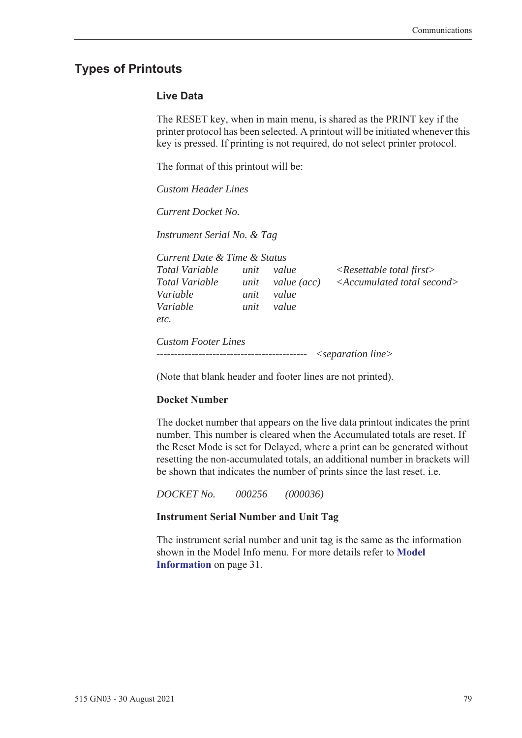## Types of Printouts

### Live Data

The RESET key, when in main menu, is shared as the PRINT key if the printer protocol has been selected. A printout will be initiated whenever this key is pressed. If printing is not required, do not select printer protocol.

The format of this printout will be:

*Custom Header Lines*

*Current Docket No.*

*Instrument Serial No. & Tag*

*Current Date & Time & Status*

| | | | |
|---|---|---|---|
| *Total Variable* | *unit* | *value* | *<Resettable total first>* |
| *Total Variable* | *unit* | *value (acc)* | *<Accumulated total second>* |
| *Variable* | *unit* | *value* | |
| *Variable* | *unit* | *value* | |
| *etc.* | | | |

*Custom Footer Lines*

------------------------------------------ *<separation line>*

(Note that blank header and footer lines are not printed).

**Docket Number**

The docket number that appears on the live data printout indicates the print number. This number is cleared when the Accumulated totals are reset. If the Reset Mode is set for Delayed, where a print can be generated without resetting the non-accumulated totals, an additional number in brackets will be shown that indicates the number of prints since the last reset. i.e.

*DOCKET No.   000256   (000036)*

**Instrument Serial Number and Unit Tag**

The instrument serial number and unit tag is the same as the information shown in the Model Info menu. For more details refer to **Model Information** on page 31.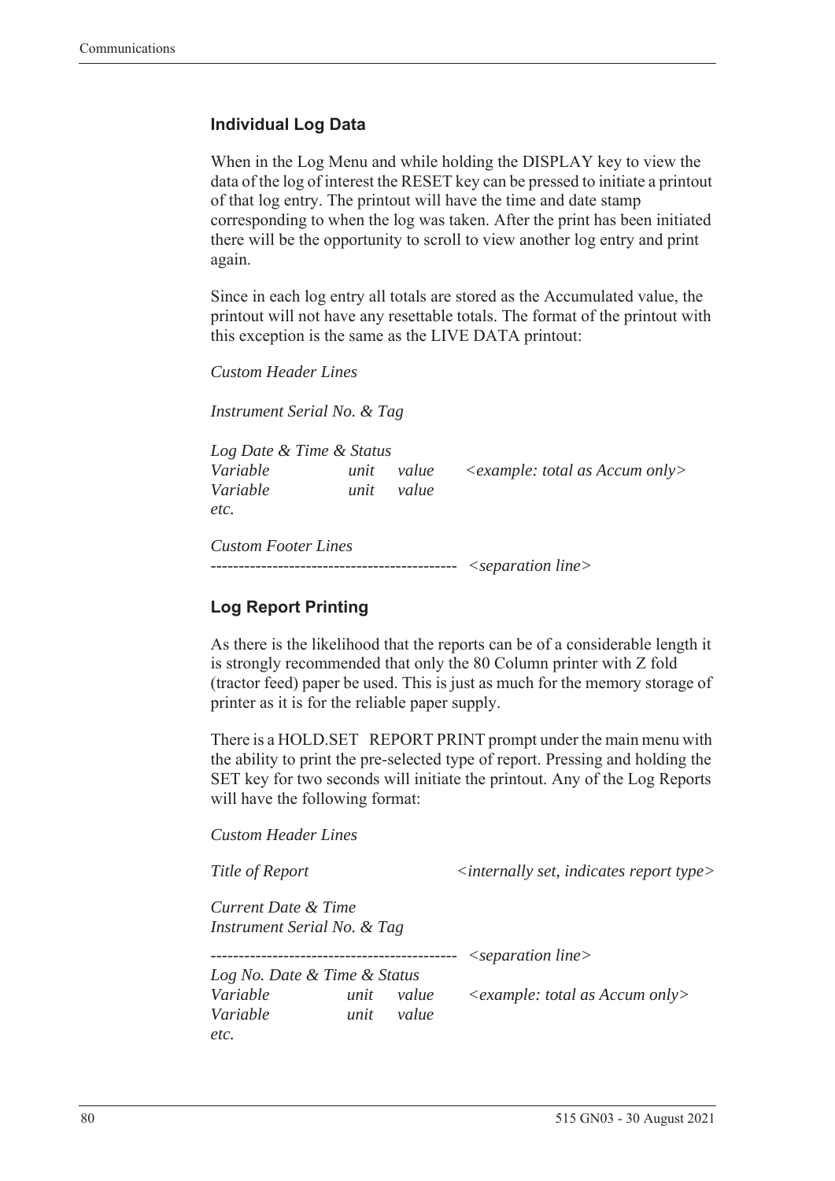### Individual Log Data

When in the Log Menu and while holding the DISPLAY key to view the data of the log of interest the RESET key can be pressed to initiate a printout of that log entry. The printout will have the time and date stamp corresponding to when the log was taken. After the print has been initiated there will be the opportunity to scroll to view another log entry and print again.

Since in each log entry all totals are stored as the Accumulated value, the printout will not have any resettable totals. The format of the printout with this exception is the same as the LIVE DATA printout:

```
Custom Header Lines

Instrument Serial No. & Tag

Log Date & Time & Status
Variable          unit   value     <example: total as Accum only>
Variable          unit   value
etc.

Custom Footer Lines
--------------------------------------------  <separation line>
```

### Log Report Printing

As there is the likelihood that the reports can be of a considerable length it is strongly recommended that only the 80 Column printer with Z fold (tractor feed) paper be used. This is just as much for the memory storage of printer as it is for the reliable paper supply.

There is a HOLD.SET REPORT PRINT prompt under the main menu with the ability to print the pre-selected type of report. Pressing and holding the SET key for two seconds will initiate the printout. Any of the Log Reports will have the following format:

```
Custom Header Lines

Title of Report                    <internally set, indicates report type>

Current Date & Time
Instrument Serial No. & Tag

--------------------------------------------  <separation line>
Log No. Date & Time & Status
Variable          unit   value     <example: total as Accum only>
Variable          unit   value
etc.
```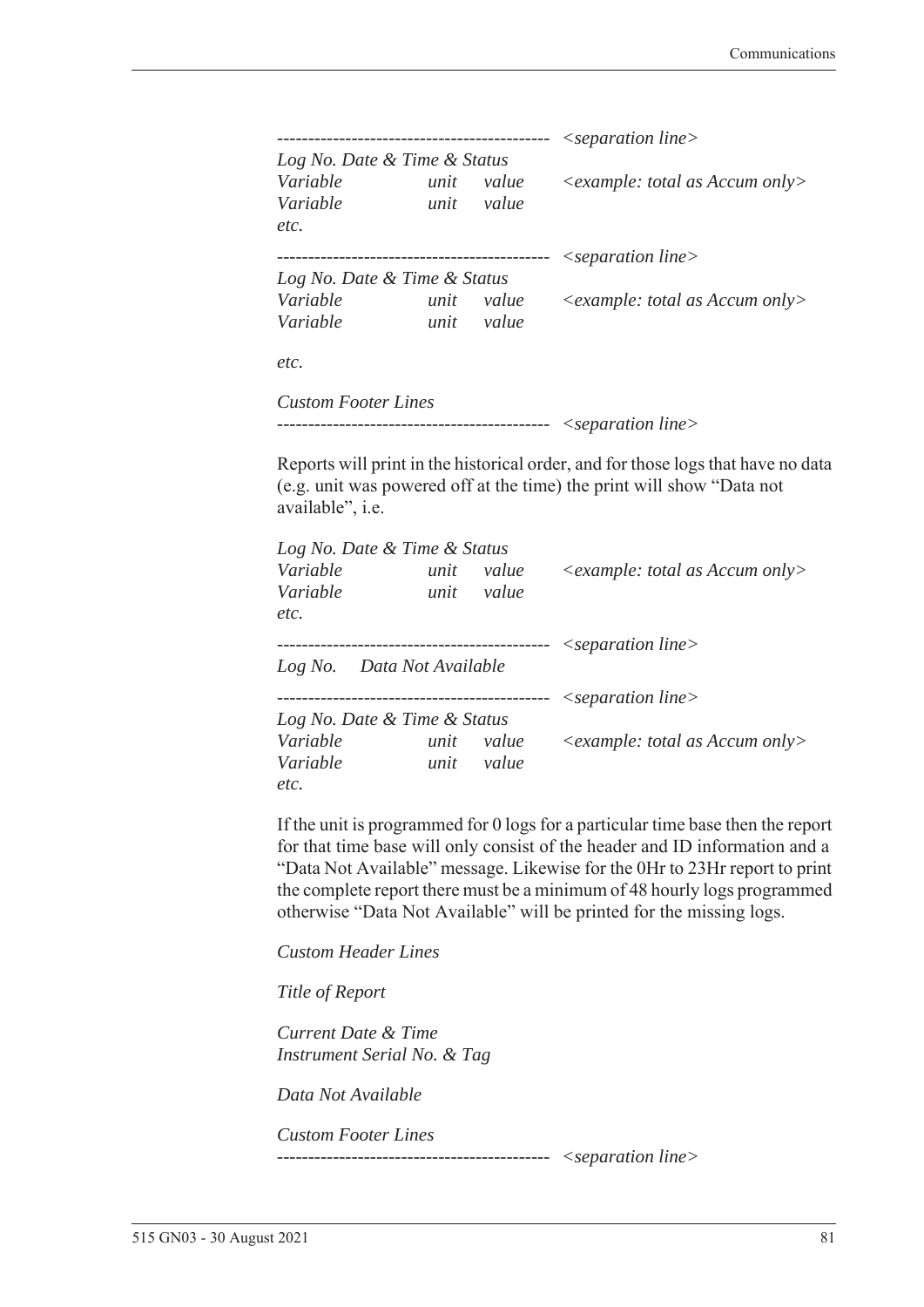```
--------------------------------------------  <separation line>
Log No. Date & Time & Status
Variable          unit    value     <example: total as Accum only>
Variable          unit    value
etc.
--------------------------------------------  <separation line>
Log No. Date & Time & Status
Variable          unit    value     <example: total as Accum only>
Variable          unit    value

etc.

Custom Footer Lines
--------------------------------------------  <separation line>
```

Reports will print in the historical order, and for those logs that have no data (e.g. unit was powered off at the time) the print will show "Data not available", i.e.

```
Log No. Date & Time & Status
Variable          unit    value     <example: total as Accum only>
Variable          unit    value
etc.
--------------------------------------------  <separation line>
Log No.    Data Not Available
--------------------------------------------  <separation line>
Log No. Date & Time & Status
Variable          unit    value     <example: total as Accum only>
Variable          unit    value
etc.
```

If the unit is programmed for 0 logs for a particular time base then the report for that time base will only consist of the header and ID information and a "Data Not Available" message. Likewise for the 0Hr to 23Hr report to print the complete report there must be a minimum of 48 hourly logs programmed otherwise "Data Not Available" will be printed for the missing logs.

```
Custom Header Lines

Title of Report

Current Date & Time
Instrument Serial No. & Tag

Data Not Available

Custom Footer Lines
--------------------------------------------  <separation line>
```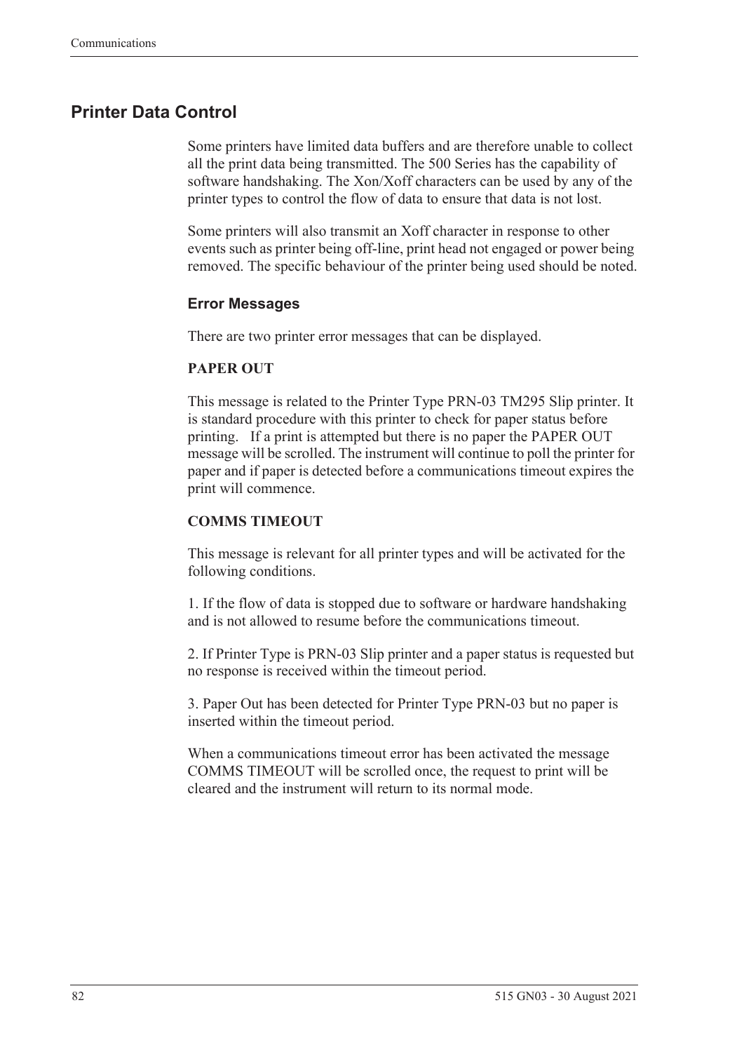## Printer Data Control

Some printers have limited data buffers and are therefore unable to collect all the print data being transmitted. The 500 Series has the capability of software handshaking. The Xon/Xoff characters can be used by any of the printer types to control the flow of data to ensure that data is not lost.

Some printers will also transmit an Xoff character in response to other events such as printer being off-line, print head not engaged or power being removed. The specific behaviour of the printer being used should be noted.

### Error Messages

There are two printer error messages that can be displayed.

**PAPER OUT**

This message is related to the Printer Type PRN-03 TM295 Slip printer. It is standard procedure with this printer to check for paper status before printing. If a print is attempted but there is no paper the PAPER OUT message will be scrolled. The instrument will continue to poll the printer for paper and if paper is detected before a communications timeout expires the print will commence.

**COMMS TIMEOUT**

This message is relevant for all printer types and will be activated for the following conditions.

1. If the flow of data is stopped due to software or hardware handshaking and is not allowed to resume before the communications timeout.

2. If Printer Type is PRN-03 Slip printer and a paper status is requested but no response is received within the timeout period.

3. Paper Out has been detected for Printer Type PRN-03 but no paper is inserted within the timeout period.

When a communications timeout error has been activated the message COMMS TIMEOUT will be scrolled once, the request to print will be cleared and the instrument will return to its normal mode.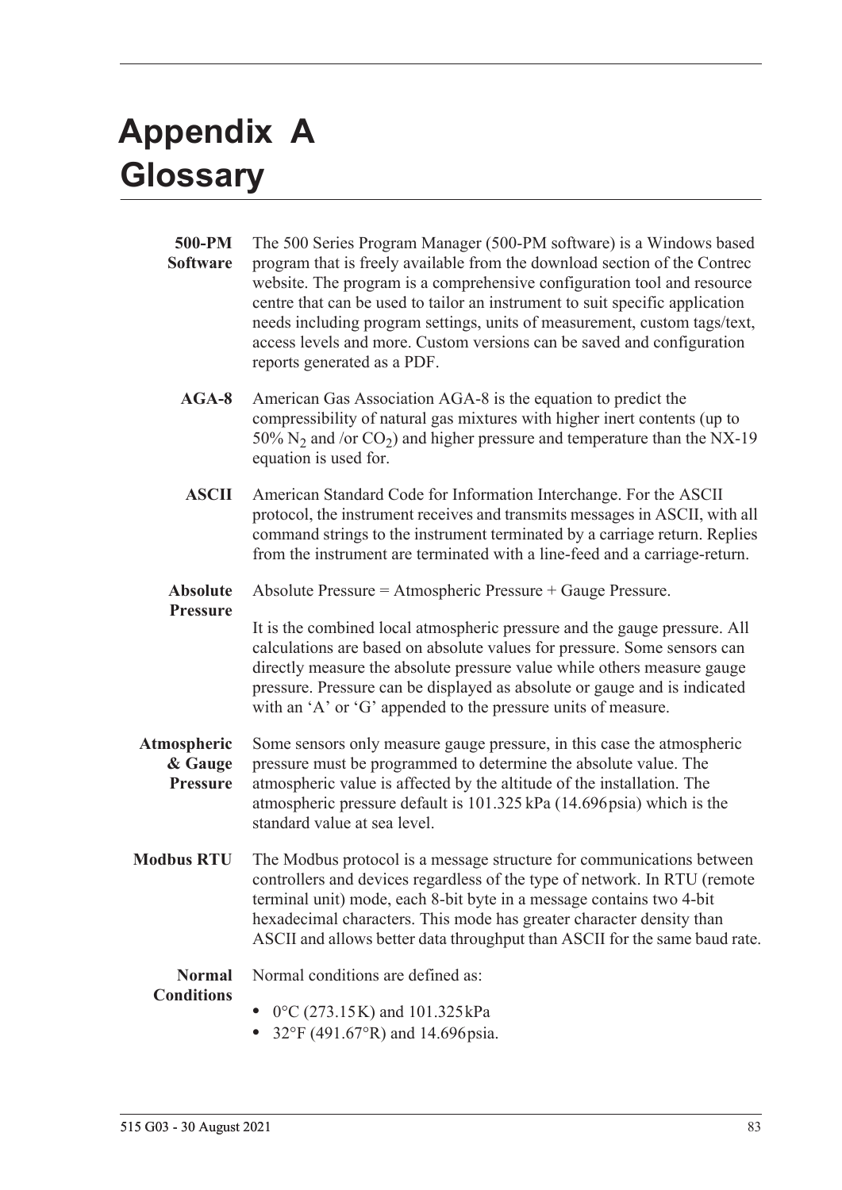# Appendix A Glossary

**500-PM Software** The 500 Series Program Manager (500-PM software) is a Windows based program that is freely available from the download section of the Contrec website. The program is a comprehensive configuration tool and resource centre that can be used to tailor an instrument to suit specific application needs including program settings, units of measurement, custom tags/text, access levels and more. Custom versions can be saved and configuration reports generated as a PDF.

**AGA-8** American Gas Association AGA-8 is the equation to predict the compressibility of natural gas mixtures with higher inert contents (up to 50% $N_2$ and /or $CO_2$) and higher pressure and temperature than the NX-19 equation is used for.

**ASCII** American Standard Code for Information Interchange. For the ASCII protocol, the instrument receives and transmits messages in ASCII, with all command strings to the instrument terminated by a carriage return. Replies from the instrument are terminated with a line-feed and a carriage-return.

**Absolute Pressure** Absolute Pressure = Atmospheric Pressure + Gauge Pressure.

It is the combined local atmospheric pressure and the gauge pressure. All calculations are based on absolute values for pressure. Some sensors can directly measure the absolute pressure value while others measure gauge pressure. Pressure can be displayed as absolute or gauge and is indicated with an 'A' or 'G' appended to the pressure units of measure.

**Atmospheric & Gauge Pressure** Some sensors only measure gauge pressure, in this case the atmospheric pressure must be programmed to determine the absolute value. The atmospheric value is affected by the altitude of the installation. The atmospheric pressure default is 101.325 kPa (14.696 psia) which is the standard value at sea level.

**Modbus RTU** The Modbus protocol is a message structure for communications between controllers and devices regardless of the type of network. In RTU (remote terminal unit) mode, each 8-bit byte in a message contains two 4-bit hexadecimal characters. This mode has greater character density than ASCII and allows better data throughput than ASCII for the same baud rate.

**Normal Conditions** Normal conditions are defined as:

- 0°C (273.15 K) and 101.325 kPa
- 32°F (491.67°R) and 14.696 psia.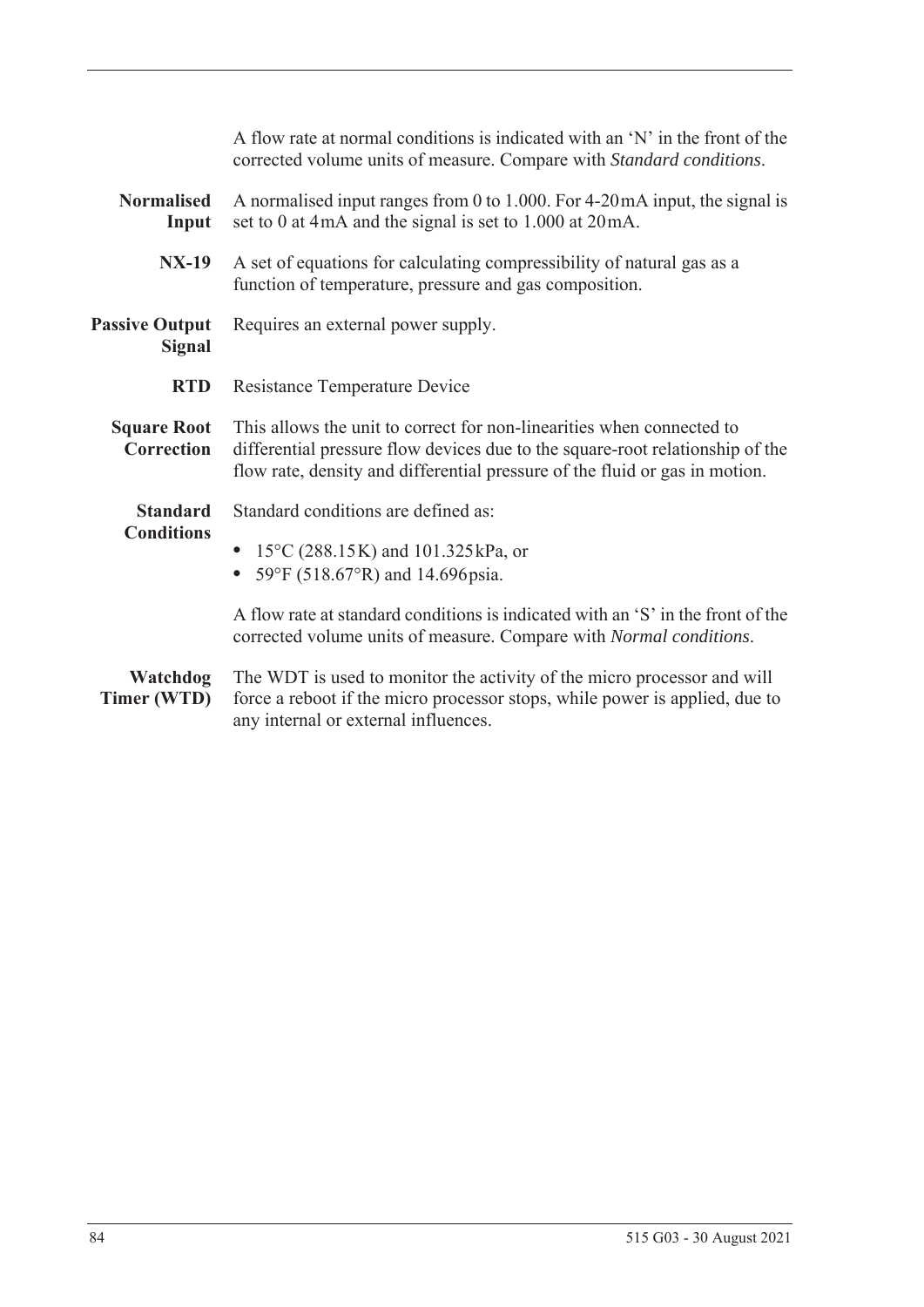A flow rate at normal conditions is indicated with an 'N' in the front of the corrected volume units of measure. Compare with *Standard conditions*.

**Normalised Input**
A normalised input ranges from 0 to 1.000. For 4-20 mA input, the signal is set to 0 at 4 mA and the signal is set to 1.000 at 20 mA.

**NX-19**
A set of equations for calculating compressibility of natural gas as a function of temperature, pressure and gas composition.

**Passive Output Signal**
Requires an external power supply.

**RTD**
Resistance Temperature Device

**Square Root Correction**
This allows the unit to correct for non-linearities when connected to differential pressure flow devices due to the square-root relationship of the flow rate, density and differential pressure of the fluid or gas in motion.

**Standard Conditions**
Standard conditions are defined as:

- 15°C (288.15 K) and 101.325 kPa, or
- 59°F (518.67°R) and 14.696 psia.

A flow rate at standard conditions is indicated with an 'S' in the front of the corrected volume units of measure. Compare with *Normal conditions*.

**Watchdog Timer (WTD)**
The WDT is used to monitor the activity of the micro processor and will force a reboot if the micro processor stops, while power is applied, due to any internal or external influences.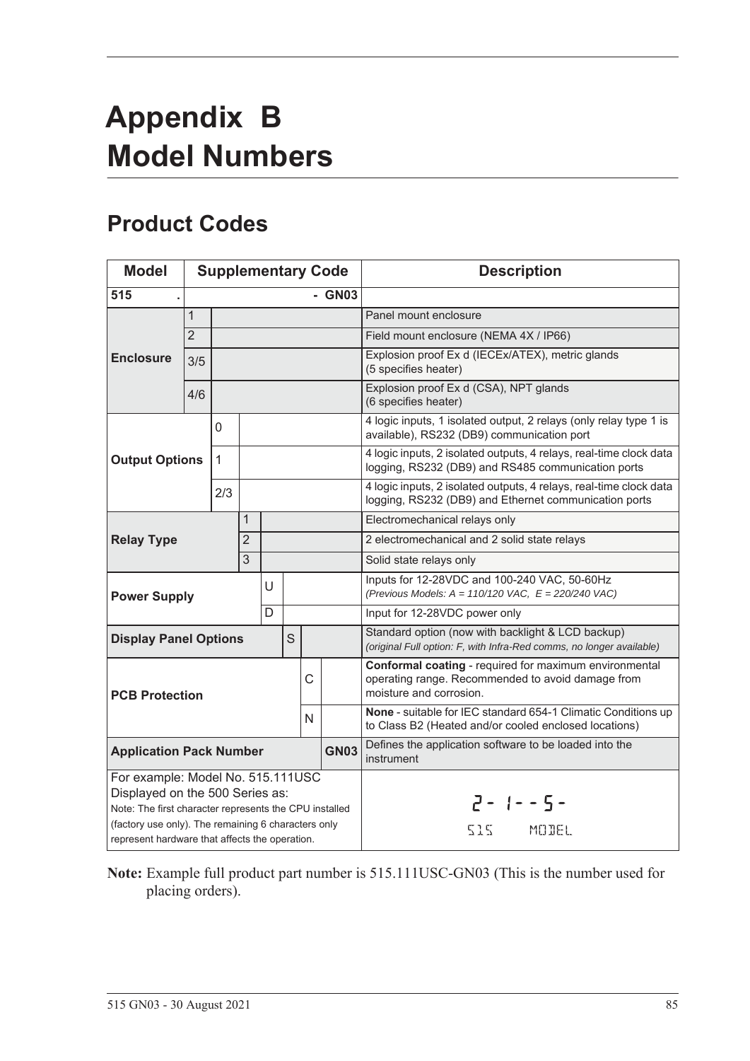# Appendix B Model Numbers

## Product Codes

| Model | Supplementary Code | | | | | | | Description |
|---|---|---|---|---|---|---|---|---|
| **515 .** | | | | | | | **- GN03** | |
| **Enclosure** | 1 | | | | | | | Panel mount enclosure |
| | 2 | | | | | | | Field mount enclosure (NEMA 4X / IP66) |
| | 3/5 | | | | | | | Explosion proof Ex d (IECEx/ATEX), metric glands (5 specifies heater) |
| | 4/6 | | | | | | | Explosion proof Ex d (CSA), NPT glands (6 specifies heater) |
| **Output Options** | | 0 | | | | | | 4 logic inputs, 1 isolated output, 2 relays (only relay type 1 is available), RS232 (DB9) communication port |
| | | 1 | | | | | | 4 logic inputs, 2 isolated outputs, 4 relays, real-time clock data logging, RS232 (DB9) and RS485 communication ports |
| | | 2/3 | | | | | | 4 logic inputs, 2 isolated outputs, 4 relays, real-time clock data logging, RS232 (DB9) and Ethernet communication ports |
| **Relay Type** | | | 1 | | | | | Electromechanical relays only |
| | | | 2 | | | | | 2 electromechanical and 2 solid state relays |
| | | | 3 | | | | | Solid state relays only |
| **Power Supply** | | | | U | | | | Inputs for 12-28VDC and 100-240 VAC, 50-60Hz *(Previous Models: A = 110/120 VAC, E = 220/240 VAC)* |
| | | | | D | | | | Input for 12-28VDC power only |
| **Display Panel Options** | | | | | S | | | Standard option (now with backlight & LCD backup) *(original Full option: F, with Infra-Red comms, no longer available)* |
| **PCB Protection** | | | | | | C | | **Conformal coating** - required for maximum environmental operating range. Recommended to avoid damage from moisture and corrosion. |
| | | | | | | N | | **None** - suitable for IEC standard 654-1 Climatic Conditions up to Class B2 (Heated and/or cooled enclosed locations) |
| **Application Pack Number** | | | | | | | **GN03** | Defines the application software to be loaded into the instrument |
| For example: Model No. 515.111USC Displayed on the 500 Series as: Note: The first character represents the CPU installed (factory use only). The remaining 6 characters only represent hardware that affects the operation. | | | | | | | | 2- 1--5- <br> 515 MODEL |

**Note:** Example full product part number is 515.111USC-GN03 (This is the number used for placing orders).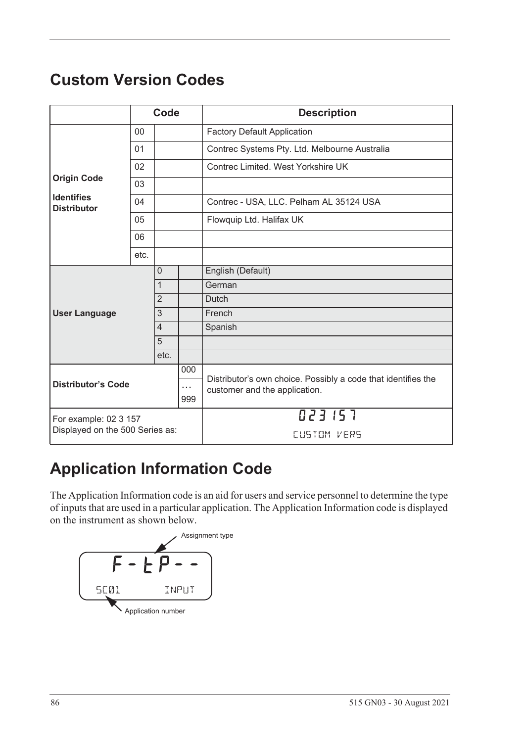## Custom Version Codes

| | Code | | | Description |
|---|---|---|---|---|
| **Origin Code**<br><br>**Identifies Distributor** | 00 | | | Factory Default Application |
| | 01 | | | Contrec Systems Pty. Ltd. Melbourne Australia |
| | 02 | | | Contrec Limited. West Yorkshire UK |
| | 03 | | | |
| | 04 | | | Contrec - USA, LLC. Pelham AL 35124 USA |
| | 05 | | | Flowquip Ltd. Halifax UK |
| | 06 | | | |
| | etc. | | | |
| **User Language** | | 0 | | English (Default) |
| | | 1 | | German |
| | | 2 | | Dutch |
| | | 3 | | French |
| | | 4 | | Spanish |
| | | 5 | | |
| | | etc. | | |
| **Distributor's Code** | | | 000<br>…<br>999 | Distributor's own choice. Possibly a code that identifies the customer and the application. |
| For example: 02 3 157<br>Displayed on the 500 Series as: | | | | 023 157<br>CUSTOM VERS |

## Application Information Code

The Application Information code is an aid for users and service personnel to determine the type of inputs that are used in a particular application. The Application Information code is displayed on the instrument as shown below.

Assignment type

F - t P - -

SC01 INPUT

Application number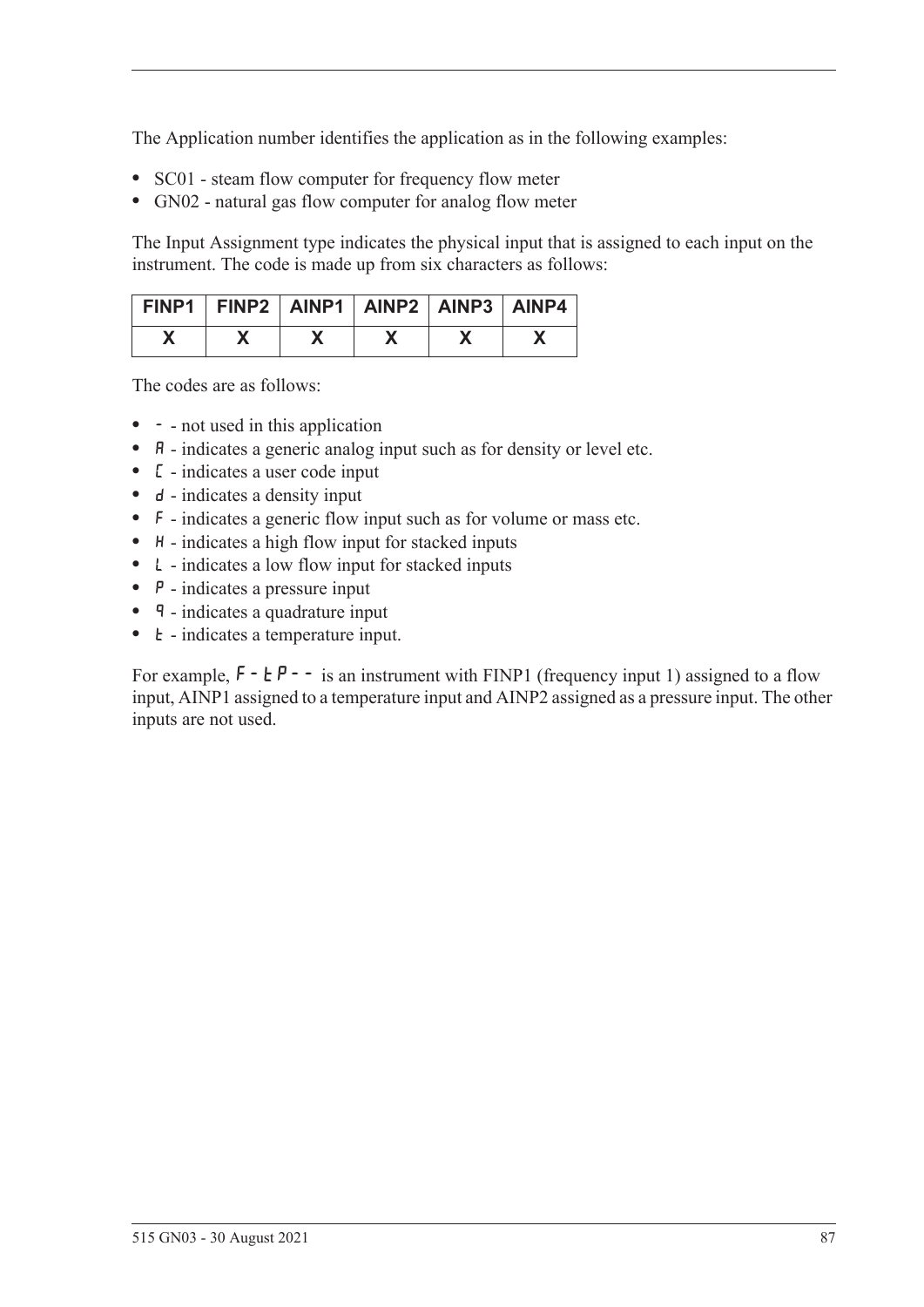The Application number identifies the application as in the following examples:

- SC01 - steam flow computer for frequency flow meter
- GN02 - natural gas flow computer for analog flow meter

The Input Assignment type indicates the physical input that is assigned to each input on the instrument. The code is made up from six characters as follows:

| FINP1 | FINP2 | AINP1 | AINP2 | AINP3 | AINP4 |
|---|---|---|---|---|---|
| X | X | X | X | X | X |

The codes are as follows:

- `-` - not used in this application
- `A` - indicates a generic analog input such as for density or level etc.
- `C` - indicates a user code input
- `d` - indicates a density input
- `F` - indicates a generic flow input such as for volume or mass etc.
- `H` - indicates a high flow input for stacked inputs
- `L` - indicates a low flow input for stacked inputs
- `P` - indicates a pressure input
- `q` - indicates a quadrature input
- `t` - indicates a temperature input.

For example, `F-tP--` is an instrument with FINP1 (frequency input 1) assigned to a flow input, AINP1 assigned to a temperature input and AINP2 assigned as a pressure input. The other inputs are not used.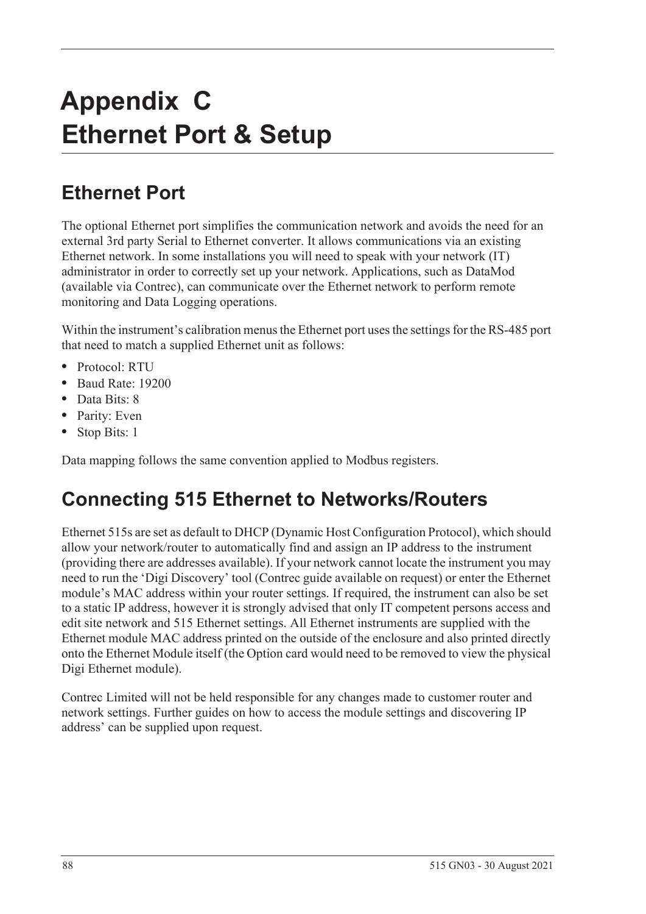# Appendix C Ethernet Port & Setup

## Ethernet Port

The optional Ethernet port simplifies the communication network and avoids the need for an external 3rd party Serial to Ethernet converter. It allows communications via an existing Ethernet network. In some installations you will need to speak with your network (IT) administrator in order to correctly set up your network. Applications, such as DataMod (available via Contrec), can communicate over the Ethernet network to perform remote monitoring and Data Logging operations.

Within the instrument's calibration menus the Ethernet port uses the settings for the RS-485 port that need to match a supplied Ethernet unit as follows:

- Protocol: RTU
- Baud Rate: 19200
- Data Bits: 8
- Parity: Even
- Stop Bits: 1

Data mapping follows the same convention applied to Modbus registers.

## Connecting 515 Ethernet to Networks/Routers

Ethernet 515s are set as default to DHCP (Dynamic Host Configuration Protocol), which should allow your network/router to automatically find and assign an IP address to the instrument (providing there are addresses available). If your network cannot locate the instrument you may need to run the 'Digi Discovery' tool (Contrec guide available on request) or enter the Ethernet module's MAC address within your router settings. If required, the instrument can also be set to a static IP address, however it is strongly advised that only IT competent persons access and edit site network and 515 Ethernet settings. All Ethernet instruments are supplied with the Ethernet module MAC address printed on the outside of the enclosure and also printed directly onto the Ethernet Module itself (the Option card would need to be removed to view the physical Digi Ethernet module).

Contrec Limited will not be held responsible for any changes made to customer router and network settings. Further guides on how to access the module settings and discovering IP address' can be supplied upon request.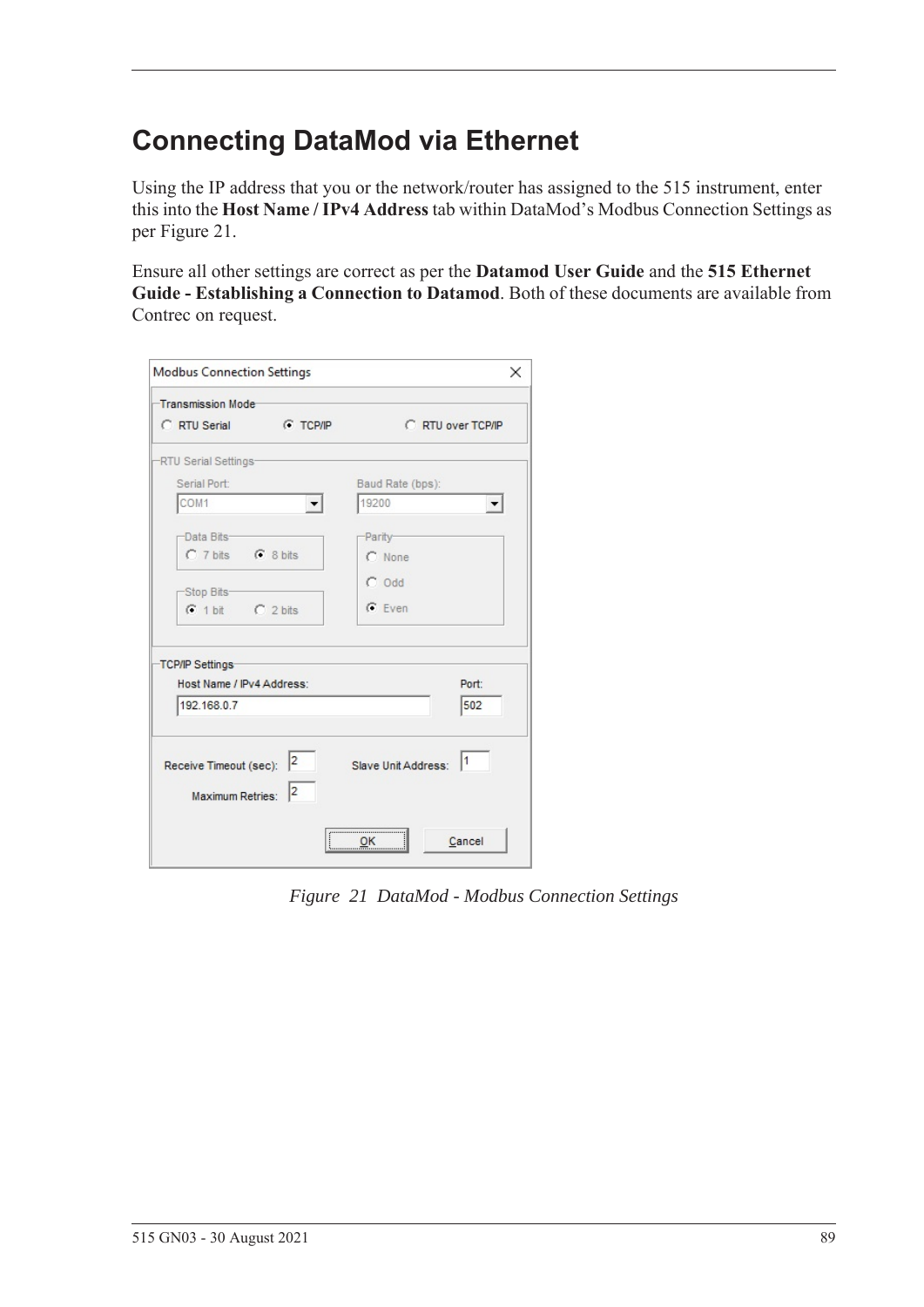# Connecting DataMod via Ethernet

Using the IP address that you or the network/router has assigned to the 515 instrument, enter this into the **Host Name / IPv4 Address** tab within DataMod's Modbus Connection Settings as per Figure 21.

Ensure all other settings are correct as per the **Datamod User Guide** and the **515 Ethernet Guide - Establishing a Connection to Datamod**. Both of these documents are available from Contrec on request.

*Figure 21 DataMod - Modbus Connection Settings*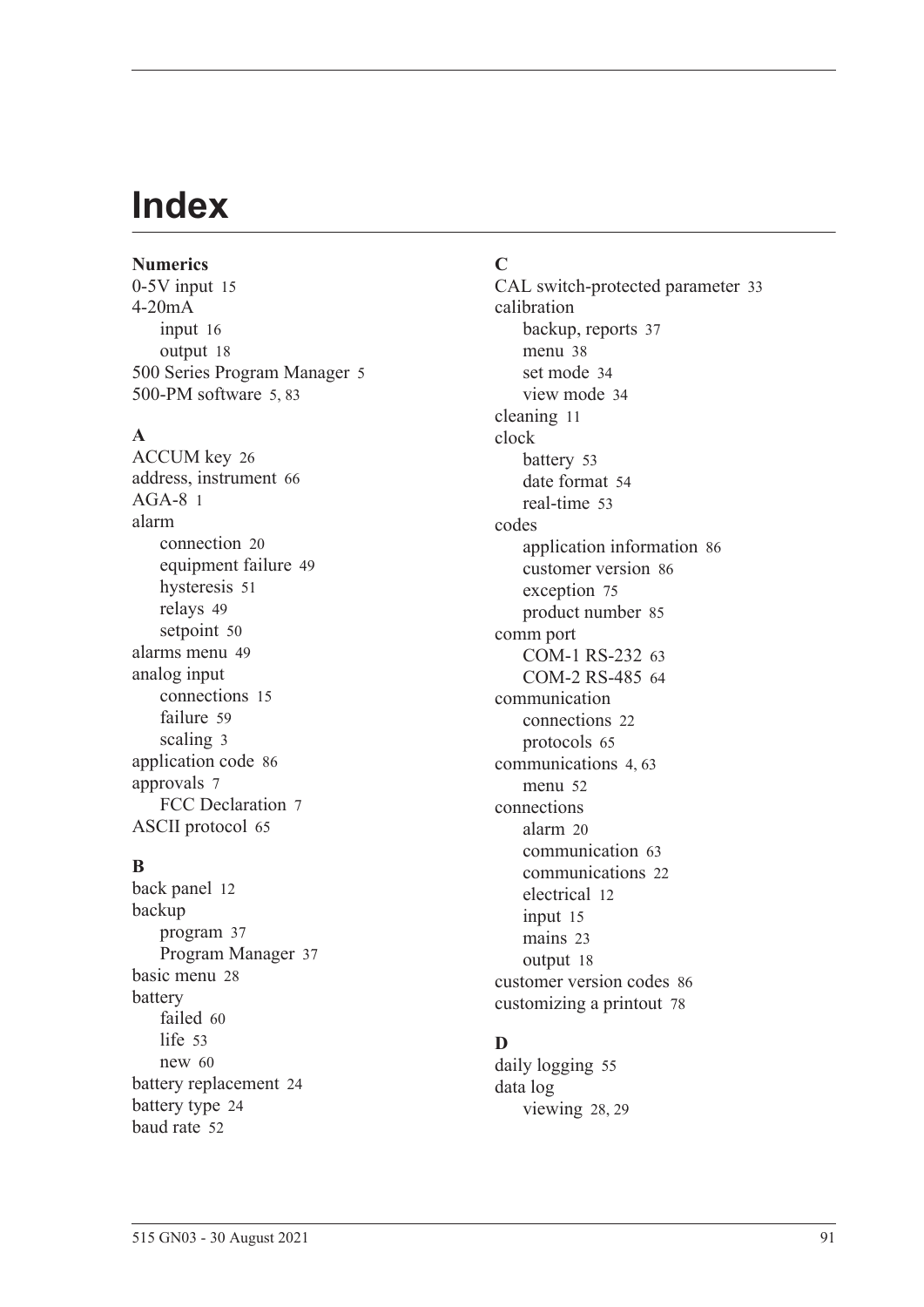# Index

**Numerics**

0-5V input 15
4-20mA
- input 16
- output 18

500 Series Program Manager 5
500-PM software 5, 83

**A**

ACCUM key 26
address, instrument 66
AGA-8 1
alarm
- connection 20
- equipment failure 49
- hysteresis 51
- relays 49
- setpoint 50

alarms menu 49
analog input
- connections 15
- failure 59
- scaling 3

application code 86
approvals 7
- FCC Declaration 7

ASCII protocol 65

**B**

back panel 12
backup
- program 37
- Program Manager 37

basic menu 28
battery
- failed 60
- life 53
- new 60

battery replacement 24
battery type 24
baud rate 52

**C**

CAL switch-protected parameter 33
calibration
- backup, reports 37
- menu 38
- set mode 34
- view mode 34

cleaning 11
clock
- battery 53
- date format 54
- real-time 53

codes
- application information 86
- customer version 86
- exception 75
- product number 85

comm port
- COM-1 RS-232 63
- COM-2 RS-485 64

communication
- connections 22
- protocols 65

communications 4, 63
- menu 52

connections
- alarm 20
- communication 63
- communications 22
- electrical 12
- input 15
- mains 23
- output 18

customer version codes 86
customizing a printout 78

**D**

daily logging 55
data log
- viewing 28, 29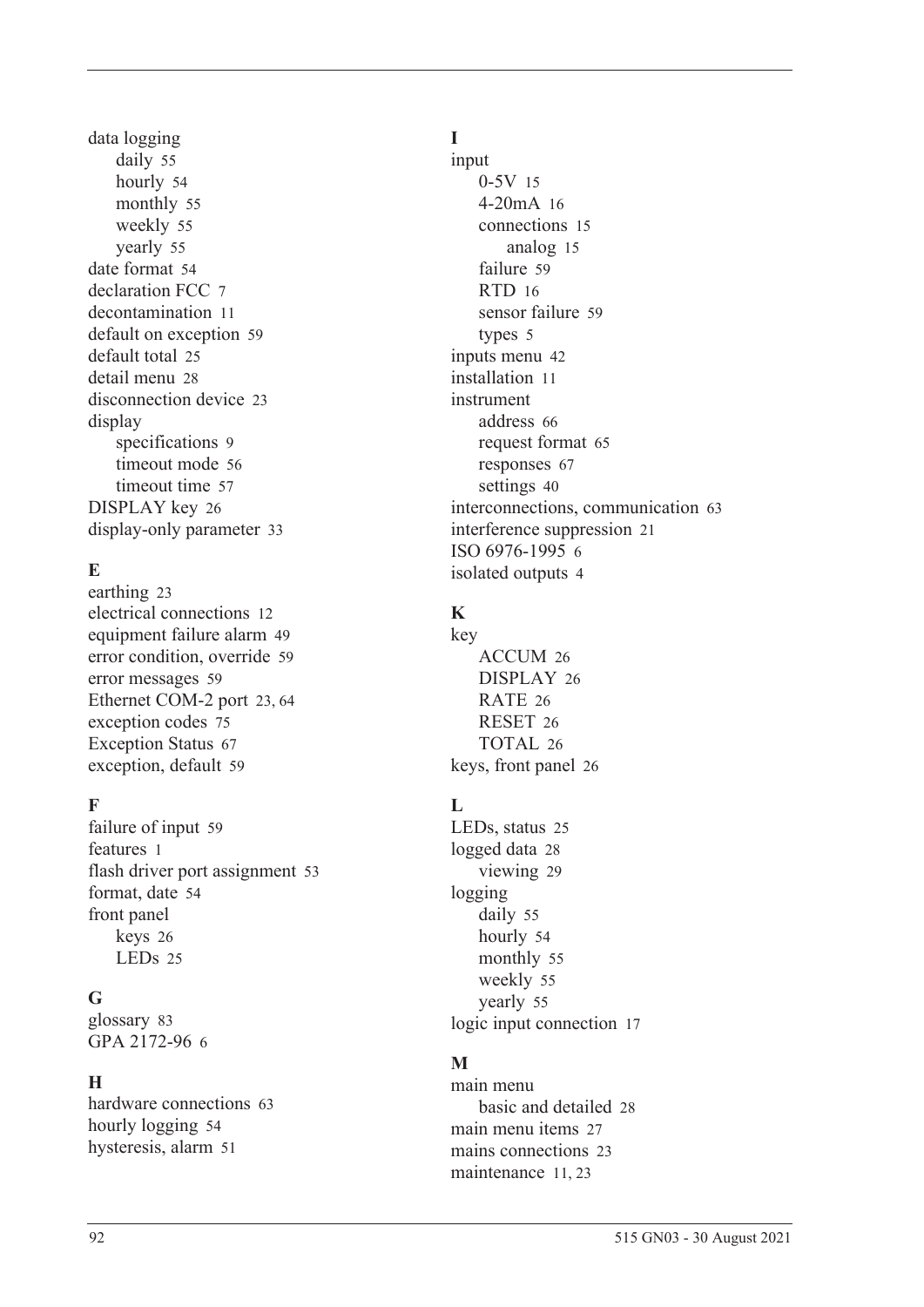data logging
- daily 55
- hourly 54
- monthly 55
- weekly 55
- yearly 55

date format 54
declaration FCC 7
decontamination 11
default on exception 59
default total 25
detail menu 28
disconnection device 23
display
- specifications 9
- timeout mode 56
- timeout time 57

DISPLAY key 26
display-only parameter 33

### E

earthing 23
electrical connections 12
equipment failure alarm 49
error condition, override 59
error messages 59
Ethernet COM-2 port 23, 64
exception codes 75
Exception Status 67
exception, default 59

### F

failure of input 59
features 1
flash driver port assignment 53
format, date 54
front panel
- keys 26
- LEDs 25

### G

glossary 83
GPA 2172-96 6

### H

hardware connections 63
hourly logging 54
hysteresis, alarm 51

### I

input
- 0-5V 15
- 4-20mA 16
- connections 15
    - analog 15
- failure 59
- RTD 16
- sensor failure 59
- types 5

inputs menu 42
installation 11
instrument
- address 66
- request format 65
- responses 67
- settings 40

interconnections, communication 63
interference suppression 21
ISO 6976-1995 6
isolated outputs 4

### K

key
- ACCUM 26
- DISPLAY 26
- RATE 26
- RESET 26
- TOTAL 26

keys, front panel 26

### L

LEDs, status 25
logged data 28
- viewing 29

logging
- daily 55
- hourly 54
- monthly 55
- weekly 55
- yearly 55

logic input connection 17

### M

main menu
- basic and detailed 28

main menu items 27
mains connections 23
maintenance 11, 23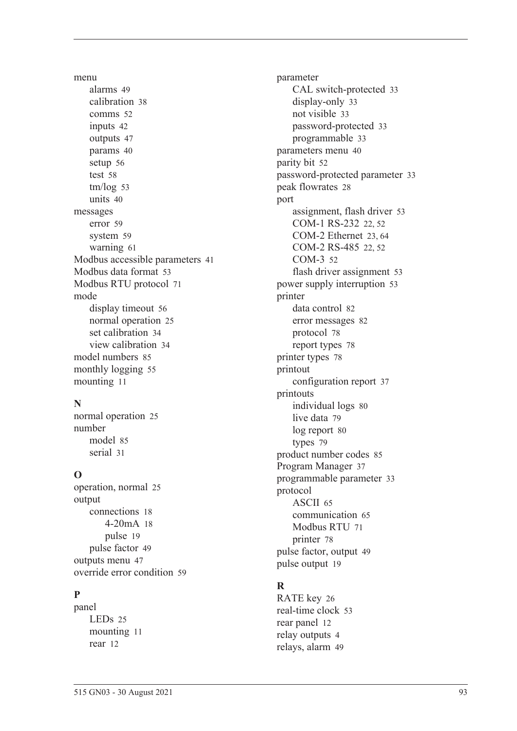menu
- alarms 49
- calibration 38
- comms 52
- inputs 42
- outputs 47
- params 40
- setup 56
- test 58
- tm/log 53
- units 40

messages
- error 59
- system 59
- warning 61

Modbus accessible parameters 41
Modbus data format 53
Modbus RTU protocol 71
mode
- display timeout 56
- normal operation 25
- set calibration 34
- view calibration 34

model numbers 85
monthly logging 55
mounting 11

**N**

normal operation 25
number
- model 85
- serial 31

**O**

operation, normal 25
output
- connections 18
  - 4-20mA 18
  - pulse 19
- pulse factor 49

outputs menu 47
override error condition 59

**P**

panel
- LEDs 25
- mounting 11
- rear 12

parameter
- CAL switch-protected 33
- display-only 33
- not visible 33
- password-protected 33
- programmable 33

parameters menu 40
parity bit 52
password-protected parameter 33
peak flowrates 28
port
- assignment, flash driver 53
- COM-1 RS-232 22, 52
- COM-2 Ethernet 23, 64
- COM-2 RS-485 22, 52
- COM-3 52
- flash driver assignment 53

power supply interruption 53
printer
- data control 82
- error messages 82
- protocol 78
- report types 78

printer types 78
printout
- configuration report 37

printouts
- individual logs 80
- live data 79
- log report 80
- types 79

product number codes 85
Program Manager 37
programmable parameter 33
protocol
- ASCII 65
- communication 65
- Modbus RTU 71
- printer 78

pulse factor, output 49
pulse output 19

**R**

RATE key 26
real-time clock 53
rear panel 12
relay outputs 4
relays, alarm 49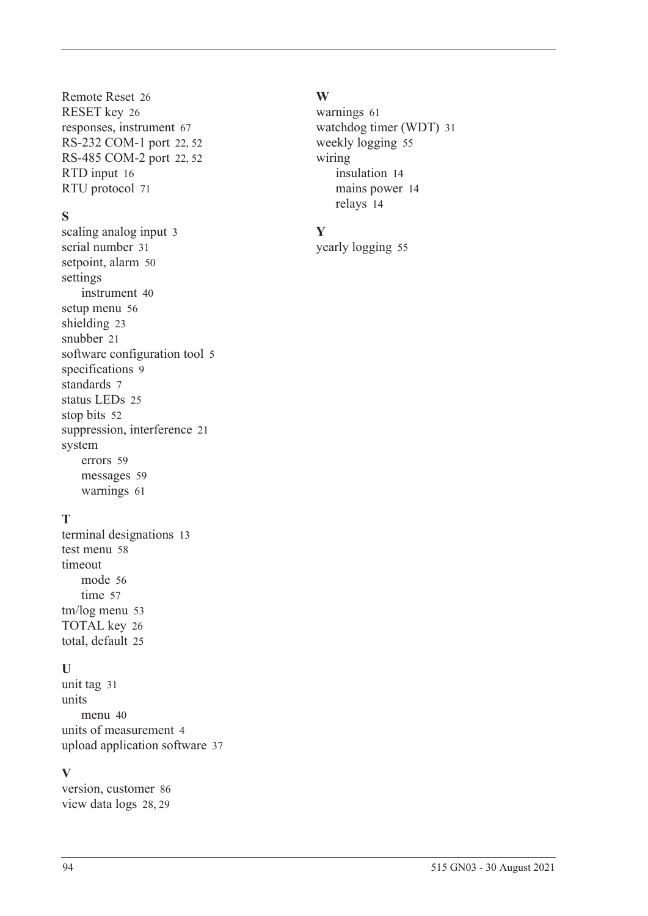Remote Reset 26
RESET key 26
responses, instrument 67
RS-232 COM-1 port 22, 52
RS-485 COM-2 port 22, 52
RTD input 16
RTU protocol 71

**S**

scaling analog input 3
serial number 31
setpoint, alarm 50
settings
  instrument 40
setup menu 56
shielding 23
snubber 21
software configuration tool 5
specifications 9
standards 7
status LEDs 25
stop bits 52
suppression, interference 21
system
  errors 59
  messages 59
  warnings 61

**T**

terminal designations 13
test menu 58
timeout
  mode 56
  time 57
tm/log menu 53
TOTAL key 26
total, default 25

**U**

unit tag 31
units
  menu 40
units of measurement 4
upload application software 37

**V**

version, customer 86
view data logs 28, 29

**W**

warnings 61
watchdog timer (WDT) 31
weekly logging 55
wiring
  insulation 14
  mains power 14
  relays 14

**Y**

yearly logging 55